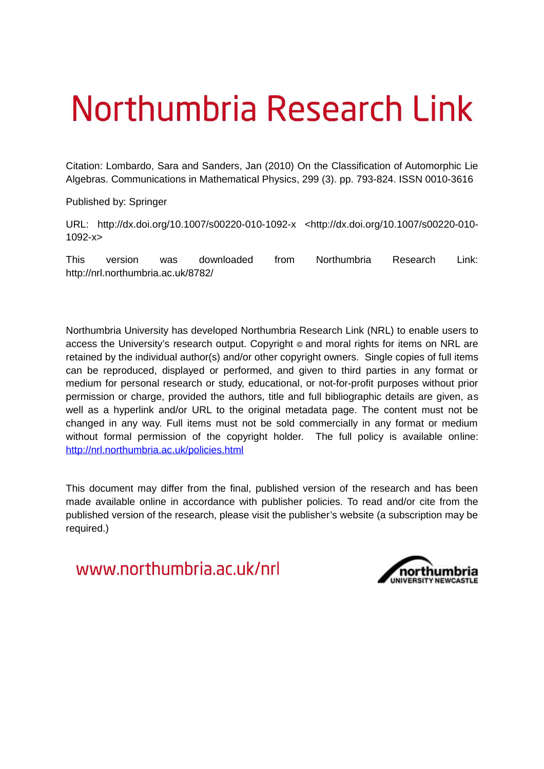# Northumbria Research Link

Citation: Lombardo, Sara and Sanders, Jan (2010) On the Classification of Automorphic Lie Algebras. Communications in Mathematical Physics, 299 (3). pp. 793-824. ISSN 0010-3616

Published by: Springer

URL: http://dx.doi.org/10.1007/s00220-010-1092-x <http://dx.doi.org/10.1007/s00220-010-1092-x>

This version was downloaded from Northumbria Research Link: http://nrl.northumbria.ac.uk/8782/

Northumbria University has developed Northumbria Research Link (NRL) to enable users to access the University's research output. Copyright © and moral rights for items on NRL are retained by the individual author(s) and/or other copyright owners. Single copies of full items can be reproduced, displayed or performed, and given to third parties in any format or medium for personal research or study, educational, or not-for-profit purposes without prior permission or charge, provided the authors, title and full bibliographic details are given, as well as a hyperlink and/or URL to the original metadata page. The content must not be changed in any way. Full items must not be sold commercially in any format or medium without formal permission of the copyright holder. The full policy is available online: http://nrl.northumbria.ac.uk/policies.html

This document may differ from the final, published version of the research and has been made available online in accordance with publisher policies. To read and/or cite from the published version of the research, please visit the publisher's website (a subscription may be required.)

www.northumbria.ac.uk/nrl

northumbria UNIVERSITY NEWCASTLE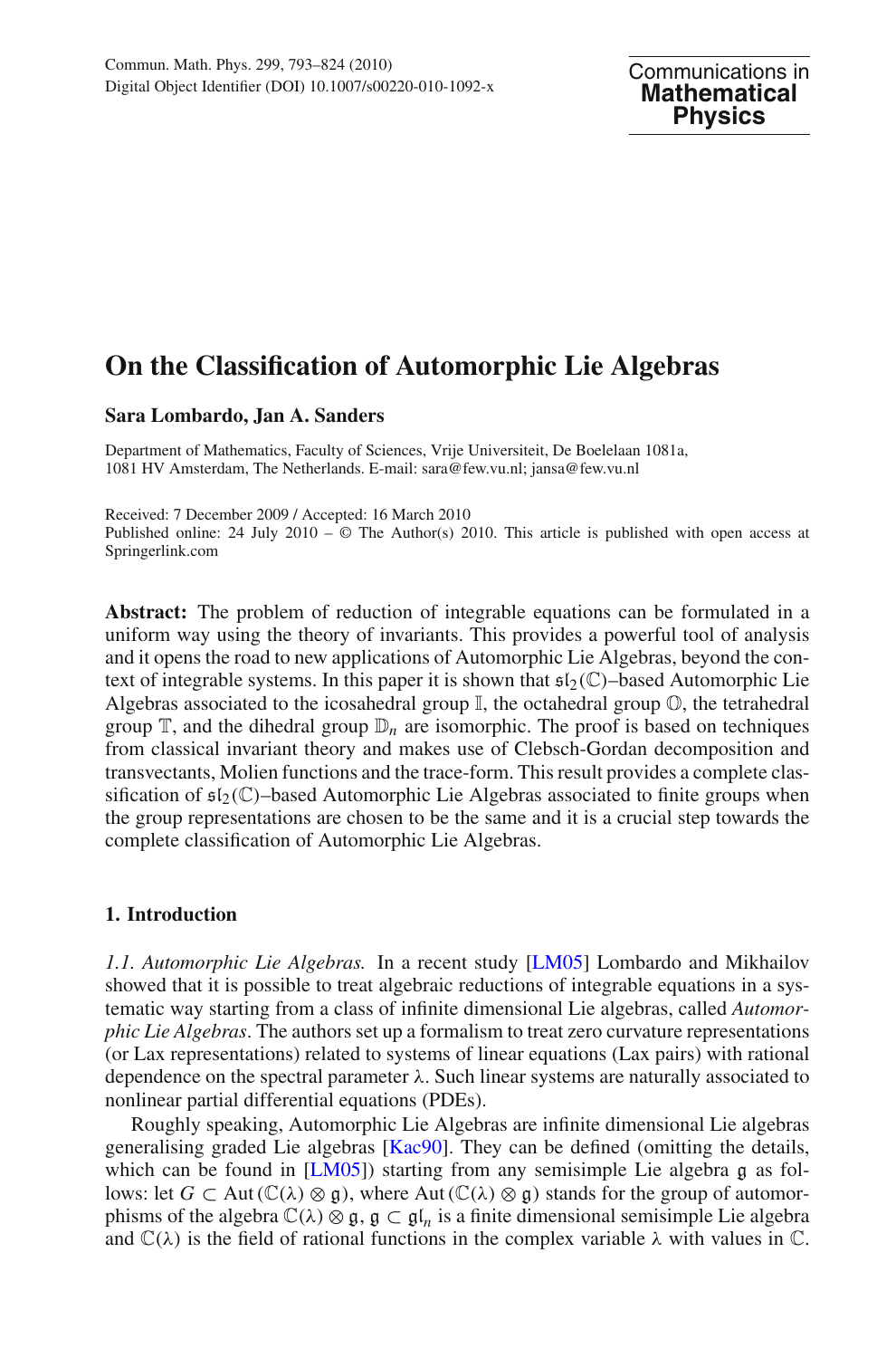# On the Classification of Automorphic Lie Algebras

**Sara Lombardo, Jan A. Sanders**

Department of Mathematics, Faculty of Sciences, Vrije Universiteit, De Boelelaan 1081a, 1081 HV Amsterdam, The Netherlands. E-mail: sara@few.vu.nl; jansa@few.vu.nl

Received: 7 December 2009 / Accepted: 16 March 2010
Published online: 24 July 2010 – © The Author(s) 2010. This article is published with open access at Springerlink.com

**Abstract:** The problem of reduction of integrable equations can be formulated in a uniform way using the theory of invariants. This provides a powerful tool of analysis and it opens the road to new applications of Automorphic Lie Algebras, beyond the context of integrable systems. In this paper it is shown that $\mathfrak{sl}_2(\mathbb{C})$–based Automorphic Lie Algebras associated to the icosahedral group $\mathbb{I}$, the octahedral group $\mathbb{O}$, the tetrahedral group $\mathbb{T}$, and the dihedral group $\mathbb{D}_n$ are isomorphic. The proof is based on techniques from classical invariant theory and makes use of Clebsch-Gordan decomposition and transvectants, Molien functions and the trace-form. This result provides a complete classification of $\mathfrak{sl}_2(\mathbb{C})$–based Automorphic Lie Algebras associated to finite groups when the group representations are chosen to be the same and it is a crucial step towards the complete classification of Automorphic Lie Algebras.

## 1. Introduction

*1.1. Automorphic Lie Algebras.* In a recent study [LM05] Lombardo and Mikhailov showed that it is possible to treat algebraic reductions of integrable equations in a systematic way starting from a class of infinite dimensional Lie algebras, called *Automorphic Lie Algebras*. The authors set up a formalism to treat zero curvature representations (or Lax representations) related to systems of linear equations (Lax pairs) with rational dependence on the spectral parameter $\lambda$. Such linear systems are naturally associated to nonlinear partial differential equations (PDEs).

Roughly speaking, Automorphic Lie Algebras are infinite dimensional Lie algebras generalising graded Lie algebras [Kac90]. They can be defined (omitting the details, which can be found in [LM05]) starting from any semisimple Lie algebra $\mathfrak{g}$ as follows: let $G \subset \mathrm{Aut}\,(\mathbb{C}(\lambda) \otimes \mathfrak{g})$, where $\mathrm{Aut}\,(\mathbb{C}(\lambda) \otimes \mathfrak{g})$ stands for the group of automorphisms of the algebra $\mathbb{C}(\lambda) \otimes \mathfrak{g}$, $\mathfrak{g} \subset \mathfrak{gl}_n$ is a finite dimensional semisimple Lie algebra and $\mathbb{C}(\lambda)$ is the field of rational functions in the complex variable $\lambda$ with values in $\mathbb{C}$.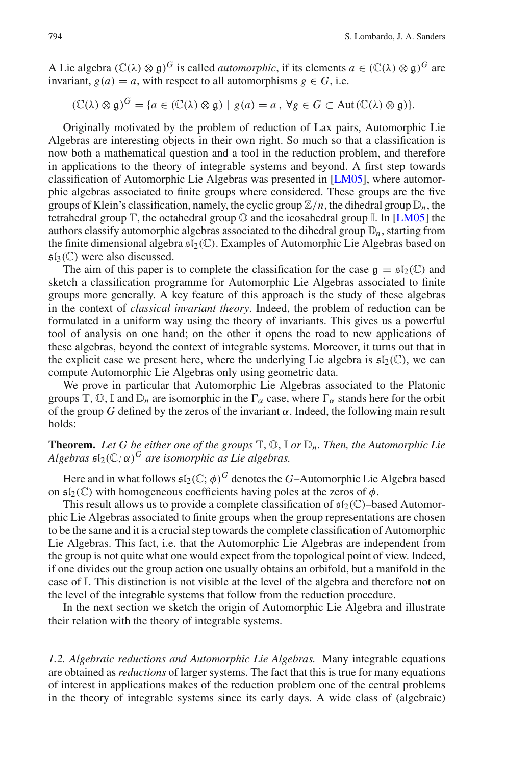A Lie algebra $(\mathbb{C}(\lambda) \otimes \mathfrak{g})^G$ is called *automorphic*, if its elements $a \in (\mathbb{C}(\lambda) \otimes \mathfrak{g})^G$ are invariant, $g(a) = a$, with respect to all automorphisms $g \in G$, i.e.

$$(\mathbb{C}(\lambda) \otimes \mathfrak{g})^G = \{a \in (\mathbb{C}(\lambda) \otimes \mathfrak{g}) \mid g(a) = a\,,\ \forall g \in G \subset \mathrm{Aut}\,(\mathbb{C}(\lambda) \otimes \mathfrak{g})\}.$$

Originally motivated by the problem of reduction of Lax pairs, Automorphic Lie Algebras are interesting objects in their own right. So much so that a classification is now both a mathematical question and a tool in the reduction problem, and therefore in applications to the theory of integrable systems and beyond. A first step towards classification of Automorphic Lie Algebras was presented in [LM05], where automorphic algebras associated to finite groups where considered. These groups are the five groups of Klein's classification, namely, the cyclic group $\mathbb{Z}/n$, the dihedral group $\mathbb{D}_n$, the tetrahedral group $\mathbb{T}$, the octahedral group $\mathbb{O}$ and the icosahedral group $\mathbb{I}$. In [LM05] the authors classify automorphic algebras associated to the dihedral group $\mathbb{D}_n$, starting from the finite dimensional algebra $\mathfrak{sl}_2(\mathbb{C})$. Examples of Automorphic Lie Algebras based on $\mathfrak{sl}_3(\mathbb{C})$ were also discussed.

The aim of this paper is to complete the classification for the case $\mathfrak{g} = \mathfrak{sl}_2(\mathbb{C})$ and sketch a classification programme for Automorphic Lie Algebras associated to finite groups more generally. A key feature of this approach is the study of these algebras in the context of *classical invariant theory*. Indeed, the problem of reduction can be formulated in a uniform way using the theory of invariants. This gives us a powerful tool of analysis on one hand; on the other it opens the road to new applications of these algebras, beyond the context of integrable systems. Moreover, it turns out that in the explicit case we present here, where the underlying Lie algebra is $\mathfrak{sl}_2(\mathbb{C})$, we can compute Automorphic Lie Algebras only using geometric data.

We prove in particular that Automorphic Lie Algebras associated to the Platonic groups $\mathbb{T}$, $\mathbb{O}$, $\mathbb{I}$ and $\mathbb{D}_n$ are isomorphic in the $\Gamma_\alpha$ case, where $\Gamma_\alpha$ stands here for the orbit of the group $G$ defined by the zeros of the invariant $\alpha$. Indeed, the following main result holds:

**Theorem.** *Let $G$ be either one of the groups $\mathbb{T}$, $\mathbb{O}$, $\mathbb{I}$ or $\mathbb{D}_n$. Then, the Automorphic Lie Algebras $\mathfrak{sl}_2(\mathbb{C}; \alpha)^G$ are isomorphic as Lie algebras.*

Here and in what follows $\mathfrak{sl}_2(\mathbb{C}; \phi)^G$ denotes the $G$–Automorphic Lie Algebra based on $\mathfrak{sl}_2(\mathbb{C})$ with homogeneous coefficients having poles at the zeros of $\phi$.

This result allows us to provide a complete classification of $\mathfrak{sl}_2(\mathbb{C})$–based Automorphic Lie Algebras associated to finite groups when the group representations are chosen to be the same and it is a crucial step towards the complete classification of Automorphic Lie Algebras. This fact, i.e. that the Automorphic Lie Algebras are independent from the group is not quite what one would expect from the topological point of view. Indeed, if one divides out the group action one usually obtains an orbifold, but a manifold in the case of $\mathbb{I}$. This distinction is not visible at the level of the algebra and therefore not on the level of the integrable systems that follow from the reduction procedure.

In the next section we sketch the origin of Automorphic Lie Algebra and illustrate their relation with the theory of integrable systems.

*1.2. Algebraic reductions and Automorphic Lie Algebras.* Many integrable equations are obtained as *reductions* of larger systems. The fact that this is true for many equations of interest in applications makes of the reduction problem one of the central problems in the theory of integrable systems since its early days. A wide class of (algebraic)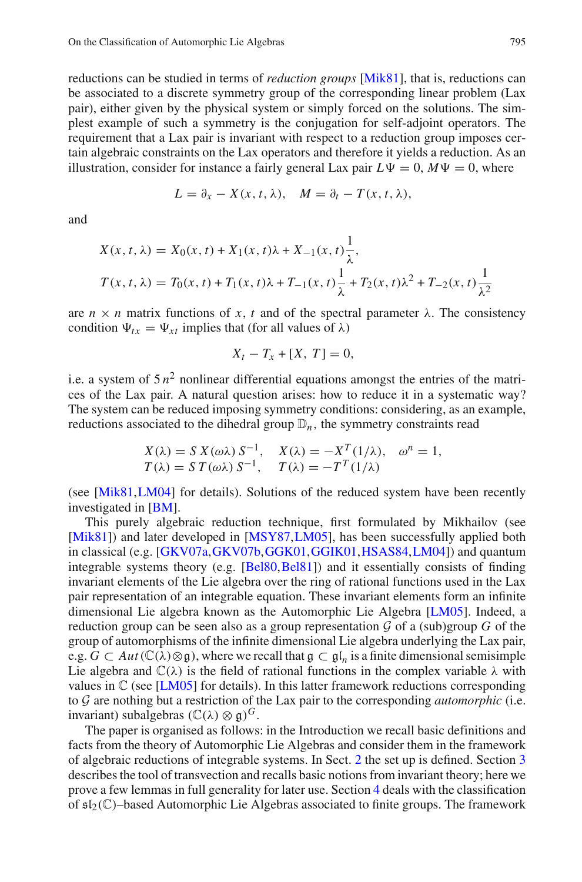reductions can be studied in terms of *reduction groups* [Mik81], that is, reductions can be associated to a discrete symmetry group of the corresponding linear problem (Lax pair), either given by the physical system or simply forced on the solutions. The simplest example of such a symmetry is the conjugation for self-adjoint operators. The requirement that a Lax pair is invariant with respect to a reduction group imposes certain algebraic constraints on the Lax operators and therefore it yields a reduction. As an illustration, consider for instance a fairly general Lax pair $L\Psi = 0$, $M\Psi = 0$, where

$$L = \partial_x - X(x, t, \lambda), \quad M = \partial_t - T(x, t, \lambda),$$

and

$$X(x, t, \lambda) = X_0(x, t) + X_1(x, t)\lambda + X_{-1}(x, t)\frac{1}{\lambda},$$
$$T(x, t, \lambda) = T_0(x, t) + T_1(x, t)\lambda + T_{-1}(x, t)\frac{1}{\lambda} + T_2(x, t)\lambda^2 + T_{-2}(x, t)\frac{1}{\lambda^2}$$

are $n \times n$ matrix functions of $x$, $t$ and of the spectral parameter $\lambda$. The consistency condition $\Psi_{tx} = \Psi_{xt}$ implies that (for all values of $\lambda$)

$$X_t - T_x + [X, T] = 0,$$

i.e. a system of $5n^2$ nonlinear differential equations amongst the entries of the matrices of the Lax pair. A natural question arises: how to reduce it in a systematic way? The system can be reduced imposing symmetry conditions: considering, as an example, reductions associated to the dihedral group $\mathbb{D}_n$, the symmetry constraints read

$$\begin{array}{ll} X(\lambda) = S\,X(\omega\lambda)\,S^{-1}, & X(\lambda) = -X^T(1/\lambda), \quad \omega^n = 1, \\ T(\lambda) = S\,T(\omega\lambda)\,S^{-1}, & T(\lambda) = -T^T(1/\lambda) \end{array}$$

(see [Mik81,LM04] for details). Solutions of the reduced system have been recently investigated in [BM].

This purely algebraic reduction technique, first formulated by Mikhailov (see [Mik81]) and later developed in [MSY87,LM05], has been successfully applied both in classical (e.g. [GKV07a,GKV07b,GGK01,GGIK01,HSAS84,LM04]) and quantum integrable systems theory (e.g. [Bel80,Bel81]) and it essentially consists of finding invariant elements of the Lie algebra over the ring of rational functions used in the Lax pair representation of an integrable equation. These invariant elements form an infinite dimensional Lie algebra known as the Automorphic Lie Algebra [LM05]. Indeed, a reduction group can be seen also as a group representation $\mathcal{G}$ of a (sub)group $G$ of the group of automorphisms of the infinite dimensional Lie algebra underlying the Lax pair, e.g. $G \subset Aut(\mathbb{C}(\lambda)\otimes\mathfrak{g})$, where we recall that $\mathfrak{g} \subset \mathfrak{gl}_n$ is a finite dimensional semisimple Lie algebra and $\mathbb{C}(\lambda)$ is the field of rational functions in the complex variable $\lambda$ with values in $\mathbb{C}$ (see [LM05] for details). In this latter framework reductions corresponding to $\mathcal{G}$ are nothing but a restriction of the Lax pair to the corresponding *automorphic* (i.e. invariant) subalgebras $(\mathbb{C}(\lambda) \otimes \mathfrak{g})^G$.

The paper is organised as follows: in the Introduction we recall basic definitions and facts from the theory of Automorphic Lie Algebras and consider them in the framework of algebraic reductions of integrable systems. In Sect. 2 the set up is defined. Section 3 describes the tool of transvection and recalls basic notions from invariant theory; here we prove a few lemmas in full generality for later use. Section 4 deals with the classification of $\mathfrak{sl}_2(\mathbb{C})$–based Automorphic Lie Algebras associated to finite groups. The framework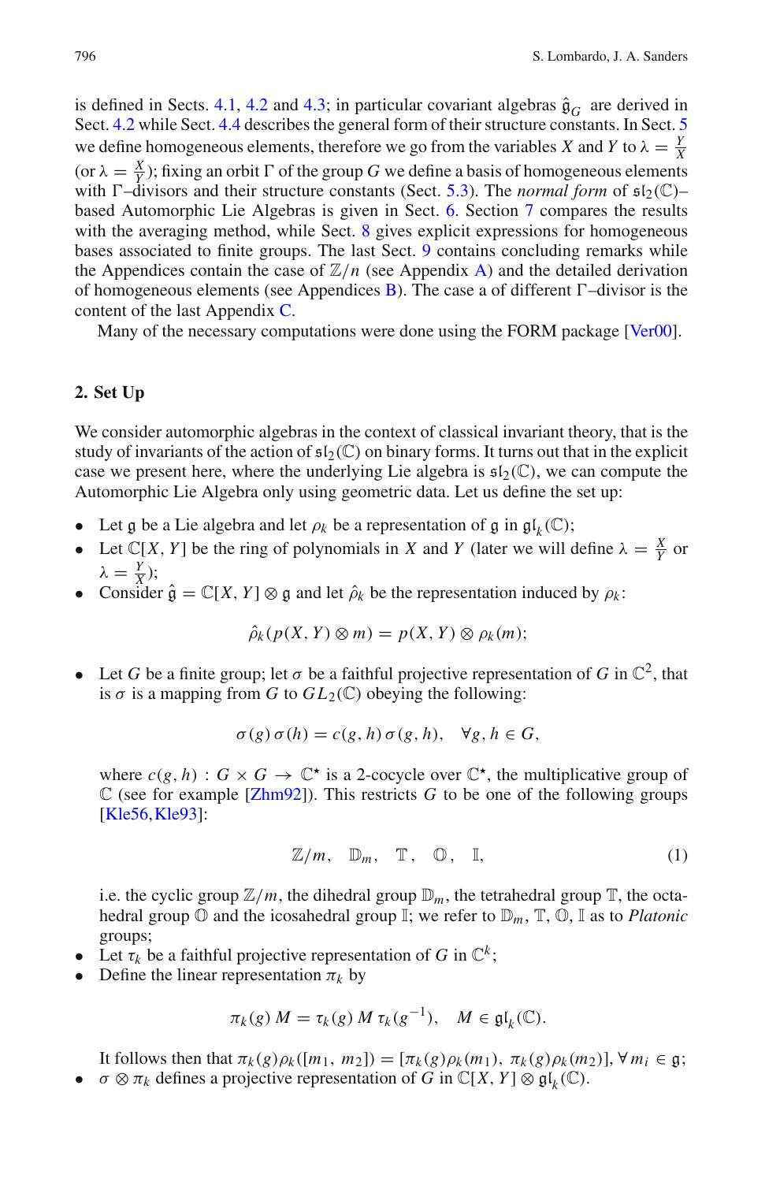is defined in Sects. 4.1, 4.2 and 4.3; in particular covariant algebras $\hat{\mathfrak{g}}_G$ are derived in Sect. 4.2 while Sect. 4.4 describes the general form of their structure constants. In Sect. 5 we define homogeneous elements, therefore we go from the variables $X$ and $Y$ to $\lambda = \frac{Y}{X}$ (or $\lambda = \frac{X}{Y}$); fixing an orbit $\Gamma$ of the group $G$ we define a basis of homogeneous elements with $\Gamma$–divisors and their structure constants (Sect. 5.3). The *normal form* of $\mathfrak{sl}_2(\mathbb{C})$–based Automorphic Lie Algebras is given in Sect. 6. Section 7 compares the results with the averaging method, while Sect. 8 gives explicit expressions for homogeneous bases associated to finite groups. The last Sect. 9 contains concluding remarks while the Appendices contain the case of $\mathbb{Z}/n$ (see Appendix A) and the detailed derivation of homogeneous elements (see Appendices B). The case a of different $\Gamma$–divisor is the content of the last Appendix C.

Many of the necessary computations were done using the FORM package [Ver00].

## 2. Set Up

We consider automorphic algebras in the context of classical invariant theory, that is the study of invariants of the action of $\mathfrak{sl}_2(\mathbb{C})$ on binary forms. It turns out that in the explicit case we present here, where the underlying Lie algebra is $\mathfrak{sl}_2(\mathbb{C})$, we can compute the Automorphic Lie Algebra only using geometric data. Let us define the set up:

- Let $\mathfrak{g}$ be a Lie algebra and let $\rho_k$ be a representation of $\mathfrak{g}$ in $\mathfrak{gl}_k(\mathbb{C})$;
- Let $\mathbb{C}[X, Y]$ be the ring of polynomials in $X$ and $Y$ (later we will define $\lambda = \frac{X}{Y}$ or $\lambda = \frac{Y}{X}$);
- Consider $\hat{\mathfrak{g}} = \mathbb{C}[X, Y] \otimes \mathfrak{g}$ and let $\hat{\rho}_k$ be the representation induced by $\rho_k$:

$$\hat{\rho}_k(p(X, Y) \otimes m) = p(X, Y) \otimes \rho_k(m);$$

- Let $G$ be a finite group; let $\sigma$ be a faithful projective representation of $G$ in $\mathbb{C}^2$, that is $\sigma$ is a mapping from $G$ to $GL_2(\mathbb{C})$ obeying the following:

$$\sigma(g)\,\sigma(h) = c(g, h)\,\sigma(g, h), \quad \forall g, h \in G,$$

  where $c(g, h) : G \times G \to \mathbb{C}^\star$ is a 2-cocycle over $\mathbb{C}^\star$, the multiplicative group of $\mathbb{C}$ (see for example [Zhm92]). This restricts $G$ to be one of the following groups [Kle56, Kle93]:

$$\mathbb{Z}/m, \quad \mathbb{D}_m, \quad \mathbb{T}, \quad \mathbb{O}, \quad \mathbb{I}, \tag{1}$$

  i.e. the cyclic group $\mathbb{Z}/m$, the dihedral group $\mathbb{D}_m$, the tetrahedral group $\mathbb{T}$, the octahedral group $\mathbb{O}$ and the icosahedral group $\mathbb{I}$; we refer to $\mathbb{D}_m$, $\mathbb{T}$, $\mathbb{O}$, $\mathbb{I}$ as to *Platonic* groups;
- Let $\tau_k$ be a faithful projective representation of $G$ in $\mathbb{C}^k$;
- Define the linear representation $\pi_k$ by

$$\pi_k(g)\,M = \tau_k(g)\,M\,\tau_k(g^{-1}), \quad M \in \mathfrak{gl}_k(\mathbb{C}).$$

  It follows then that $\pi_k(g)\rho_k([m_1, m_2]) = [\pi_k(g)\rho_k(m_1), \pi_k(g)\rho_k(m_2)], \forall\, m_i \in \mathfrak{g}$;
- $\sigma \otimes \pi_k$ defines a projective representation of $G$ in $\mathbb{C}[X, Y] \otimes \mathfrak{gl}_k(\mathbb{C})$.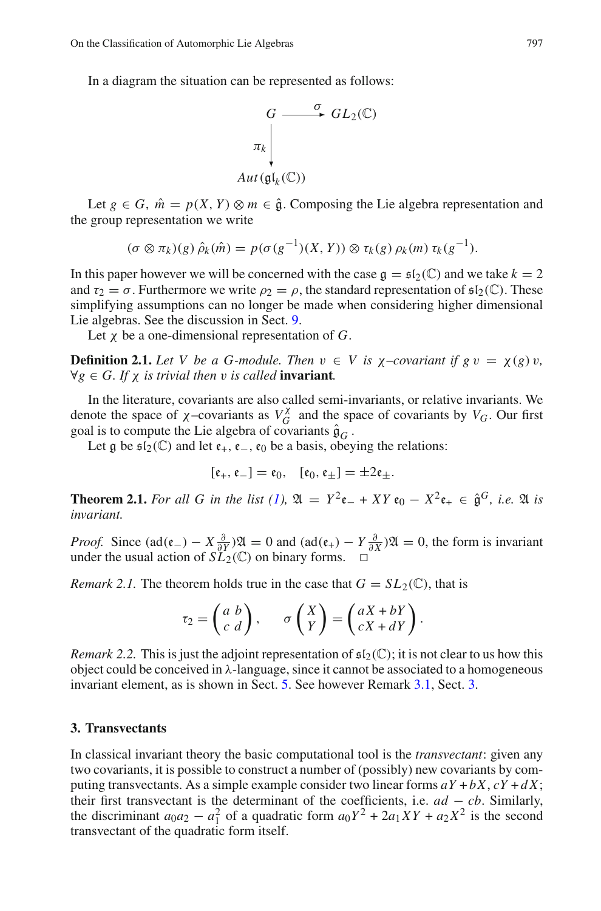In a diagram the situation can be represented as follows:

$$\begin{array}{ccc} G & \xrightarrow{\sigma} & GL_2(\mathbb{C}) \\ \pi_k \downarrow & & \\ Aut(\mathfrak{gl}_k(\mathbb{C})) & & \end{array}$$

Let $g \in G$, $\hat{m} = p(X, Y) \otimes m \in \hat{\mathfrak{g}}$. Composing the Lie algebra representation and the group representation we write

$$(\sigma \otimes \pi_k)(g)\, \hat{\rho}_k(\hat{m}) = p(\sigma(g^{-1})(X, Y)) \otimes \tau_k(g)\, \rho_k(m)\, \tau_k(g^{-1}).$$

In this paper however we will be concerned with the case $\mathfrak{g} = \mathfrak{sl}_2(\mathbb{C})$ and we take $k = 2$ and $\tau_2 = \sigma$. Furthermore we write $\rho_2 = \rho$, the standard representation of $\mathfrak{sl}_2(\mathbb{C})$. These simplifying assumptions can no longer be made when considering higher dimensional Lie algebras. See the discussion in Sect. 9.

Let $\chi$ be a one-dimensional representation of $G$.

**Definition 2.1.** *Let $V$ be a $G$-module. Then $v \in V$ is $\chi$–covariant if $g\, v = \chi(g)\, v$, $\forall g \in G$. If $\chi$ is trivial then $v$ is called* **invariant***.*

In the literature, covariants are also called semi-invariants, or relative invariants. We denote the space of $\chi$–covariants as $V_G^{\chi}$ and the space of covariants by $V_G$. Our first goal is to compute the Lie algebra of covariants $\hat{\mathfrak{g}}_G$ .

Let $\mathfrak{g}$ be $\mathfrak{sl}_2(\mathbb{C})$ and let $\mathfrak{e}_+$, $\mathfrak{e}_-$, $\mathfrak{e}_0$ be a basis, obeying the relations:

$$[\mathfrak{e}_+, \mathfrak{e}_-] = \mathfrak{e}_0, \quad [\mathfrak{e}_0, \mathfrak{e}_\pm] = \pm 2\mathfrak{e}_\pm.$$

**Theorem 2.1.** *For all $G$ in the list (1), $\mathfrak{A} = Y^2\mathfrak{e}_- + XY\,\mathfrak{e}_0 - X^2\mathfrak{e}_+ \in \hat{\mathfrak{g}}^G$, i.e. $\mathfrak{A}$ is invariant.*

*Proof.* Since $(\mathrm{ad}(\mathfrak{e}_-) - X\frac{\partial}{\partial Y})\mathfrak{A} = 0$ and $(\mathrm{ad}(\mathfrak{e}_+) - Y\frac{\partial}{\partial X})\mathfrak{A} = 0$, the form is invariant under the usual action of $SL_2(\mathbb{C})$ on binary forms. □

*Remark 2.1.* The theorem holds true in the case that $G = SL_2(\mathbb{C})$, that is

$$\tau_2 = \begin{pmatrix} a & b \\ c & d \end{pmatrix}, \qquad \sigma\begin{pmatrix} X \\ Y \end{pmatrix} = \begin{pmatrix} aX + bY \\ cX + dY \end{pmatrix}.$$

*Remark 2.2.* This is just the adjoint representation of $\mathfrak{sl}_2(\mathbb{C})$; it is not clear to us how this object could be conceived in λ-language, since it cannot be associated to a homogeneous invariant element, as is shown in Sect. 5. See however Remark 3.1, Sect. 3.

## 3. Transvectants

In classical invariant theory the basic computational tool is the *transvectant*: given any two covariants, it is possible to construct a number of (possibly) new covariants by computing transvectants. As a simple example consider two linear forms $aY + bX$, $cY + dX$; their first transvectant is the determinant of the coefficients, i.e. $ad - cb$. Similarly, the discriminant $a_0a_2 - a_1^2$ of a quadratic form $a_0Y^2 + 2a_1XY + a_2X^2$ is the second transvectant of the quadratic form itself.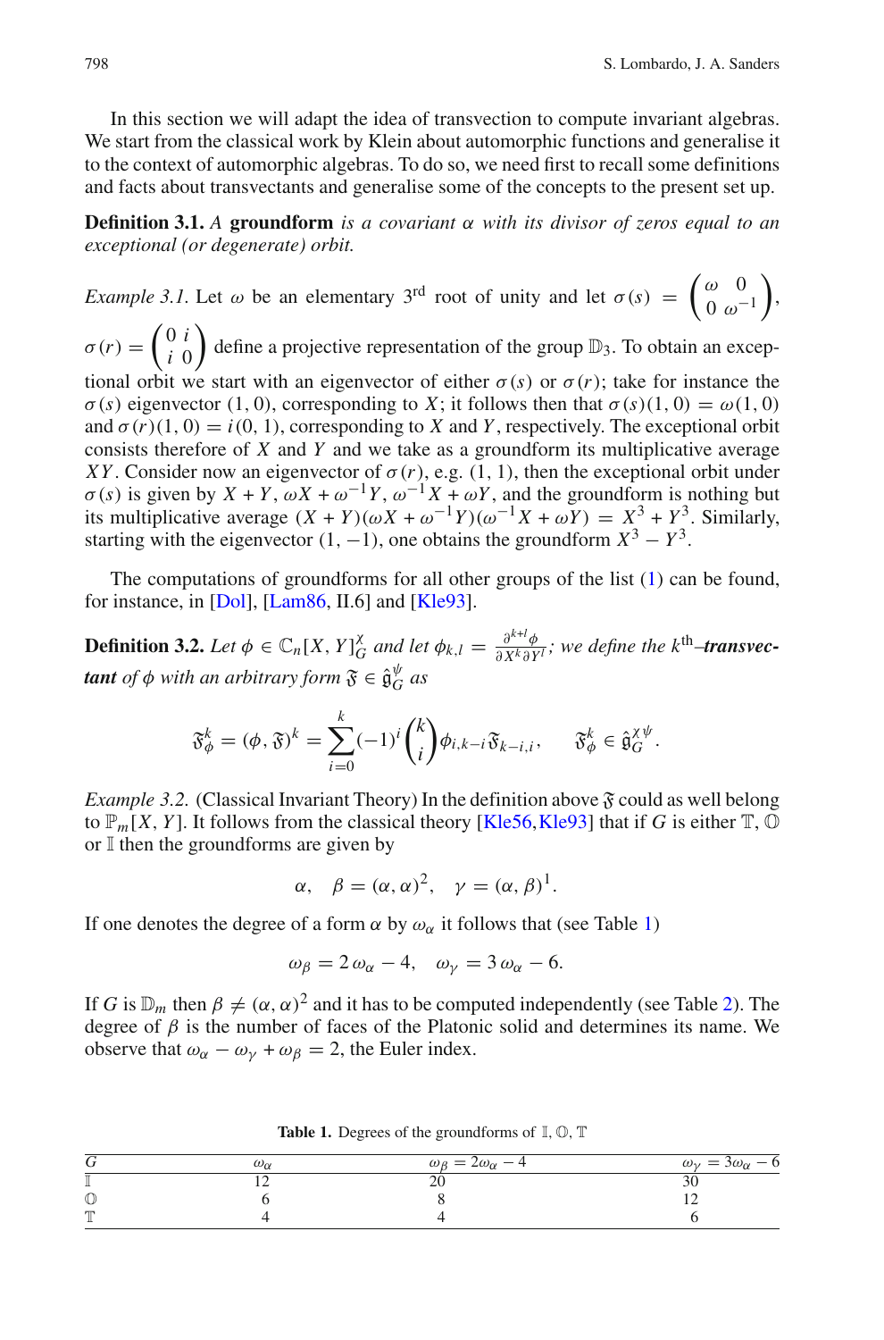In this section we will adapt the idea of transvection to compute invariant algebras. We start from the classical work by Klein about automorphic functions and generalise it to the context of automorphic algebras. To do so, we need first to recall some definitions and facts about transvectants and generalise some of the concepts to the present set up.

**Definition 3.1.** *A* **groundform** *is a covariant $\alpha$ with its divisor of zeros equal to an exceptional (or degenerate) orbit.*

*Example 3.1.* Let $\omega$ be an elementary 3rd root of unity and let $\sigma(s) = \begin{pmatrix} \omega & 0 \\ 0 & \omega^{-1} \end{pmatrix}$, $\sigma(r) = \begin{pmatrix} 0 & i \\ i & 0 \end{pmatrix}$ define a projective representation of the group $\mathbb{D}_3$. To obtain an exceptional orbit we start with an eigenvector of either $\sigma(s)$ or $\sigma(r)$; take for instance the $\sigma(s)$ eigenvector $(1, 0)$, corresponding to $X$; it follows then that $\sigma(s)(1, 0) = \omega(1, 0)$ and $\sigma(r)(1, 0) = i(0, 1)$, corresponding to $X$ and $Y$, respectively. The exceptional orbit consists therefore of $X$ and $Y$ and we take as a groundform its multiplicative average $XY$. Consider now an eigenvector of $\sigma(r)$, e.g. $(1, 1)$, then the exceptional orbit under $\sigma(s)$ is given by $X + Y$, $\omega X + \omega^{-1} Y$, $\omega^{-1} X + \omega Y$, and the groundform is nothing but its multiplicative average $(X + Y)(\omega X + \omega^{-1} Y)(\omega^{-1} X + \omega Y) = X^3 + Y^3$. Similarly, starting with the eigenvector $(1, -1)$, one obtains the groundform $X^3 - Y^3$.

The computations of groundforms for all other groups of the list (1) can be found, for instance, in [Dol], [Lam86, II.6] and [Kle93].

**Definition 3.2.** *Let $\phi \in \mathbb{C}_n[X, Y]_G^\chi$ and let $\phi_{k,l} = \frac{\partial^{k+l}\phi}{\partial X^k \partial Y^l}$; we define the $k^{\text{th}}$–**transvectant** of $\phi$ with an arbitrary form $\mathfrak{F} \in \hat{\mathfrak{g}}_G^\psi$ as*

$$\mathfrak{F}_\phi^k = (\phi, \mathfrak{F})^k = \sum_{i=0}^{k} (-1)^i \binom{k}{i} \phi_{i,k-i} \mathfrak{F}_{k-i,i}, \qquad \mathfrak{F}_\phi^k \in \hat{\mathfrak{g}}_G^{\chi\psi}.$$

*Example 3.2.* (Classical Invariant Theory) In the definition above $\mathfrak{F}$ could as well belong to $\mathbb{P}_m[X, Y]$. It follows from the classical theory [Kle56, Kle93] that if $G$ is either $\mathbb{T}$, $\mathbb{O}$ or $\mathbb{I}$ then the groundforms are given by

$$\alpha, \quad \beta = (\alpha, \alpha)^2, \quad \gamma = (\alpha, \beta)^1.$$

If one denotes the degree of a form $\alpha$ by $\omega_\alpha$ it follows that (see Table 1)

$$\omega_\beta = 2\,\omega_\alpha - 4, \quad \omega_\gamma = 3\,\omega_\alpha - 6.$$

If $G$ is $\mathbb{D}_m$ then $\beta \neq (\alpha, \alpha)^2$ and it has to be computed independently (see Table 2). The degree of $\beta$ is the number of faces of the Platonic solid and determines its name. We observe that $\omega_\alpha - \omega_\gamma + \omega_\beta = 2$, the Euler index.

**Table 1.** Degrees of the groundforms of $\mathbb{I}$, $\mathbb{O}$, $\mathbb{T}$

| $G$ | $\omega_\alpha$ | $\omega_\beta = 2\omega_\alpha - 4$ | $\omega_\gamma = 3\omega_\alpha - 6$ |
|---|---|---|---|
| $\mathbb{I}$ | 12 | 20 | 30 |
| $\mathbb{O}$ | 6 | 8 | 12 |
| $\mathbb{T}$ | 4 | 4 | 6 |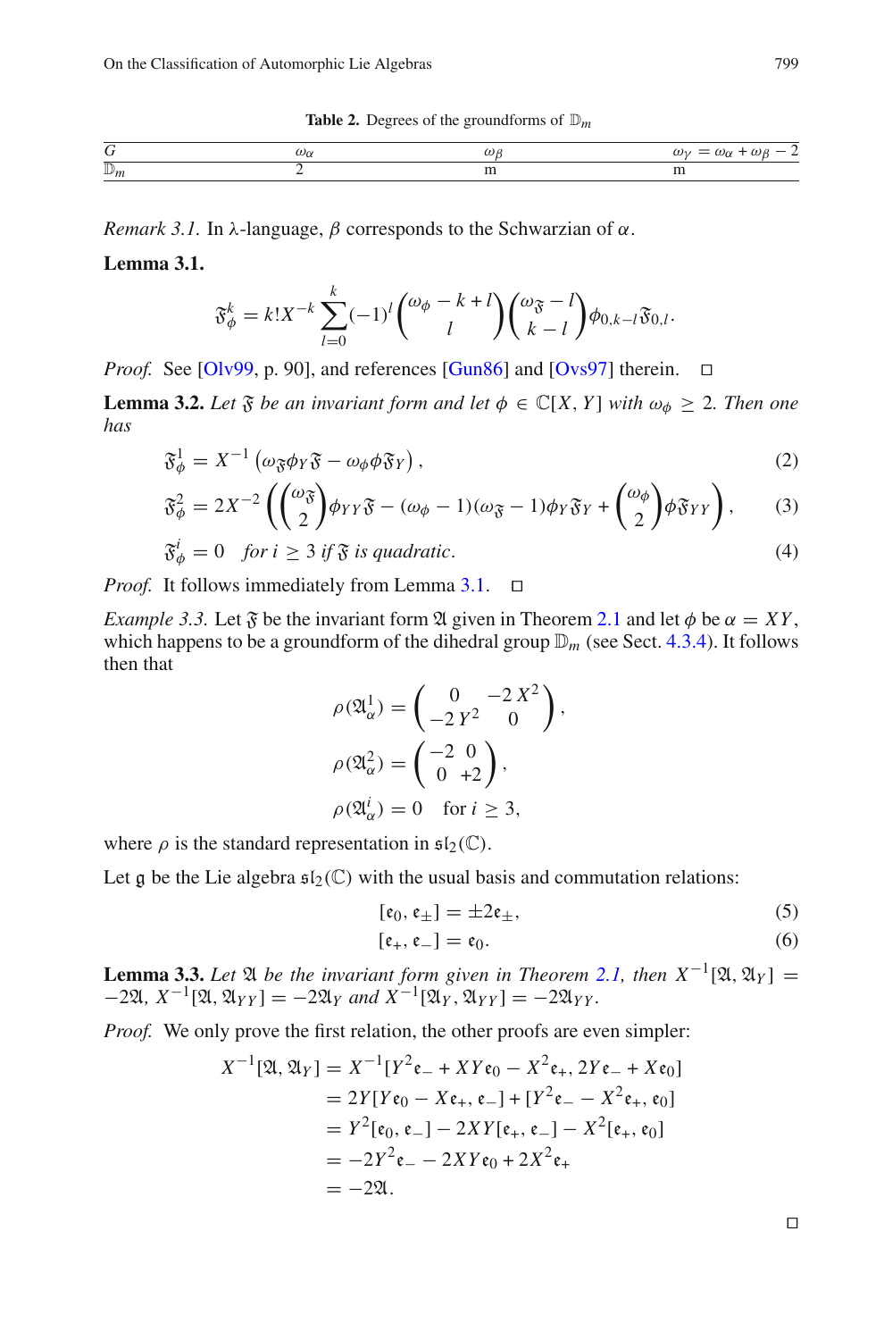**Table 2.** Degrees of the groundforms of $\mathbb{D}_m$

| $G$ | $\omega_\alpha$ | $\omega_\beta$ | $\omega_\gamma = \omega_\alpha + \omega_\beta - 2$ |
|---|---|---|---|
| $\mathbb{D}_m$ | 2 | m | m |

*Remark 3.1.* In λ-language, $\beta$ corresponds to the Schwarzian of $\alpha$.

**Lemma 3.1.**

$$\mathfrak{F}_\phi^k = k! X^{-k} \sum_{l=0}^{k} (-1)^l \binom{\omega_\phi - k + l}{l} \binom{\omega_{\mathfrak{F}} - l}{k - l} \phi_{0,k-l} \mathfrak{F}_{0,l}.$$

*Proof.* See [Olv99, p. 90], and references [Gun86] and [Ovs97] therein. □

**Lemma 3.2.** *Let $\mathfrak{F}$ be an invariant form and let $\phi \in \mathbb{C}[X, Y]$ with $\omega_\phi \geq 2$. Then one has*

$$\mathfrak{F}_\phi^1 = X^{-1} \left( \omega_{\mathfrak{F}} \phi_Y \mathfrak{F} - \omega_\phi \phi \mathfrak{F}_Y \right), \tag{2}$$

$$\mathfrak{F}_\phi^2 = 2X^{-2} \left( \binom{\omega_{\mathfrak{F}}}{2} \phi_{YY} \mathfrak{F} - (\omega_\phi - 1)(\omega_{\mathfrak{F}} - 1) \phi_Y \mathfrak{F}_Y + \binom{\omega_\phi}{2} \phi \mathfrak{F}_{YY} \right), \tag{3}$$

$$\mathfrak{F}_\phi^i = 0 \quad \textit{for } i \geq 3 \textit{ if } \mathfrak{F} \textit{ is quadratic}. \tag{4}$$

*Proof.* It follows immediately from Lemma 3.1. □

*Example 3.3.* Let $\mathfrak{F}$ be the invariant form $\mathfrak{A}$ given in Theorem 2.1 and let $\phi$ be $\alpha = XY$, which happens to be a groundform of the dihedral group $\mathbb{D}_m$ (see Sect. 4.3.4). It follows then that

$$\rho(\mathfrak{A}_\alpha^1) = \begin{pmatrix} 0 & -2\,X^2 \\ -2\,Y^2 & 0 \end{pmatrix},$$

$$\rho(\mathfrak{A}_\alpha^2) = \begin{pmatrix} -2 & 0 \\ 0 & +2 \end{pmatrix},$$

$$\rho(\mathfrak{A}_\alpha^i) = 0 \quad \text{for } i \geq 3,$$

where $\rho$ is the standard representation in $\mathfrak{sl}_2(\mathbb{C})$.

Let $\mathfrak{g}$ be the Lie algebra $\mathfrak{sl}_2(\mathbb{C})$ with the usual basis and commutation relations:

$$[\mathfrak{e}_0, \mathfrak{e}_\pm] = \pm 2\mathfrak{e}_\pm, \tag{5}$$

$$[\mathfrak{e}_+, \mathfrak{e}_-] = \mathfrak{e}_0. \tag{6}$$

**Lemma 3.3.** *Let $\mathfrak{A}$ be the invariant form given in Theorem 2.1, then $X^{-1}[\mathfrak{A}, \mathfrak{A}_Y] = -2\mathfrak{A}$, $X^{-1}[\mathfrak{A}, \mathfrak{A}_{YY}] = -2\mathfrak{A}_Y$ and $X^{-1}[\mathfrak{A}_Y, \mathfrak{A}_{YY}] = -2\mathfrak{A}_{YY}$.*

*Proof.* We only prove the first relation, the other proofs are even simpler:

$$\begin{aligned}
X^{-1}[\mathfrak{A}, \mathfrak{A}_Y] &= X^{-1}[Y^2 \mathfrak{e}_- + XY\mathfrak{e}_0 - X^2 \mathfrak{e}_+, 2Y\mathfrak{e}_- + X\mathfrak{e}_0] \\
&= 2Y[Y\mathfrak{e}_0 - X\mathfrak{e}_+, \mathfrak{e}_-] + [Y^2 \mathfrak{e}_- - X^2 \mathfrak{e}_+, \mathfrak{e}_0] \\
&= Y^2[\mathfrak{e}_0, \mathfrak{e}_-] - 2XY[\mathfrak{e}_+, \mathfrak{e}_-] - X^2[\mathfrak{e}_+, \mathfrak{e}_0] \\
&= -2Y^2 \mathfrak{e}_- - 2XY\mathfrak{e}_0 + 2X^2 \mathfrak{e}_+ \\
&= -2\mathfrak{A}.
\end{aligned}$$

□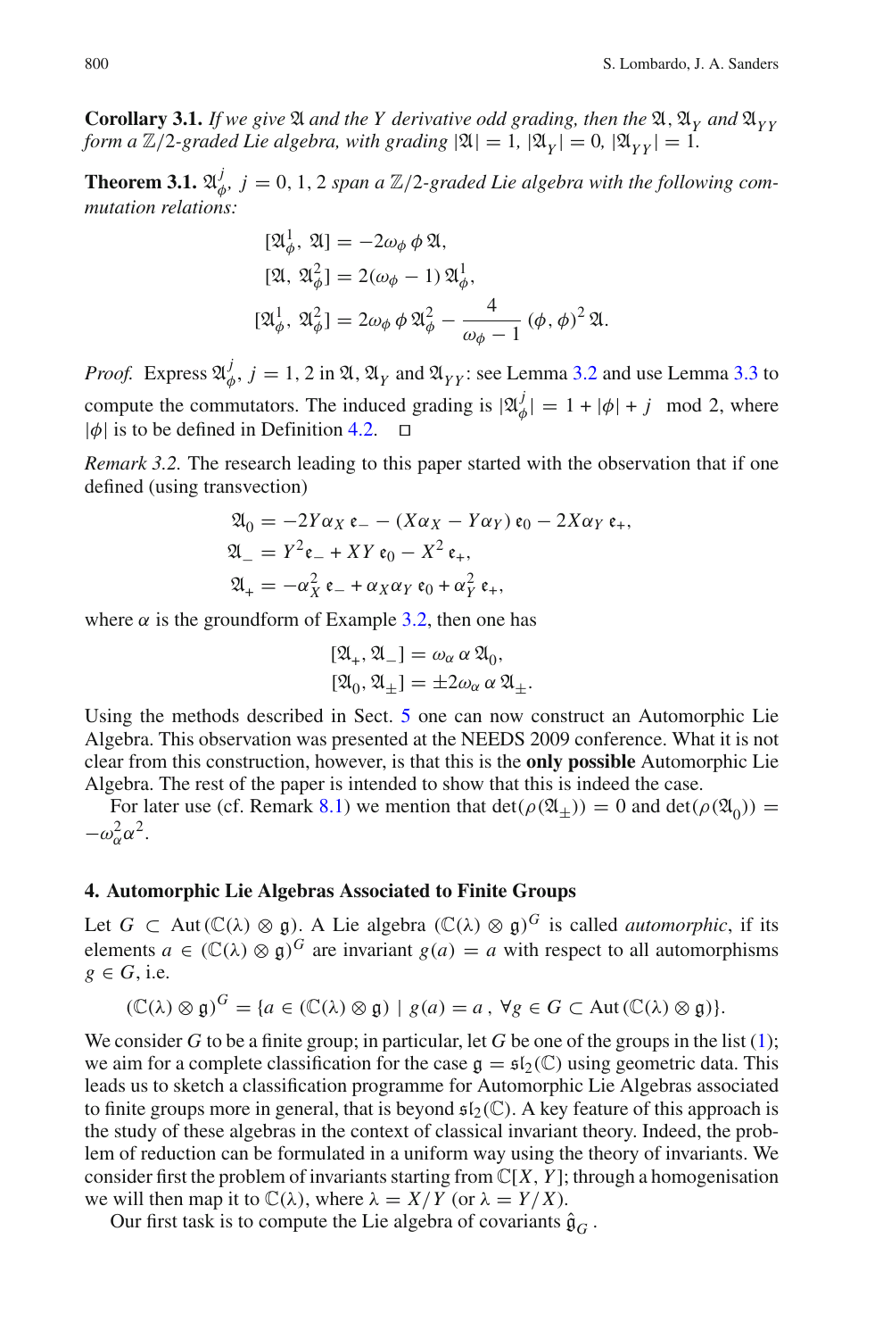**Corollary 3.1.** *If we give $\mathfrak{A}$ and the $Y$ derivative odd grading, then the $\mathfrak{A}$, $\mathfrak{A}_Y$ and $\mathfrak{A}_{YY}$ form a $\mathbb{Z}/2$-graded Lie algebra, with grading $|\mathfrak{A}| = 1$, $|\mathfrak{A}_Y| = 0$, $|\mathfrak{A}_{YY}| = 1$.*

**Theorem 3.1.** *$\mathfrak{A}^j_\phi$, $j = 0, 1, 2$ span a $\mathbb{Z}/2$-graded Lie algebra with the following commutation relations:*

$$
\begin{aligned}
[\mathfrak{A}^1_\phi, \mathfrak{A}] &= -2\omega_\phi\, \phi\, \mathfrak{A},\\
[\mathfrak{A}, \mathfrak{A}^2_\phi] &= 2(\omega_\phi - 1)\, \mathfrak{A}^1_\phi,\\
[\mathfrak{A}^1_\phi, \mathfrak{A}^2_\phi] &= 2\omega_\phi\, \phi\, \mathfrak{A}^2_\phi - \frac{4}{\omega_\phi - 1}\, (\phi, \phi)^2\, \mathfrak{A}.
\end{aligned}
$$

*Proof.* Express $\mathfrak{A}^j_\phi$, $j = 1, 2$ in $\mathfrak{A}$, $\mathfrak{A}_Y$ and $\mathfrak{A}_{YY}$: see Lemma 3.2 and use Lemma 3.3 to compute the commutators. The induced grading is $|\mathfrak{A}^j_\phi| = 1 + |\phi| + j \mod 2$, where $|\phi|$ is to be defined in Definition 4.2. $\square$

*Remark 3.2.* The research leading to this paper started with the observation that if one defined (using transvection)

$$
\begin{aligned}
\mathfrak{A}_0 &= -2Y\alpha_X\, \mathfrak{e}_- - (X\alpha_X - Y\alpha_Y)\, \mathfrak{e}_0 - 2X\alpha_Y\, \mathfrak{e}_+,\\
\mathfrak{A}_- &= Y^2 \mathfrak{e}_- + XY\, \mathfrak{e}_0 - X^2\, \mathfrak{e}_+,\\
\mathfrak{A}_+ &= -\alpha_X^2\, \mathfrak{e}_- + \alpha_X\alpha_Y\, \mathfrak{e}_0 + \alpha_Y^2\, \mathfrak{e}_+,
\end{aligned}
$$

where $\alpha$ is the groundform of Example 3.2, then one has

$$
\begin{aligned}
[\mathfrak{A}_+, \mathfrak{A}_-] &= \omega_\alpha\, \alpha\, \mathfrak{A}_0,\\
[\mathfrak{A}_0, \mathfrak{A}_\pm] &= \pm 2\omega_\alpha\, \alpha\, \mathfrak{A}_\pm.
\end{aligned}
$$

Using the methods described in Sect. 5 one can now construct an Automorphic Lie Algebra. This observation was presented at the NEEDS 2009 conference. What it is not clear from this construction, however, is that this is the **only possible** Automorphic Lie Algebra. The rest of the paper is intended to show that this is indeed the case.

For later use (cf. Remark 8.1) we mention that $\det(\rho(\mathfrak{A}_\pm)) = 0$ and $\det(\rho(\mathfrak{A}_0)) = -\omega_\alpha^2\alpha^2$.

## 4. Automorphic Lie Algebras Associated to Finite Groups

Let $G \subset \mathrm{Aut}\,(\mathbb{C}(\lambda) \otimes \mathfrak{g})$. A Lie algebra $(\mathbb{C}(\lambda) \otimes \mathfrak{g})^G$ is called *automorphic*, if its elements $a \in (\mathbb{C}(\lambda) \otimes \mathfrak{g})^G$ are invariant $g(a) = a$ with respect to all automorphisms $g \in G$, i.e.

$$
(\mathbb{C}(\lambda) \otimes \mathfrak{g})^G = \{a \in (\mathbb{C}(\lambda) \otimes \mathfrak{g}) \mid g(a) = a\,,\ \forall g \in G \subset \mathrm{Aut}\,(\mathbb{C}(\lambda) \otimes \mathfrak{g})\}.
$$

We consider $G$ to be a finite group; in particular, let $G$ be one of the groups in the list (1); we aim for a complete classification for the case $\mathfrak{g} = \mathfrak{sl}_2(\mathbb{C})$ using geometric data. This leads us to sketch a classification programme for Automorphic Lie Algebras associated to finite groups more in general, that is beyond $\mathfrak{sl}_2(\mathbb{C})$. A key feature of this approach is the study of these algebras in the context of classical invariant theory. Indeed, the problem of reduction can be formulated in a uniform way using the theory of invariants. We consider first the problem of invariants starting from $\mathbb{C}[X, Y]$; through a homogenisation we will then map it to $\mathbb{C}(\lambda)$, where $\lambda = X/Y$ (or $\lambda = Y/X$).

Our first task is to compute the Lie algebra of covariants $\hat{\mathfrak{g}}_G$.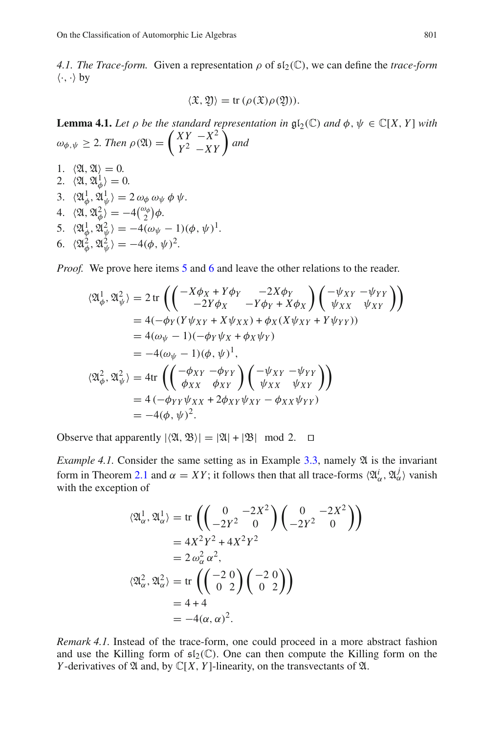*4.1. The Trace-form.* Given a representation $\rho$ of $\mathfrak{sl}_2(\mathbb{C})$, we can define the *trace-form* $\langle \cdot, \cdot \rangle$ by

$$\langle \mathfrak{X}, \mathfrak{Y} \rangle = \operatorname{tr}\left(\rho(\mathfrak{X})\rho(\mathfrak{Y})\right).$$

**Lemma 4.1.** *Let $\rho$ be the standard representation in $\mathfrak{gl}_2(\mathbb{C})$ and $\phi, \psi \in \mathbb{C}[X, Y]$ with $\omega_{\phi,\psi} \geq 2$. Then $\rho(\mathfrak{A}) = \begin{pmatrix} XY & -X^2 \\ Y^2 & -XY \end{pmatrix}$ and*

1. $\langle \mathfrak{A}, \mathfrak{A} \rangle = 0.$
2. $\langle \mathfrak{A}, \mathfrak{A}^1_\phi \rangle = 0.$
3. $\langle \mathfrak{A}^1_\phi, \mathfrak{A}^1_\psi \rangle = 2\, \omega_\phi\, \omega_\psi\, \phi\, \psi.$
4. $\langle \mathfrak{A}, \mathfrak{A}^2_\phi \rangle = -4\binom{\omega_\phi}{2}\phi.$
5. $\langle \mathfrak{A}^1_\phi, \mathfrak{A}^2_\psi \rangle = -4(\omega_\psi - 1)(\phi, \psi)^1.$
6. $\langle \mathfrak{A}^2_\phi, \mathfrak{A}^2_\psi \rangle = -4(\phi, \psi)^2.$

*Proof.* We prove here items 5 and 6 and leave the other relations to the reader.

$$\begin{aligned}
\langle \mathfrak{A}^1_\phi, \mathfrak{A}^2_\psi \rangle &= 2\operatorname{tr}\left(\begin{pmatrix} -X\phi_X + Y\phi_Y & -2X\phi_Y \\ -2Y\phi_X & -Y\phi_Y + X\phi_X \end{pmatrix}\begin{pmatrix} -\psi_{XY} & -\psi_{YY} \\ \psi_{XX} & \psi_{XY} \end{pmatrix}\right) \\
&= 4(-\phi_Y(Y\psi_{XY} + X\psi_{XX}) + \phi_X(X\psi_{XY} + Y\psi_{YY})) \\
&= 4(\omega_\psi - 1)(-\phi_Y\psi_X + \phi_X\psi_Y) \\
&= -4(\omega_\psi - 1)(\phi, \psi)^1, \\
\langle \mathfrak{A}^2_\phi, \mathfrak{A}^2_\psi \rangle &= 4\operatorname{tr}\left(\begin{pmatrix} -\phi_{XY} & -\phi_{YY} \\ \phi_{XX} & \phi_{XY} \end{pmatrix}\begin{pmatrix} -\psi_{XY} & -\psi_{YY} \\ \psi_{XX} & \psi_{XY} \end{pmatrix}\right) \\
&= 4\left(-\phi_{YY}\psi_{XX} + 2\phi_{XY}\psi_{XY} - \phi_{XX}\psi_{YY}\right) \\
&= -4(\phi, \psi)^2.
\end{aligned}$$

Observe that apparently $|\langle \mathfrak{A}, \mathfrak{B} \rangle| = |\mathfrak{A}| + |\mathfrak{B}| \mod 2.$ $\square$

*Example 4.1.* Consider the same setting as in Example 3.3, namely $\mathfrak{A}$ is the invariant form in Theorem 2.1 and $\alpha = XY$; it follows then that all trace-forms $\langle \mathfrak{A}^i_\alpha, \mathfrak{A}^j_\alpha \rangle$ vanish with the exception of

$$\begin{aligned}
\langle \mathfrak{A}^1_\alpha, \mathfrak{A}^1_\alpha \rangle &= \operatorname{tr}\left(\begin{pmatrix} 0 & -2X^2 \\ -2Y^2 & 0 \end{pmatrix}\begin{pmatrix} 0 & -2X^2 \\ -2Y^2 & 0 \end{pmatrix}\right) \\
&= 4X^2Y^2 + 4X^2Y^2 \\
&= 2\,\omega_\alpha^2\,\alpha^2, \\
\langle \mathfrak{A}^2_\alpha, \mathfrak{A}^2_\alpha \rangle &= \operatorname{tr}\left(\begin{pmatrix} -2 & 0 \\ 0 & 2 \end{pmatrix}\begin{pmatrix} -2 & 0 \\ 0 & 2 \end{pmatrix}\right) \\
&= 4 + 4 \\
&= -4(\alpha, \alpha)^2.
\end{aligned}$$

*Remark 4.1.* Instead of the trace-form, one could proceed in a more abstract fashion and use the Killing form of $\mathfrak{sl}_2(\mathbb{C})$. One can then compute the Killing form on the $Y$-derivatives of $\mathfrak{A}$ and, by $\mathbb{C}[X, Y]$-linearity, on the transvectants of $\mathfrak{A}$.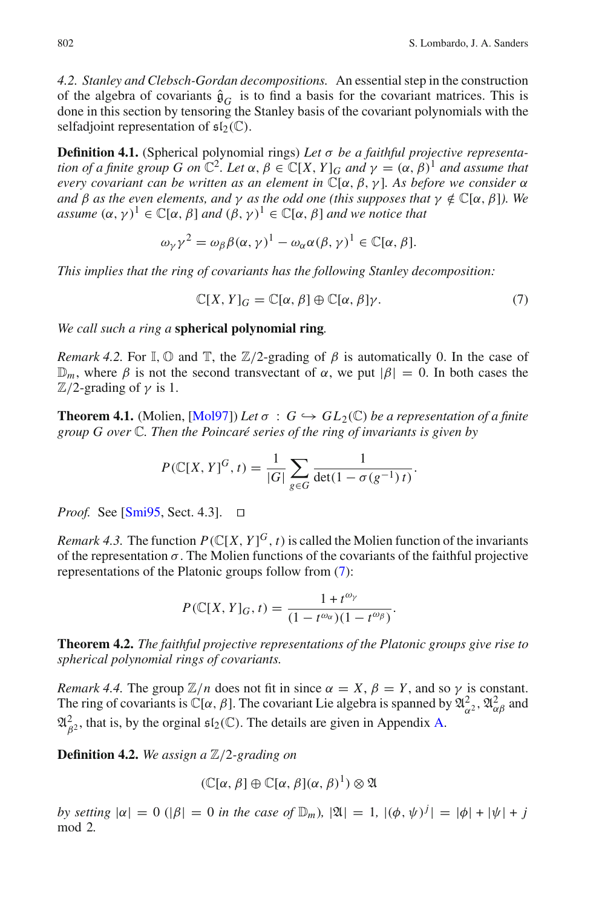*4.2. Stanley and Clebsch-Gordan decompositions.* An essential step in the construction of the algebra of covariants $\hat{\mathfrak{g}}_G$ is to find a basis for the covariant matrices. This is done in this section by tensoring the Stanley basis of the covariant polynomials with the selfadjoint representation of $\mathfrak{sl}_2(\mathbb{C})$.

**Definition 4.1.** (Spherical polynomial rings) *Let $\sigma$ be a faithful projective representation of a finite group $G$ on $\mathbb{C}^2$. Let $\alpha, \beta \in \mathbb{C}[X, Y]_G$ and $\gamma = (\alpha, \beta)^1$ and assume that every covariant can be written as an element in $\mathbb{C}[\alpha, \beta, \gamma]$. As before we consider $\alpha$ and $\beta$ as the even elements, and $\gamma$ as the odd one (this supposes that $\gamma \notin \mathbb{C}[\alpha, \beta]$). We assume $(\alpha, \gamma)^1 \in \mathbb{C}[\alpha, \beta]$ and $(\beta, \gamma)^1 \in \mathbb{C}[\alpha, \beta]$ and we notice that*

$$\omega_\gamma \gamma^2 = \omega_\beta \beta(\alpha, \gamma)^1 - \omega_\alpha \alpha(\beta, \gamma)^1 \in \mathbb{C}[\alpha, \beta].$$

*This implies that the ring of covariants has the following Stanley decomposition:*

$$\mathbb{C}[X, Y]_G = \mathbb{C}[\alpha, \beta] \oplus \mathbb{C}[\alpha, \beta]\gamma. \tag{7}$$

*We call such a ring a* **spherical polynomial ring***.*

*Remark 4.2.* For $\mathbb{I}, \mathbb{O}$ and $\mathbb{T}$, the $\mathbb{Z}/2$-grading of $\beta$ is automatically 0. In the case of $\mathbb{D}_m$, where $\beta$ is not the second transvectant of $\alpha$, we put $|\beta| = 0$. In both cases the $\mathbb{Z}/2$-grading of $\gamma$ is 1.

**Theorem 4.1.** (Molien, [Mol97]) *Let $\sigma : G \hookrightarrow GL_2(\mathbb{C})$ be a representation of a finite group $G$ over $\mathbb{C}$. Then the Poincaré series of the ring of invariants is given by*

$$P(\mathbb{C}[X, Y]^G, t) = \frac{1}{|G|} \sum_{g \in G} \frac{1}{\det(1 - \sigma(g^{-1})\, t)}.$$

*Proof.* See [Smi95, Sect. 4.3]. □

*Remark 4.3.* The function $P(\mathbb{C}[X, Y]^G, t)$ is called the Molien function of the invariants of the representation $\sigma$. The Molien functions of the covariants of the faithful projective representations of the Platonic groups follow from (7):

$$P(\mathbb{C}[X, Y]_G, t) = \frac{1 + t^{\omega_\gamma}}{(1 - t^{\omega_\alpha})(1 - t^{\omega_\beta})}.$$

**Theorem 4.2.** *The faithful projective representations of the Platonic groups give rise to spherical polynomial rings of covariants.*

*Remark 4.4.* The group $\mathbb{Z}/n$ does not fit in since $\alpha = X$, $\beta = Y$, and so $\gamma$ is constant. The ring of covariants is $\mathbb{C}[\alpha, \beta]$. The covariant Lie algebra is spanned by $\mathfrak{A}^2_{\alpha^2}$, $\mathfrak{A}^2_{\alpha\beta}$ and $\mathfrak{A}^2_{\beta^2}$, that is, by the orginal $\mathfrak{sl}_2(\mathbb{C})$. The details are given in Appendix A.

**Definition 4.2.** *We assign a $\mathbb{Z}/2$-grading on*

$$(\mathbb{C}[\alpha, \beta] \oplus \mathbb{C}[\alpha, \beta](\alpha, \beta)^1) \otimes \mathfrak{A}$$

*by setting $|\alpha| = 0$ ($|\beta| = 0$ in the case of $\mathbb{D}_m$), $|\mathfrak{A}| = 1$, $|(\phi, \psi)^j| = |\phi| + |\psi| + j$ mod 2.*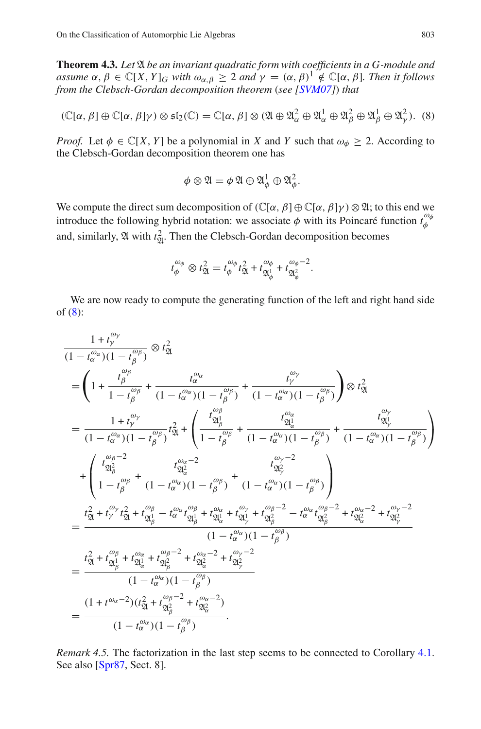**Theorem 4.3.** *Let $\mathfrak{A}$ be an invariant quadratic form with coefficients in a $G$-module and assume $\alpha, \beta \in \mathbb{C}[X,Y]_G$ with $\omega_{\alpha,\beta} \geq 2$ and $\gamma = (\alpha, \beta)^1 \notin \mathbb{C}[\alpha, \beta]$. Then it follows from the Clebsch-Gordan decomposition theorem* (*see [SVM07]*) *that*

$$(\mathbb{C}[\alpha,\beta] \oplus \mathbb{C}[\alpha,\beta]\gamma) \otimes \mathfrak{sl}_2(\mathbb{C}) = \mathbb{C}[\alpha,\beta] \otimes (\mathfrak{A} \oplus \mathfrak{A}^2_\alpha \oplus \mathfrak{A}^1_\alpha \oplus \mathfrak{A}^2_\beta \oplus \mathfrak{A}^1_\beta \oplus \mathfrak{A}^2_\gamma). \quad (8)$$

*Proof.* Let $\phi \in \mathbb{C}[X,Y]$ be a polynomial in $X$ and $Y$ such that $\omega_\phi \geq 2$. According to the Clebsch-Gordan decomposition theorem one has

$$\phi \otimes \mathfrak{A} = \phi\, \mathfrak{A} \oplus \mathfrak{A}^1_\phi \oplus \mathfrak{A}^2_\phi.$$

We compute the direct sum decomposition of $(\mathbb{C}[\alpha,\beta] \oplus \mathbb{C}[\alpha,\beta]\gamma) \otimes \mathfrak{A}$; to this end we introduce the following hybrid notation: we associate $\phi$ with its Poincaré function $t_\phi^{\omega_\phi}$ and, similarly, $\mathfrak{A}$ with $t^2_{\mathfrak{A}}$. Then the Clebsch-Gordan decomposition becomes

$$t_\phi^{\omega_\phi} \otimes t^2_{\mathfrak{A}} = t_\phi^{\omega_\phi} t^2_{\mathfrak{A}} + t^{\omega_\phi}_{\mathfrak{A}^1_\phi} + t^{\omega_\phi - 2}_{\mathfrak{A}^2_\phi}.$$

We are now ready to compute the generating function of the left and right hand side of (8):

$$
\begin{aligned}
&\frac{1 + t_\gamma^{\omega_\gamma}}{(1 - t_\alpha^{\omega_\alpha})(1 - t_\beta^{\omega_\beta})} \otimes t^2_{\mathfrak{A}} \\
&= \left(1 + \frac{t_\beta^{\omega_\beta}}{1 - t_\beta^{\omega_\beta}} + \frac{t_\alpha^{\omega_\alpha}}{(1 - t_\alpha^{\omega_\alpha})(1 - t_\beta^{\omega_\beta})} + \frac{t_\gamma^{\omega_\gamma}}{(1 - t_\alpha^{\omega_\alpha})(1 - t_\beta^{\omega_\beta})}\right) \otimes t^2_{\mathfrak{A}} \\
&= \frac{1 + t_\gamma^{\omega_\gamma}}{(1 - t_\alpha^{\omega_\alpha})(1 - t_\beta^{\omega_\beta})} t^2_{\mathfrak{A}} + \left(\frac{t^{\omega_\beta}_{\mathfrak{A}^1_\beta}}{1 - t_\beta^{\omega_\beta}} + \frac{t^{\omega_\alpha}_{\mathfrak{A}^1_\alpha}}{(1 - t_\alpha^{\omega_\alpha})(1 - t_\beta^{\omega_\beta})} + \frac{t^{\omega_\gamma}_{\mathfrak{A}^1_\gamma}}{(1 - t_\alpha^{\omega_\alpha})(1 - t_\beta^{\omega_\beta})}\right) \\
&\quad + \left(\frac{t^{\omega_\beta - 2}_{\mathfrak{A}^2_\beta}}{1 - t_\beta^{\omega_\beta}} + \frac{t^{\omega_\alpha - 2}_{\mathfrak{A}^2_\alpha}}{(1 - t_\alpha^{\omega_\alpha})(1 - t_\beta^{\omega_\beta})} + \frac{t^{\omega_\gamma - 2}_{\mathfrak{A}^2_\gamma}}{(1 - t_\alpha^{\omega_\alpha})(1 - t_\beta^{\omega_\beta})}\right) \\
&= \frac{t^2_{\mathfrak{A}} + t_\gamma^{\omega_\gamma} t^2_{\mathfrak{A}} + t^{\omega_\beta}_{\mathfrak{A}^1_\beta} - t_\alpha^{\omega_\alpha} t^{\omega_\beta}_{\mathfrak{A}^1_\beta} + t^{\omega_\alpha}_{\mathfrak{A}^1_\alpha} + t^{\omega_\gamma}_{\mathfrak{A}^1_\gamma} + t^{\omega_\beta - 2}_{\mathfrak{A}^2_\beta} - t_\alpha^{\omega_\alpha} t^{\omega_\beta - 2}_{\mathfrak{A}^2_\beta} + t^{\omega_\alpha - 2}_{\mathfrak{A}^2_\alpha} + t^{\omega_\gamma - 2}_{\mathfrak{A}^2_\gamma}}{(1 - t_\alpha^{\omega_\alpha})(1 - t_\beta^{\omega_\beta})} \\
&= \frac{t^2_{\mathfrak{A}} + t^{\omega_\beta}_{\mathfrak{A}^1_\beta} + t^{\omega_\alpha}_{\mathfrak{A}^1_\alpha} + t^{\omega_\beta - 2}_{\mathfrak{A}^2_\beta} + t^{\omega_\alpha - 2}_{\mathfrak{A}^2_\alpha} + t^{\omega_\gamma - 2}_{\mathfrak{A}^2_\gamma}}{(1 - t_\alpha^{\omega_\alpha})(1 - t_\beta^{\omega_\beta})} \\
&= \frac{(1 + t^{\omega_\alpha - 2})(t^2_{\mathfrak{A}} + t^{\omega_\beta - 2}_{\mathfrak{A}^2_\beta} + t^{\omega_\alpha - 2}_{\mathfrak{A}^2_\alpha})}{(1 - t_\alpha^{\omega_\alpha})(1 - t_\beta^{\omega_\beta})}.
\end{aligned}
$$

*Remark 4.5.* The factorization in the last step seems to be connected to Corollary 4.1. See also [Spr87, Sect. 8].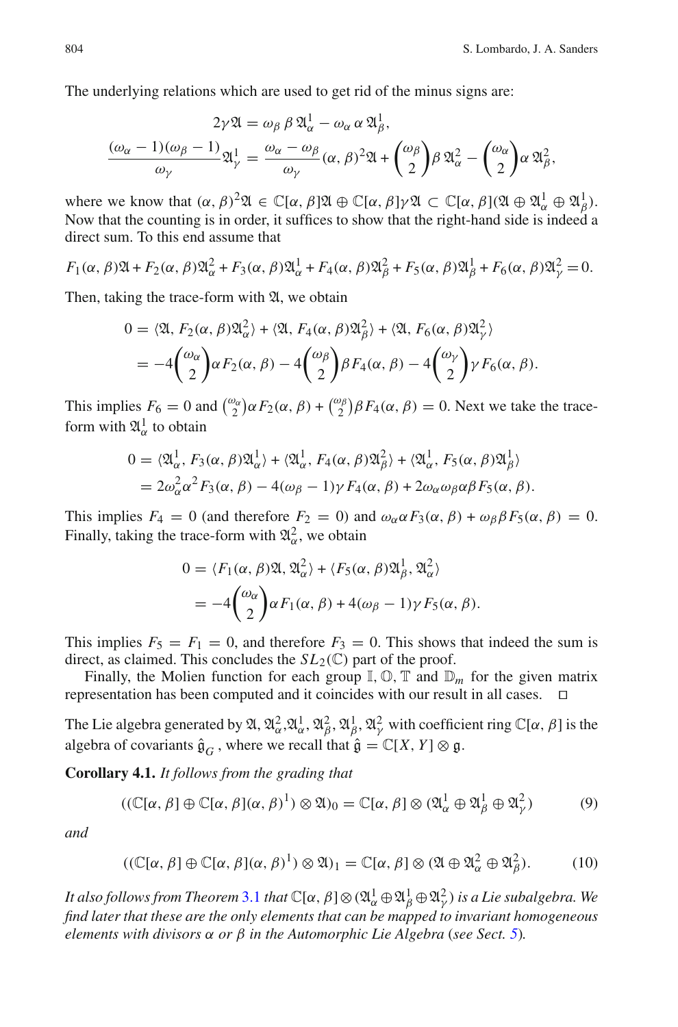The underlying relations which are used to get rid of the minus signs are:

$$2\gamma\mathfrak{A} = \omega_\beta\, \beta\, \mathfrak{A}^1_\alpha - \omega_\alpha\, \alpha\, \mathfrak{A}^1_\beta,$$

$$\frac{(\omega_\alpha - 1)(\omega_\beta - 1)}{\omega_\gamma}\mathfrak{A}^1_\gamma = \frac{\omega_\alpha - \omega_\beta}{\omega_\gamma}(\alpha,\beta)^2\mathfrak{A} + \binom{\omega_\beta}{2}\beta\,\mathfrak{A}^2_\alpha - \binom{\omega_\alpha}{2}\alpha\,\mathfrak{A}^2_\beta,$$

where we know that $(\alpha,\beta)^2\mathfrak{A} \in \mathbb{C}[\alpha,\beta]\mathfrak{A} \oplus \mathbb{C}[\alpha,\beta]\gamma\mathfrak{A} \subset \mathbb{C}[\alpha,\beta](\mathfrak{A} \oplus \mathfrak{A}^1_\alpha \oplus \mathfrak{A}^1_\beta)$. Now that the counting is in order, it suffices to show that the right-hand side is indeed a direct sum. To this end assume that

$$F_1(\alpha,\beta)\mathfrak{A} + F_2(\alpha,\beta)\mathfrak{A}^2_\alpha + F_3(\alpha,\beta)\mathfrak{A}^1_\alpha + F_4(\alpha,\beta)\mathfrak{A}^2_\beta + F_5(\alpha,\beta)\mathfrak{A}^1_\beta + F_6(\alpha,\beta)\mathfrak{A}^2_\gamma = 0.$$

Then, taking the trace-form with $\mathfrak{A}$, we obtain

$$\begin{aligned}
0 &= \langle \mathfrak{A}, F_2(\alpha,\beta)\mathfrak{A}^2_\alpha\rangle + \langle \mathfrak{A}, F_4(\alpha,\beta)\mathfrak{A}^2_\beta\rangle + \langle \mathfrak{A}, F_6(\alpha,\beta)\mathfrak{A}^2_\gamma\rangle \\
&= -4\binom{\omega_\alpha}{2}\alpha F_2(\alpha,\beta) - 4\binom{\omega_\beta}{2}\beta F_4(\alpha,\beta) - 4\binom{\omega_\gamma}{2}\gamma F_6(\alpha,\beta).
\end{aligned}$$

This implies $F_6 = 0$ and $\binom{\omega_\alpha}{2}\alpha F_2(\alpha,\beta) + \binom{\omega_\beta}{2}\beta F_4(\alpha,\beta) = 0$. Next we take the trace-form with $\mathfrak{A}^1_\alpha$ to obtain

$$\begin{aligned}
0 &= \langle \mathfrak{A}^1_\alpha, F_3(\alpha,\beta)\mathfrak{A}^1_\alpha\rangle + \langle \mathfrak{A}^1_\alpha, F_4(\alpha,\beta)\mathfrak{A}^2_\beta\rangle + \langle \mathfrak{A}^1_\alpha, F_5(\alpha,\beta)\mathfrak{A}^1_\beta\rangle \\
&= 2\omega_\alpha^2\alpha^2 F_3(\alpha,\beta) - 4(\omega_\beta - 1)\gamma F_4(\alpha,\beta) + 2\omega_\alpha\omega_\beta\alpha\beta F_5(\alpha,\beta).
\end{aligned}$$

This implies $F_4 = 0$ (and therefore $F_2 = 0$) and $\omega_\alpha\alpha F_3(\alpha,\beta) + \omega_\beta\beta F_5(\alpha,\beta) = 0$. Finally, taking the trace-form with $\mathfrak{A}^2_\alpha$, we obtain

$$\begin{aligned}
0 &= \langle F_1(\alpha,\beta)\mathfrak{A}, \mathfrak{A}^2_\alpha\rangle + \langle F_5(\alpha,\beta)\mathfrak{A}^1_\beta, \mathfrak{A}^2_\alpha\rangle \\
&= -4\binom{\omega_\alpha}{2}\alpha F_1(\alpha,\beta) + 4(\omega_\beta - 1)\gamma F_5(\alpha,\beta).
\end{aligned}$$

This implies $F_5 = F_1 = 0$, and therefore $F_3 = 0$. This shows that indeed the sum is direct, as claimed. This concludes the $SL_2(\mathbb{C})$ part of the proof.

Finally, the Molien function for each group $\mathbb{I}, \mathbb{O}, \mathbb{T}$ and $\mathbb{D}_m$ for the given matrix representation has been computed and it coincides with our result in all cases. □

The Lie algebra generated by $\mathfrak{A}, \mathfrak{A}^2_\alpha, \mathfrak{A}^1_\alpha, \mathfrak{A}^2_\beta, \mathfrak{A}^1_\beta, \mathfrak{A}^2_\gamma$ with coefficient ring $\mathbb{C}[\alpha,\beta]$ is the algebra of covariants $\hat{\mathfrak{g}}_G$, where we recall that $\hat{\mathfrak{g}} = \mathbb{C}[X,Y] \otimes \mathfrak{g}$.

**Corollary 4.1.** *It follows from the grading that*

$$((\mathbb{C}[\alpha,\beta] \oplus \mathbb{C}[\alpha,\beta](\alpha,\beta)^1) \otimes \mathfrak{A})_0 = \mathbb{C}[\alpha,\beta] \otimes (\mathfrak{A}^1_\alpha \oplus \mathfrak{A}^1_\beta \oplus \mathfrak{A}^2_\gamma) \tag{9}$$

*and*

$$((\mathbb{C}[\alpha,\beta] \oplus \mathbb{C}[\alpha,\beta](\alpha,\beta)^1) \otimes \mathfrak{A})_1 = \mathbb{C}[\alpha,\beta] \otimes (\mathfrak{A} \oplus \mathfrak{A}^2_\alpha \oplus \mathfrak{A}^2_\beta). \tag{10}$$

*It also follows from Theorem 3.1 that $\mathbb{C}[\alpha,\beta] \otimes (\mathfrak{A}^1_\alpha \oplus \mathfrak{A}^1_\beta \oplus \mathfrak{A}^2_\gamma)$ is a Lie subalgebra. We find later that these are the only elements that can be mapped to invariant homogeneous elements with divisors $\alpha$ or $\beta$ in the Automorphic Lie Algebra (see Sect. 5).*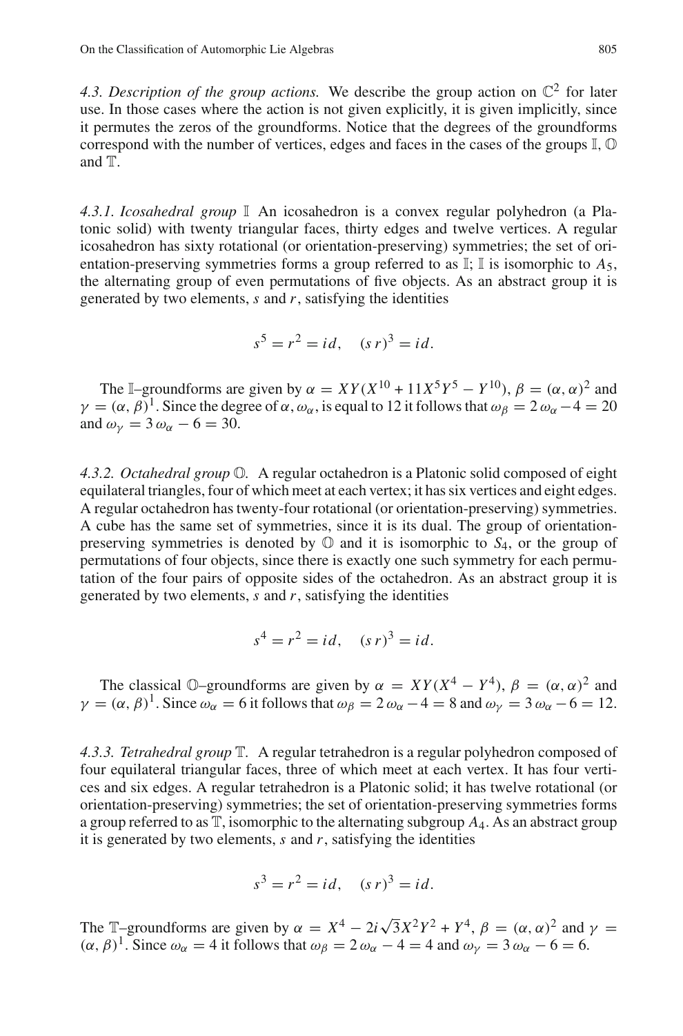*4.3. Description of the group actions.* We describe the group action on $\mathbb{C}^2$ for later use. In those cases where the action is not given explicitly, it is given implicitly, since it permutes the zeros of the groundforms. Notice that the degrees of the groundforms correspond with the number of vertices, edges and faces in the cases of the groups $\mathbb{I}$, $\mathbb{O}$ and $\mathbb{T}$.

*4.3.1. Icosahedral group* $\mathbb{I}$ An icosahedron is a convex regular polyhedron (a Platonic solid) with twenty triangular faces, thirty edges and twelve vertices. A regular icosahedron has sixty rotational (or orientation-preserving) symmetries; the set of orientation-preserving symmetries forms a group referred to as $\mathbb{I}$; $\mathbb{I}$ is isomorphic to $A_5$, the alternating group of even permutations of five objects. As an abstract group it is generated by two elements, $s$ and $r$, satisfying the identities

$$s^5 = r^2 = id, \quad (s\,r)^3 = id.$$

The $\mathbb{I}$–groundforms are given by $\alpha = XY(X^{10} + 11X^5Y^5 - Y^{10})$, $\beta = (\alpha, \alpha)^2$ and $\gamma = (\alpha, \beta)^1$. Since the degree of $\alpha$, $\omega_\alpha$, is equal to 12 it follows that $\omega_\beta = 2\,\omega_\alpha - 4 = 20$ and $\omega_\gamma = 3\,\omega_\alpha - 6 = 30$.

*4.3.2. Octahedral group* $\mathbb{O}$. A regular octahedron is a Platonic solid composed of eight equilateral triangles, four of which meet at each vertex; it has six vertices and eight edges. A regular octahedron has twenty-four rotational (or orientation-preserving) symmetries. A cube has the same set of symmetries, since it is its dual. The group of orientation-preserving symmetries is denoted by $\mathbb{O}$ and it is isomorphic to $S_4$, or the group of permutations of four objects, since there is exactly one such symmetry for each permutation of the four pairs of opposite sides of the octahedron. As an abstract group it is generated by two elements, $s$ and $r$, satisfying the identities

$$s^4 = r^2 = id, \quad (s\,r)^3 = id.$$

The classical $\mathbb{O}$–groundforms are given by $\alpha = XY(X^4 - Y^4)$, $\beta = (\alpha, \alpha)^2$ and $\gamma = (\alpha, \beta)^1$. Since $\omega_\alpha = 6$ it follows that $\omega_\beta = 2\,\omega_\alpha - 4 = 8$ and $\omega_\gamma = 3\,\omega_\alpha - 6 = 12$.

*4.3.3. Tetrahedral group* $\mathbb{T}$. A regular tetrahedron is a regular polyhedron composed of four equilateral triangular faces, three of which meet at each vertex. It has four vertices and six edges. A regular tetrahedron is a Platonic solid; it has twelve rotational (or orientation-preserving) symmetries; the set of orientation-preserving symmetries forms a group referred to as $\mathbb{T}$, isomorphic to the alternating subgroup $A_4$. As an abstract group it is generated by two elements, $s$ and $r$, satisfying the identities

$$s^3 = r^2 = id, \quad (s\,r)^3 = id.$$

The $\mathbb{T}$–groundforms are given by $\alpha = X^4 - 2i\sqrt{3}X^2Y^2 + Y^4$, $\beta = (\alpha, \alpha)^2$ and $\gamma = (\alpha, \beta)^1$. Since $\omega_\alpha = 4$ it follows that $\omega_\beta = 2\,\omega_\alpha - 4 = 4$ and $\omega_\gamma = 3\,\omega_\alpha - 6 = 6$.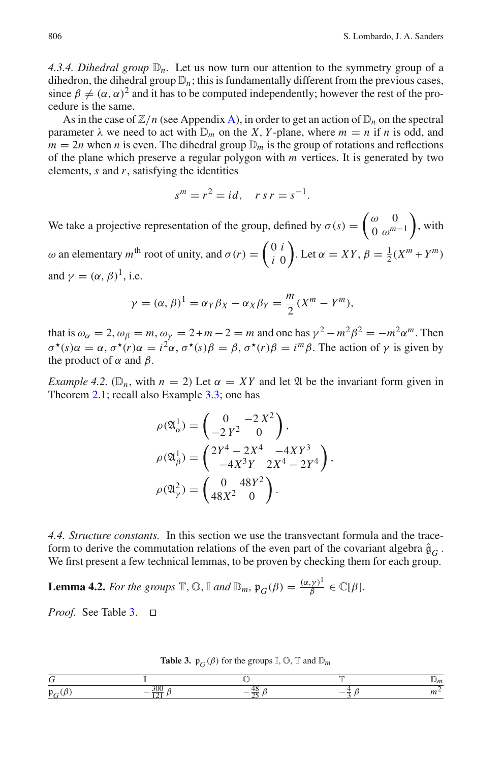*4.3.4. Dihedral group $\mathbb{D}_n$.* Let us now turn our attention to the symmetry group of a dihedron, the dihedral group $\mathbb{D}_n$; this is fundamentally different from the previous cases, since $\beta \neq (\alpha, \alpha)^2$ and it has to be computed independently; however the rest of the procedure is the same.

As in the case of $\mathbb{Z}/n$ (see Appendix A), in order to get an action of $\mathbb{D}_n$ on the spectral parameter $\lambda$ we need to act with $\mathbb{D}_m$ on the $X, Y$-plane, where $m = n$ if $n$ is odd, and $m = 2n$ when $n$ is even. The dihedral group $\mathbb{D}_m$ is the group of rotations and reflections of the plane which preserve a regular polygon with $m$ vertices. It is generated by two elements, $s$ and $r$, satisfying the identities

$$s^m = r^2 = id, \quad r\,s\,r = s^{-1}.$$

We take a projective representation of the group, defined by $\sigma(s) = \begin{pmatrix} \omega & 0 \\ 0 & \omega^{m-1} \end{pmatrix}$, with $\omega$ an elementary $m^{\text{th}}$ root of unity, and $\sigma(r) = \begin{pmatrix} 0 & i \\ i & 0 \end{pmatrix}$. Let $\alpha = XY$, $\beta = \frac{1}{2}(X^m + Y^m)$ and $\gamma = (\alpha, \beta)^1$, i.e.

$$\gamma = (\alpha, \beta)^1 = \alpha_Y \beta_X - \alpha_X \beta_Y = \frac{m}{2}(X^m - Y^m),$$

that is $\omega_\alpha = 2, \omega_\beta = m, \omega_\gamma = 2 + m - 2 = m$ and one has $\gamma^2 - m^2\beta^2 = -m^2\alpha^m$. Then $\sigma^\star(s)\alpha = \alpha$, $\sigma^\star(r)\alpha = i^2\alpha$, $\sigma^\star(s)\beta = \beta$, $\sigma^\star(r)\beta = i^m\beta$. The action of $\gamma$ is given by the product of $\alpha$ and $\beta$.

*Example 4.2.* ($\mathbb{D}_n$, with $n = 2$) Let $\alpha = XY$ and let $\mathfrak{A}$ be the invariant form given in Theorem 2.1; recall also Example 3.3; one has

$$\rho(\mathfrak{A}^1_\alpha) = \begin{pmatrix} 0 & -2\,X^2 \\ -2\,Y^2 & 0 \end{pmatrix},$$

$$\rho(\mathfrak{A}^1_\beta) = \begin{pmatrix} 2Y^4 - 2X^4 & -4XY^3 \\ -4X^3Y & 2X^4 - 2Y^4 \end{pmatrix},$$

$$\rho(\mathfrak{A}^2_\gamma) = \begin{pmatrix} 0 & 48Y^2 \\ 48X^2 & 0 \end{pmatrix}.$$

*4.4. Structure constants.* In this section we use the transvectant formula and the trace-form to derive the commutation relations of the even part of the covariant algebra $\hat{\mathfrak{g}}_G$. We first present a few technical lemmas, to be proven by checking them for each group.

**Lemma 4.2.** *For the groups $\mathbb{T}, \mathbb{O}, \mathbb{I}$ and $\mathbb{D}_m$, $\mathfrak{p}_G(\beta) = \frac{(\alpha,\gamma)^1}{\beta} \in \mathbb{C}[\beta]$.*

*Proof.* See Table 3. □

**Table 3.** $\mathfrak{p}_G(\beta)$ for the groups $\mathbb{I}, \mathbb{O}, \mathbb{T}$ and $\mathbb{D}_m$

| $G$ | $\mathbb{I}$ | $\mathbb{O}$ | $\mathbb{T}$ | $\mathbb{D}_m$ |
|---|---|---|---|---|
| $\mathfrak{p}_G(\beta)$ | $-\frac{300}{121}\beta$ | $-\frac{48}{25}\beta$ | $-\frac{4}{3}\beta$ | $m^2$ |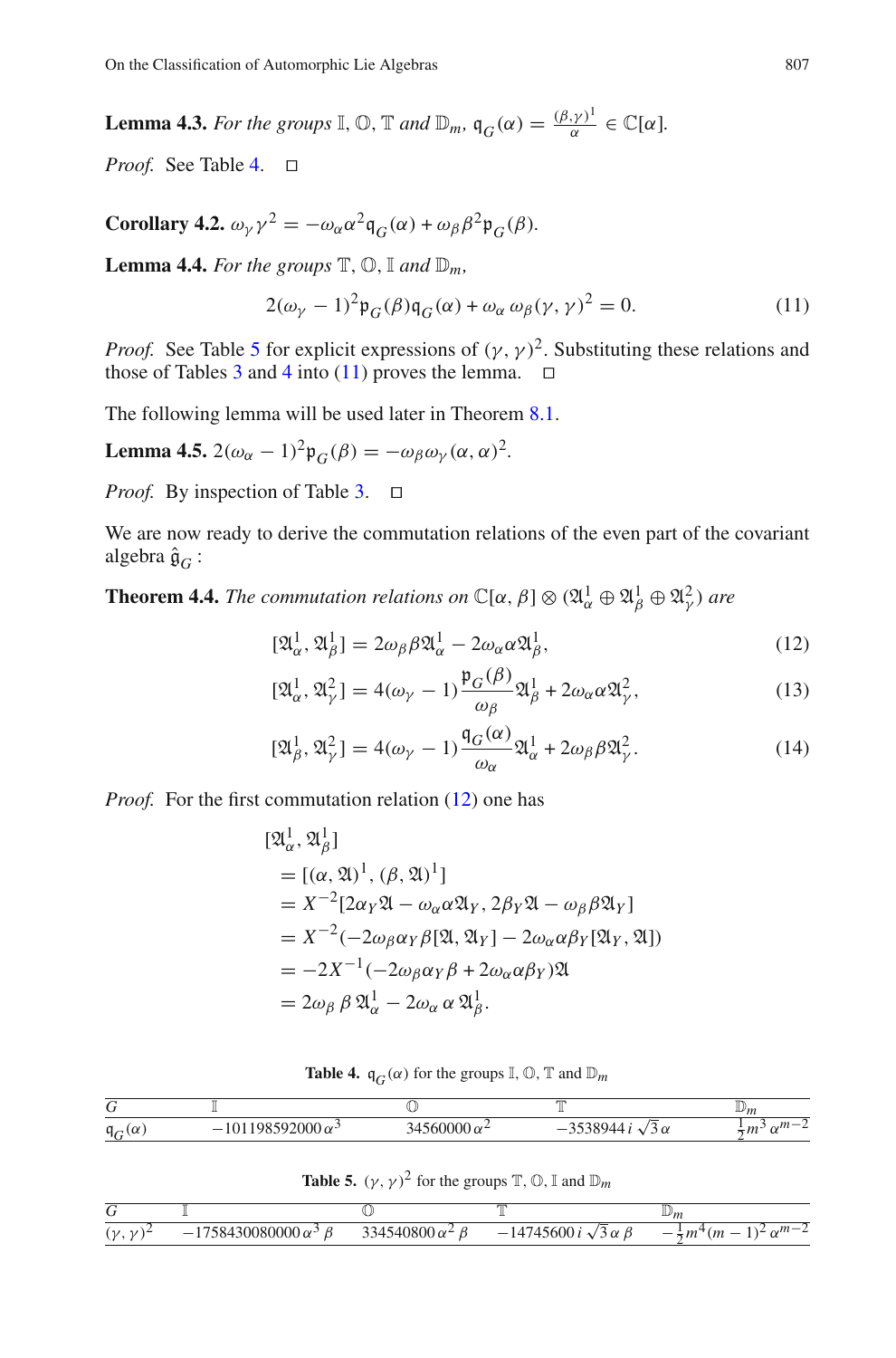**Lemma 4.3.** *For the groups* $\mathbb{I}$, $\mathbb{O}$, $\mathbb{T}$ *and* $\mathbb{D}_m$, $\mathfrak{q}_G(\alpha) = \frac{(\beta,\gamma)^1}{\alpha} \in \mathbb{C}[\alpha]$.

*Proof.* See Table 4. □

**Corollary 4.2.** $\omega_\gamma \gamma^2 = -\omega_\alpha \alpha^2 \mathfrak{q}_G(\alpha) + \omega_\beta \beta^2 \mathfrak{p}_G(\beta)$.

**Lemma 4.4.** *For the groups* $\mathbb{T}$, $\mathbb{O}$, $\mathbb{I}$ *and* $\mathbb{D}_m$,

$$2(\omega_\gamma - 1)^2 \mathfrak{p}_G(\beta)\mathfrak{q}_G(\alpha) + \omega_\alpha\, \omega_\beta (\gamma, \gamma)^2 = 0. \tag{11}$$

*Proof.* See Table 5 for explicit expressions of $(\gamma, \gamma)^2$. Substituting these relations and those of Tables 3 and 4 into (11) proves the lemma. □

The following lemma will be used later in Theorem 8.1.

**Lemma 4.5.** $2(\omega_\alpha - 1)^2 \mathfrak{p}_G(\beta) = -\omega_\beta \omega_\gamma (\alpha, \alpha)^2$.

*Proof.* By inspection of Table 3. □

We are now ready to derive the commutation relations of the even part of the covariant algebra $\hat{\mathfrak{g}}_G$ :

**Theorem 4.4.** *The commutation relations on* $\mathbb{C}[\alpha, \beta] \otimes (\mathfrak{A}^1_\alpha \oplus \mathfrak{A}^1_\beta \oplus \mathfrak{A}^2_\gamma)$ *are*

$$[\mathfrak{A}^1_\alpha, \mathfrak{A}^1_\beta] = 2\omega_\beta \beta \mathfrak{A}^1_\alpha - 2\omega_\alpha \alpha \mathfrak{A}^1_\beta, \tag{12}$$

$$[\mathfrak{A}^1_\alpha, \mathfrak{A}^2_\gamma] = 4(\omega_\gamma - 1)\frac{\mathfrak{p}_G(\beta)}{\omega_\beta}\mathfrak{A}^1_\beta + 2\omega_\alpha \alpha \mathfrak{A}^2_\gamma, \tag{13}$$

$$[\mathfrak{A}^1_\beta, \mathfrak{A}^2_\gamma] = 4(\omega_\gamma - 1)\frac{\mathfrak{q}_G(\alpha)}{\omega_\alpha}\mathfrak{A}^1_\alpha + 2\omega_\beta \beta \mathfrak{A}^2_\gamma. \tag{14}$$

*Proof.* For the first commutation relation (12) one has

$$\begin{aligned}
&[\mathfrak{A}^1_\alpha, \mathfrak{A}^1_\beta] \\
&= [(\alpha, \mathfrak{A})^1, (\beta, \mathfrak{A})^1] \\
&= X^{-2}[2\alpha_Y \mathfrak{A} - \omega_\alpha \alpha \mathfrak{A}_Y, 2\beta_Y \mathfrak{A} - \omega_\beta \beta \mathfrak{A}_Y] \\
&= X^{-2}(-2\omega_\beta \alpha_Y \beta [\mathfrak{A}, \mathfrak{A}_Y] - 2\omega_\alpha \alpha \beta_Y [\mathfrak{A}_Y, \mathfrak{A}]) \\
&= -2X^{-1}(-2\omega_\beta \alpha_Y \beta + 2\omega_\alpha \alpha \beta_Y)\mathfrak{A} \\
&= 2\omega_\beta\, \beta\, \mathfrak{A}^1_\alpha - 2\omega_\alpha\, \alpha\, \mathfrak{A}^1_\beta.
\end{aligned}$$

**Table 4.** $\mathfrak{q}_G(\alpha)$ for the groups $\mathbb{I}$, $\mathbb{O}$, $\mathbb{T}$ and $\mathbb{D}_m$

| $G$ | $\mathbb{I}$ | $\mathbb{O}$ | $\mathbb{T}$ | $\mathbb{D}_m$ |
|---|---|---|---|---|
| $\mathfrak{q}_G(\alpha)$ | $-101198592000\,\alpha^3$ | $34560000\,\alpha^2$ | $-3538944\,i\,\sqrt{3}\,\alpha$ | $\frac{1}{2}m^3\,\alpha^{m-2}$ |

**Table 5.** $(\gamma, \gamma)^2$ for the groups $\mathbb{T}$, $\mathbb{O}$, $\mathbb{I}$ and $\mathbb{D}_m$

| $G$ | $\mathbb{I}$ | $\mathbb{O}$ | $\mathbb{T}$ | $\mathbb{D}_m$ |
|---|---|---|---|---|
| $(\gamma, \gamma)^2$ | $-1758430080000\,\alpha^3\,\beta$ | $334540800\,\alpha^2\,\beta$ | $-14745600\,i\,\sqrt{3}\,\alpha\,\beta$ | $-\frac{1}{2}m^4(m-1)^2\,\alpha^{m-2}$ |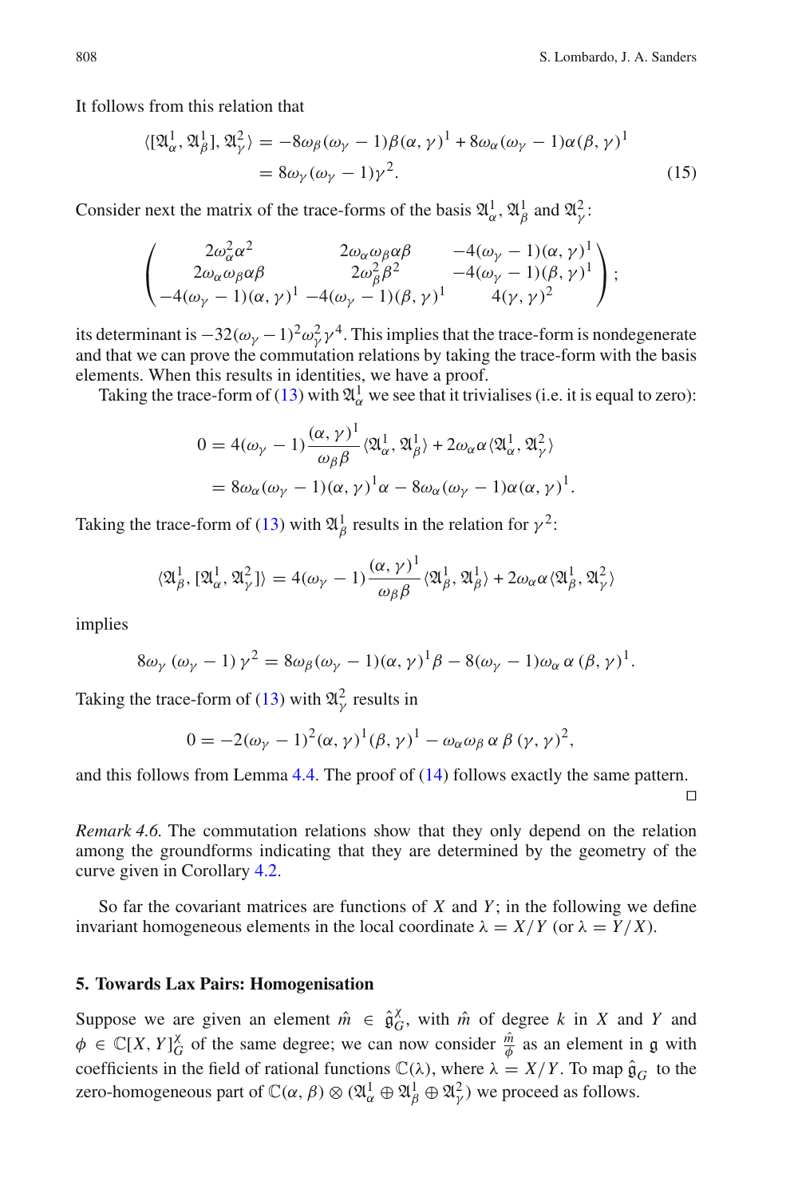It follows from this relation that

$$\langle[\mathfrak{A}^1_\alpha, \mathfrak{A}^1_\beta], \mathfrak{A}^2_\gamma\rangle = -8\omega_\beta(\omega_\gamma - 1)\beta(\alpha, \gamma)^1 + 8\omega_\alpha(\omega_\gamma - 1)\alpha(\beta, \gamma)^1$$
$$= 8\omega_\gamma(\omega_\gamma - 1)\gamma^2. \tag{15}$$

Consider next the matrix of the trace-forms of the basis $\mathfrak{A}^1_\alpha$, $\mathfrak{A}^1_\beta$ and $\mathfrak{A}^2_\gamma$:

$$\begin{pmatrix} 2\omega_\alpha^2\alpha^2 & 2\omega_\alpha\omega_\beta\alpha\beta & -4(\omega_\gamma - 1)(\alpha, \gamma)^1 \\ 2\omega_\alpha\omega_\beta\alpha\beta & 2\omega_\beta^2\beta^2 & -4(\omega_\gamma - 1)(\beta, \gamma)^1 \\ -4(\omega_\gamma - 1)(\alpha, \gamma)^1 & -4(\omega_\gamma - 1)(\beta, \gamma)^1 & 4(\gamma, \gamma)^2 \end{pmatrix};$$

its determinant is $-32(\omega_\gamma - 1)^2\omega_\gamma^2\gamma^4$. This implies that the trace-form is nondegenerate and that we can prove the commutation relations by taking the trace-form with the basis elements. When this results in identities, we have a proof.

Taking the trace-form of (13) with $\mathfrak{A}^1_\alpha$ we see that it trivialises (i.e. it is equal to zero):

$$0 = 4(\omega_\gamma - 1)\frac{(\alpha, \gamma)^1}{\omega_\beta\beta}\langle\mathfrak{A}^1_\alpha, \mathfrak{A}^1_\beta\rangle + 2\omega_\alpha\alpha\langle\mathfrak{A}^1_\alpha, \mathfrak{A}^2_\gamma\rangle$$
$$= 8\omega_\alpha(\omega_\gamma - 1)(\alpha, \gamma)^1\alpha - 8\omega_\alpha(\omega_\gamma - 1)\alpha(\alpha, \gamma)^1.$$

Taking the trace-form of (13) with $\mathfrak{A}^1_\beta$ results in the relation for $\gamma^2$:

$$\langle\mathfrak{A}^1_\beta, [\mathfrak{A}^1_\alpha, \mathfrak{A}^2_\gamma]\rangle = 4(\omega_\gamma - 1)\frac{(\alpha, \gamma)^1}{\omega_\beta\beta}\langle\mathfrak{A}^1_\beta, \mathfrak{A}^1_\beta\rangle + 2\omega_\alpha\alpha\langle\mathfrak{A}^1_\beta, \mathfrak{A}^2_\gamma\rangle$$

implies

$$8\omega_\gamma\,(\omega_\gamma - 1)\,\gamma^2 = 8\omega_\beta(\omega_\gamma - 1)(\alpha, \gamma)^1\beta - 8(\omega_\gamma - 1)\omega_\alpha\,\alpha\,(\beta, \gamma)^1.$$

Taking the trace-form of (13) with $\mathfrak{A}^2_\gamma$ results in

$$0 = -2(\omega_\gamma - 1)^2(\alpha, \gamma)^1(\beta, \gamma)^1 - \omega_\alpha\omega_\beta\,\alpha\,\beta\,(\gamma, \gamma)^2,$$

and this follows from Lemma 4.4. The proof of (14) follows exactly the same pattern. □

*Remark 4.6.* The commutation relations show that they only depend on the relation among the groundforms indicating that they are determined by the geometry of the curve given in Corollary 4.2.

So far the covariant matrices are functions of $X$ and $Y$; in the following we define invariant homogeneous elements in the local coordinate $\lambda = X/Y$ (or $\lambda = Y/X$).

## 5. Towards Lax Pairs: Homogenisation

Suppose we are given an element $\hat{m} \in \hat{\mathfrak{g}}^\chi_G$, with $\hat{m}$ of degree $k$ in $X$ and $Y$ and $\phi \in \mathbb{C}[X, Y]^\chi_G$ of the same degree; we can now consider $\frac{\hat{m}}{\phi}$ as an element in $\mathfrak{g}$ with coefficients in the field of rational functions $\mathbb{C}(\lambda)$, where $\lambda = X/Y$. To map $\hat{\mathfrak{g}}_G$ to the zero-homogeneous part of $\mathbb{C}(\alpha, \beta) \otimes (\mathfrak{A}^1_\alpha \oplus \mathfrak{A}^1_\beta \oplus \mathfrak{A}^2_\gamma)$ we proceed as follows.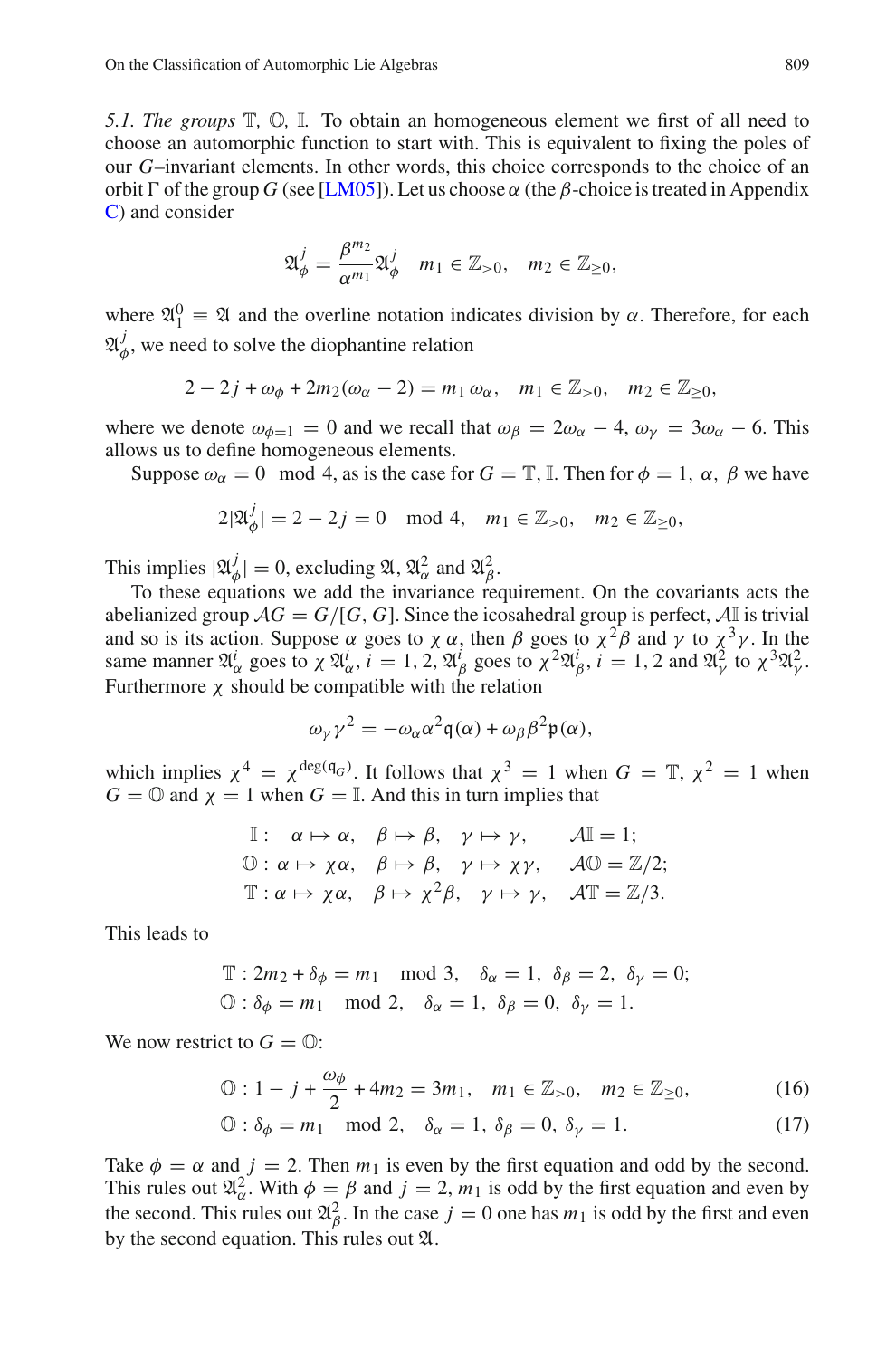*5.1. The groups* $\mathbb{T}$, $\mathbb{O}$, $\mathbb{I}$. To obtain an homogeneous element we first of all need to choose an automorphic function to start with. This is equivalent to fixing the poles of our $G$–invariant elements. In other words, this choice corresponds to the choice of an orbit $\Gamma$ of the group $G$ (see [LM05]). Let us choose $\alpha$ (the $\beta$-choice is treated in Appendix C) and consider

$$\overline{\mathfrak{A}}_\phi^j = \frac{\beta^{m_2}}{\alpha^{m_1}}\mathfrak{A}_\phi^j \quad m_1 \in \mathbb{Z}_{>0}, \quad m_2 \in \mathbb{Z}_{\geq 0},$$

where $\mathfrak{A}_1^0 \equiv \mathfrak{A}$ and the overline notation indicates division by $\alpha$. Therefore, for each $\mathfrak{A}_\phi^j$, we need to solve the diophantine relation

$$2 - 2j + \omega_\phi + 2m_2(\omega_\alpha - 2) = m_1\,\omega_\alpha, \quad m_1 \in \mathbb{Z}_{>0}, \quad m_2 \in \mathbb{Z}_{\geq 0},$$

where we denote $\omega_{\phi=1} = 0$ and we recall that $\omega_\beta = 2\omega_\alpha - 4$, $\omega_\gamma = 3\omega_\alpha - 6$. This allows us to define homogeneous elements.

Suppose $\omega_\alpha = 0 \mod 4$, as is the case for $G = \mathbb{T}, \mathbb{I}$. Then for $\phi = 1,\ \alpha,\ \beta$ we have

$$2|\mathfrak{A}_\phi^j| = 2 - 2j = 0 \mod 4, \quad m_1 \in \mathbb{Z}_{>0}, \quad m_2 \in \mathbb{Z}_{\geq 0},$$

This implies $|\mathfrak{A}_\phi^j| = 0$, excluding $\mathfrak{A}$, $\mathfrak{A}_\alpha^2$ and $\mathfrak{A}_\beta^2$.

To these equations we add the invariance requirement. On the covariants acts the abelianized group $\mathcal{A}G = G/[G, G]$. Since the icosahedral group is perfect, $\mathcal{A}\mathbb{I}$ is trivial and so is its action. Suppose $\alpha$ goes to $\chi\,\alpha$, then $\beta$ goes to $\chi^2\beta$ and $\gamma$ to $\chi^3\gamma$. In the same manner $\mathfrak{A}_\alpha^i$ goes to $\chi\,\mathfrak{A}_\alpha^i$, $i = 1, 2$, $\mathfrak{A}_\beta^i$ goes to $\chi^2\mathfrak{A}_\beta^i$, $i = 1, 2$ and $\mathfrak{A}_\gamma^2$ to $\chi^3\mathfrak{A}_\gamma^2$. Furthermore $\chi$ should be compatible with the relation

$$\omega_\gamma\gamma^2 = -\omega_\alpha\alpha^2\mathfrak{q}(\alpha) + \omega_\beta\beta^2\mathfrak{p}(\alpha),$$

which implies $\chi^4 = \chi^{\deg(\mathfrak{q}_G)}$. It follows that $\chi^3 = 1$ when $G = \mathbb{T}$, $\chi^2 = 1$ when $G = \mathbb{O}$ and $\chi = 1$ when $G = \mathbb{I}$. And this in turn implies that

$$\begin{aligned}
\mathbb{I}:&\quad \alpha \mapsto \alpha, \quad \beta \mapsto \beta, \quad \gamma \mapsto \gamma, \qquad \mathcal{A}\mathbb{I} = 1;\\
\mathbb{O}:&\ \alpha \mapsto \chi\alpha, \quad \beta \mapsto \beta, \quad \gamma \mapsto \chi\gamma, \qquad \mathcal{A}\mathbb{O} = \mathbb{Z}/2;\\
\mathbb{T}:&\ \alpha \mapsto \chi\alpha, \quad \beta \mapsto \chi^2\beta, \quad \gamma \mapsto \gamma, \qquad \mathcal{A}\mathbb{T} = \mathbb{Z}/3.
\end{aligned}$$

This leads to

$$\begin{aligned}
\mathbb{T}&: 2m_2 + \delta_\phi = m_1 \mod 3, \quad \delta_\alpha = 1,\ \delta_\beta = 2,\ \delta_\gamma = 0;\\
\mathbb{O}&: \delta_\phi = m_1 \mod 2, \quad \delta_\alpha = 1,\ \delta_\beta = 0,\ \delta_\gamma = 1.
\end{aligned}$$

We now restrict to $G = \mathbb{O}$:

$$\mathbb{O}: 1 - j + \frac{\omega_\phi}{2} + 4m_2 = 3m_1, \quad m_1 \in \mathbb{Z}_{>0}, \quad m_2 \in \mathbb{Z}_{\geq 0}, \tag{16}$$

$$\mathbb{O}: \delta_\phi = m_1 \mod 2, \quad \delta_\alpha = 1,\ \delta_\beta = 0,\ \delta_\gamma = 1. \tag{17}$$

Take $\phi = \alpha$ and $j = 2$. Then $m_1$ is even by the first equation and odd by the second. This rules out $\mathfrak{A}_\alpha^2$. With $\phi = \beta$ and $j = 2$, $m_1$ is odd by the first equation and even by the second. This rules out $\mathfrak{A}_\beta^2$. In the case $j = 0$ one has $m_1$ is odd by the first and even by the second equation. This rules out $\mathfrak{A}$.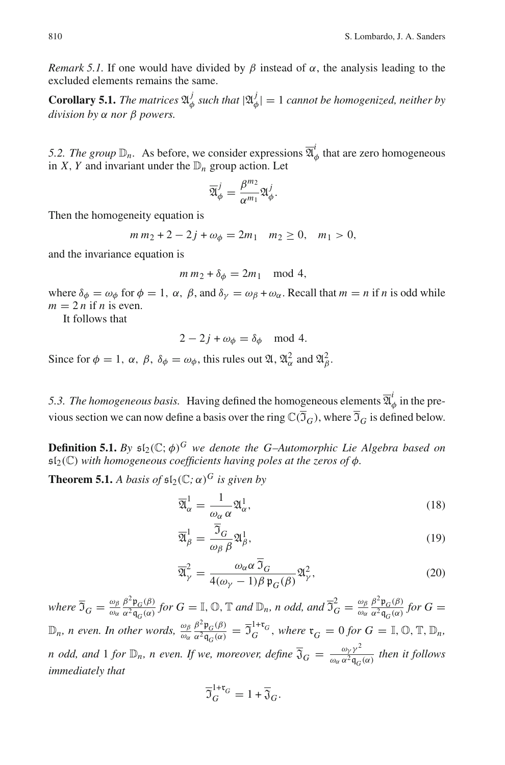*Remark 5.1.* If one would have divided by $\beta$ instead of $\alpha$, the analysis leading to the excluded elements remains the same.

**Corollary 5.1.** *The matrices $\mathfrak{A}^j_\phi$ such that $|\mathfrak{A}^j_\phi| = 1$ cannot be homogenized, neither by division by $\alpha$ nor $\beta$ powers.*

*5.2. The group $\mathbb{D}_n$.* As before, we consider expressions $\overline{\mathfrak{A}}^i_\phi$ that are zero homogeneous in $X$, $Y$ and invariant under the $\mathbb{D}_n$ group action. Let

$$\overline{\mathfrak{A}}^j_\phi = \frac{\beta^{m_2}}{\alpha^{m_1}}\mathfrak{A}^j_\phi.$$

Then the homogeneity equation is

$$m\, m_2 + 2 - 2j + \omega_\phi = 2m_1 \quad m_2 \geq 0, \quad m_1 > 0,$$

and the invariance equation is

$$m\, m_2 + \delta_\phi = 2m_1 \mod 4,$$

where $\delta_\phi = \omega_\phi$ for $\phi = 1,\ \alpha,\ \beta$, and $\delta_\gamma = \omega_\beta + \omega_\alpha$. Recall that $m = n$ if $n$ is odd while $m = 2\,n$ if $n$ is even.

It follows that

$$2 - 2j + \omega_\phi = \delta_\phi \mod 4.$$

Since for $\phi = 1,\ \alpha,\ \beta,\ \delta_\phi = \omega_\phi$, this rules out $\mathfrak{A}$, $\mathfrak{A}^2_\alpha$ and $\mathfrak{A}^2_\beta$.

*5.3. The homogeneous basis.* Having defined the homogeneous elements $\overline{\mathfrak{A}}^i_\phi$ in the previous section we can now define a basis over the ring $\mathbb{C}(\overline{\mathfrak{I}}_G)$, where $\overline{\mathfrak{I}}_G$ is defined below.

**Definition 5.1.** *By $\mathfrak{sl}_2(\mathbb{C};\phi)^G$ we denote the G–Automorphic Lie Algebra based on $\mathfrak{sl}_2(\mathbb{C})$ with homogeneous coefficients having poles at the zeros of $\phi$.*

**Theorem 5.1.** *A basis of $\mathfrak{sl}_2(\mathbb{C};\alpha)^G$ is given by*

$$\overline{\mathfrak{A}}^1_\alpha = \frac{1}{\omega_\alpha\, \alpha}\mathfrak{A}^1_\alpha, \tag{18}$$

$$\overline{\mathfrak{A}}^1_\beta = \frac{\overline{\mathfrak{I}}_G}{\omega_\beta\, \beta}\mathfrak{A}^1_\beta, \tag{19}$$

$$\overline{\mathfrak{A}}^2_\gamma = \frac{\omega_\alpha \alpha\, \overline{\mathfrak{I}}_G}{4(\omega_\gamma - 1)\beta\, \mathfrak{p}_G(\beta)}\mathfrak{A}^2_\gamma, \tag{20}$$

*where $\overline{\mathfrak{I}}_G = \frac{\omega_\beta}{\omega_\alpha}\frac{\beta^2 \mathfrak{p}_G(\beta)}{\alpha^2 \mathfrak{q}_G(\alpha)}$ for $G = \mathbb{I}, \mathbb{O}, \mathbb{T}$ and $\mathbb{D}_n$, $n$ odd, and $\overline{\mathfrak{I}}^2_G = \frac{\omega_\beta}{\omega_\alpha}\frac{\beta^2 \mathfrak{p}_G(\beta)}{\alpha^2 \mathfrak{q}_G(\alpha)}$ for $G = \mathbb{D}_n$, $n$ even. In other words, $\frac{\omega_\beta}{\omega_\alpha}\frac{\beta^2 \mathfrak{p}_G(\beta)}{\alpha^2 \mathfrak{q}_G(\alpha)} = \overline{\mathfrak{I}}^{1+\mathfrak{r}_G}_G$, where $\mathfrak{r}_G = 0$ for $G = \mathbb{I}, \mathbb{O}, \mathbb{T}, \mathbb{D}_n$, $n$ odd, and $1$ for $\mathbb{D}_n$, $n$ even. If we, moreover, define $\overline{\mathfrak{J}}_G = \frac{\omega_\gamma \gamma^2}{\omega_\alpha\, \alpha^2 \mathfrak{q}_G(\alpha)}$ then it follows immediately that*

$$\overline{\mathfrak{I}}^{1+\mathfrak{r}_G}_G = 1 + \overline{\mathfrak{J}}_G.$$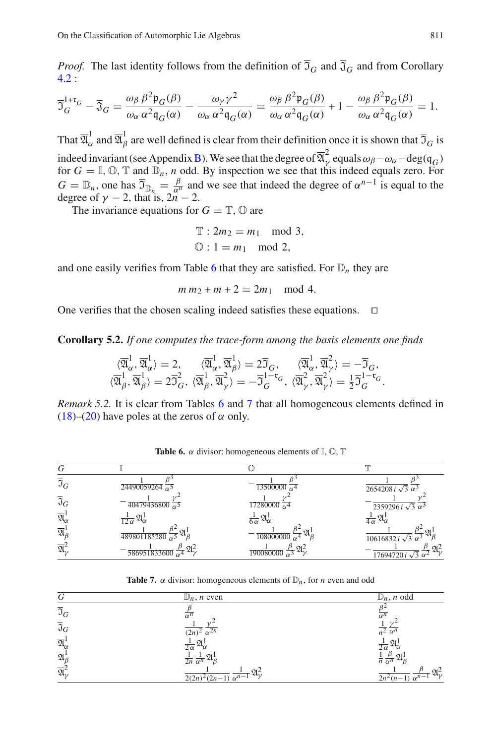*Proof.* The last identity follows from the definition of $\overline{\mathfrak{I}}_G$ and $\overline{\mathfrak{J}}_G$ and from Corollary 4.2 :

$$\overline{\mathfrak{I}}_G^{1+\mathfrak{r}_G} - \overline{\mathfrak{J}}_G = \frac{\omega_\beta\, \beta^2 \mathfrak{p}_G(\beta)}{\omega_\alpha\, \alpha^2 \mathfrak{q}_G(\alpha)} - \frac{\omega_\gamma \gamma^2}{\omega_\alpha\, \alpha^2 \mathfrak{q}_G(\alpha)} = \frac{\omega_\beta\, \beta^2 \mathfrak{p}_G(\beta)}{\omega_\alpha\, \alpha^2 \mathfrak{q}_G(\alpha)} + 1 - \frac{\omega_\beta\, \beta^2 \mathfrak{p}_G(\beta)}{\omega_\alpha\, \alpha^2 \mathfrak{q}_G(\alpha)} = 1.$$

That $\overline{\mathfrak{A}}^1_\alpha$ and $\overline{\mathfrak{A}}^1_\beta$ are well defined is clear from their definition once it is shown that $\overline{\mathfrak{I}}_G$ is indeed invariant (see Appendix B). We see that the degree of $\overline{\mathfrak{A}}^2_\gamma$ equals $\omega_\beta - \omega_\alpha - \deg(\mathfrak{q}_G)$ for $G = \mathbb{I}, \mathbb{O}, \mathbb{T}$ and $\mathbb{D}_n$, $n$ odd. By inspection we see that this indeed equals zero. For $G = \mathbb{D}_n$, one has $\overline{\mathfrak{I}}_{\mathbb{D}_n} = \frac{\beta}{\alpha^n}$ and we see that indeed the degree of $\alpha^{n-1}$ is equal to the degree of $\gamma - 2$, that is, $2n - 2$.

The invariance equations for $G = \mathbb{T}, \mathbb{O}$ are

$$\mathbb{T} : 2m_2 = m_1 \mod 3,$$
$$\mathbb{O} : 1 = m_1 \mod 2,$$

and one easily verifies from Table 6 that they are satisfied. For $\mathbb{D}_n$ they are

$$m\, m_2 + m + 2 = 2m_1 \mod 4.$$

One verifies that the chosen scaling indeed satisfies these equations. $\square$

**Corollary 5.2.** *If one computes the trace-form among the basis elements one finds*

$$\langle \overline{\mathfrak{A}}^1_\alpha, \overline{\mathfrak{A}}^1_\alpha \rangle = 2, \quad \langle \overline{\mathfrak{A}}^1_\alpha, \overline{\mathfrak{A}}^1_\beta \rangle = 2\overline{\mathfrak{I}}_G, \quad \langle \overline{\mathfrak{A}}^1_\alpha, \overline{\mathfrak{A}}^2_\gamma \rangle = -\overline{\mathfrak{I}}_G,$$
$$\langle \overline{\mathfrak{A}}^1_\beta, \overline{\mathfrak{A}}^1_\beta \rangle = 2\overline{\mathfrak{I}}^2_G, \ \langle \overline{\mathfrak{A}}^1_\beta, \overline{\mathfrak{A}}^2_\gamma \rangle = -\overline{\mathfrak{I}}_G^{1-\mathfrak{r}_G}, \ \langle \overline{\mathfrak{A}}^2_\gamma, \overline{\mathfrak{A}}^2_\gamma \rangle = \tfrac{1}{2}\overline{\mathfrak{I}}_G^{1-\mathfrak{r}_G}.$$

*Remark 5.2.* It is clear from Tables 6 and 7 that all homogeneous elements defined in (18)–(20) have poles at the zeros of $\alpha$ only.

**Table 6.** $\alpha$ divisor: homogeneous elements of $\mathbb{I}, \mathbb{O}, \mathbb{T}$

| $G$ | $\mathbb{I}$ | $\mathbb{O}$ | $\mathbb{T}$ |
|---|---|---|---|
| $\overline{\mathfrak{I}}_G$ | $\frac{1}{24490059264}\frac{\beta^3}{\alpha^5}$ | $-\frac{1}{13500000}\frac{\beta^3}{\alpha^4}$ | $\frac{1}{2654208\,i\,\sqrt{3}}\frac{\beta^3}{\alpha^3}$ |
| $\overline{\mathfrak{J}}_G$ | $-\frac{1}{40479436800}\frac{\gamma^2}{\alpha^5}$ | $\frac{1}{17280000}\frac{\gamma^2}{\alpha^4}$ | $-\frac{1}{2359296\,i\,\sqrt{3}}\frac{\gamma^2}{\alpha^3}$ |
| $\overline{\mathfrak{A}}^1_\alpha$ | $\frac{1}{12\,\alpha}\mathfrak{A}^1_\alpha$ | $\frac{1}{6\,\alpha}\mathfrak{A}^1_\alpha$ | $\frac{1}{4\,\alpha}\mathfrak{A}^1_\alpha$ |
| $\overline{\mathfrak{A}}^1_\beta$ | $\frac{1}{4898011185280}\frac{\beta^2}{\alpha^5}\mathfrak{A}^1_\beta$ | $-\frac{1}{108000000}\frac{\beta^2}{\alpha^4}\mathfrak{A}^1_\beta$ | $\frac{1}{10616832\,i\,\sqrt{3}}\frac{\beta^2}{\alpha^3}\mathfrak{A}^1_\beta$ |
| $\overline{\mathfrak{A}}^2_\gamma$ | $-\frac{1}{586951833600}\frac{\beta}{\alpha^4}\mathfrak{A}^2_\gamma$ | $\frac{1}{190080000}\frac{\beta}{\alpha^3}\mathfrak{A}^2_\gamma$ | $-\frac{1}{17694720\,i\,\sqrt{3}}\frac{\beta}{\alpha^2}\mathfrak{A}^2_\gamma$ |

**Table 7.** $\alpha$ divisor: homogeneous elements of $\mathbb{D}_n$, for $n$ even and odd

| $G$ | $\mathbb{D}_n$, $n$ even | $\mathbb{D}_n$, $n$ odd |
|---|---|---|
| $\overline{\mathfrak{I}}_G$ | $\frac{\beta}{\alpha^n}$ | $\frac{\beta^2}{\alpha^n}$ |
| $\overline{\mathfrak{J}}_G$ | $\frac{1}{(2n)^2}\frac{\gamma^2}{\alpha^{2n}}$ | $\frac{1}{n^2}\frac{\gamma^2}{\alpha^n}$ |
| $\overline{\mathfrak{A}}^1_\alpha$ | $\frac{1}{2\,\alpha}\mathfrak{A}^1_\alpha$ | $\frac{1}{2\,\alpha}\mathfrak{A}^1_\alpha$ |
| $\overline{\mathfrak{A}}^1_\beta$ | $\frac{1}{2n}\frac{1}{\alpha^n}\mathfrak{A}^1_\beta$ | $\frac{1}{n}\frac{\beta}{\alpha^n}\mathfrak{A}^1_\beta$ |
| $\overline{\mathfrak{A}}^2_\gamma$ | $\frac{1}{2(2n)^2(2n-1)}\frac{1}{\alpha^{n-1}}\mathfrak{A}^2_\gamma$ | $\frac{1}{2n^2(n-1)}\frac{\beta}{\alpha^{n-1}}\mathfrak{A}^2_\gamma$ |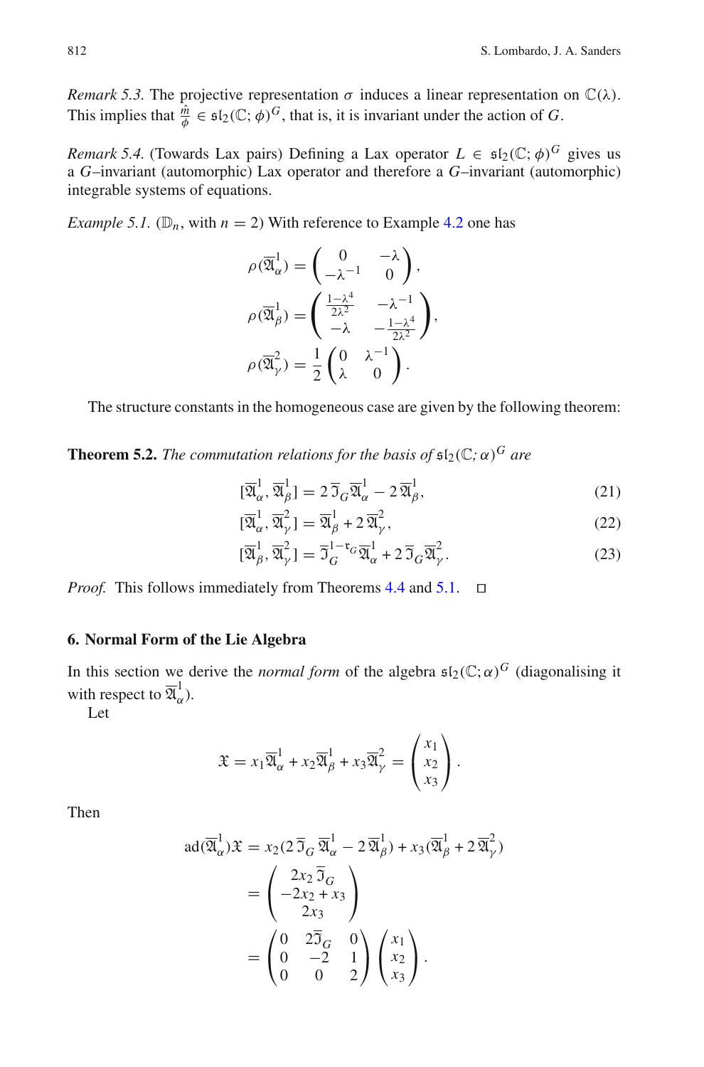*Remark 5.3.* The projective representation $\sigma$ induces a linear representation on $\mathbb{C}(\lambda)$. This implies that $\frac{\hat{m}}{\phi} \in \mathfrak{sl}_2(\mathbb{C};\phi)^G$, that is, it is invariant under the action of $G$.

*Remark 5.4.* (Towards Lax pairs) Defining a Lax operator $L \in \mathfrak{sl}_2(\mathbb{C};\phi)^G$ gives us a $G$–invariant (automorphic) Lax operator and therefore a $G$–invariant (automorphic) integrable systems of equations.

*Example 5.1.* ($\mathbb{D}_n$, with $n = 2$) With reference to Example 4.2 one has

$$\rho(\overline{\mathfrak{A}}^1_\alpha) = \begin{pmatrix} 0 & -\lambda \\ -\lambda^{-1} & 0 \end{pmatrix},$$

$$\rho(\overline{\mathfrak{A}}^1_\beta) = \begin{pmatrix} \frac{1-\lambda^4}{2\lambda^2} & -\lambda^{-1} \\ -\lambda & -\frac{1-\lambda^4}{2\lambda^2} \end{pmatrix},$$

$$\rho(\overline{\mathfrak{A}}^2_\gamma) = \frac{1}{2}\begin{pmatrix} 0 & \lambda^{-1} \\ \lambda & 0 \end{pmatrix}.$$

The structure constants in the homogeneous case are given by the following theorem:

**Theorem 5.2.** *The commutation relations for the basis of* $\mathfrak{sl}_2(\mathbb{C};\alpha)^G$ *are*

$$[\overline{\mathfrak{A}}^1_\alpha, \overline{\mathfrak{A}}^1_\beta] = 2\,\overline{\mathfrak{I}}_G\overline{\mathfrak{A}}^1_\alpha - 2\,\overline{\mathfrak{A}}^1_\beta, \tag{21}$$

$$[\overline{\mathfrak{A}}^1_\alpha, \overline{\mathfrak{A}}^2_\gamma] = \overline{\mathfrak{A}}^1_\beta + 2\,\overline{\mathfrak{A}}^2_\gamma, \tag{22}$$

$$[\overline{\mathfrak{A}}^1_\beta, \overline{\mathfrak{A}}^2_\gamma] = \overline{\mathfrak{I}}_G^{1-\mathfrak{r}_G}\overline{\mathfrak{A}}^1_\alpha + 2\,\overline{\mathfrak{I}}_G\overline{\mathfrak{A}}^2_\gamma. \tag{23}$$

*Proof.* This follows immediately from Theorems 4.4 and 5.1. □

## 6. Normal Form of the Lie Algebra

In this section we derive the *normal form* of the algebra $\mathfrak{sl}_2(\mathbb{C};\alpha)^G$ (diagonalising it with respect to $\overline{\mathfrak{A}}^1_\alpha$).

Let

$$\mathfrak{X} = x_1\overline{\mathfrak{A}}^1_\alpha + x_2\overline{\mathfrak{A}}^1_\beta + x_3\overline{\mathfrak{A}}^2_\gamma = \begin{pmatrix} x_1 \\ x_2 \\ x_3 \end{pmatrix}.$$

Then

$$\begin{aligned}
\mathrm{ad}(\overline{\mathfrak{A}}^1_\alpha)\mathfrak{X} &= x_2(2\,\overline{\mathfrak{I}}_G\,\overline{\mathfrak{A}}^1_\alpha - 2\,\overline{\mathfrak{A}}^1_\beta) + x_3(\overline{\mathfrak{A}}^1_\beta + 2\,\overline{\mathfrak{A}}^2_\gamma) \\
&= \begin{pmatrix} 2x_2\,\overline{\mathfrak{I}}_G \\ -2x_2 + x_3 \\ 2x_3 \end{pmatrix} \\
&= \begin{pmatrix} 0 & 2\overline{\mathfrak{I}}_G & 0 \\ 0 & -2 & 1 \\ 0 & 0 & 2 \end{pmatrix}\begin{pmatrix} x_1 \\ x_2 \\ x_3 \end{pmatrix}.
\end{aligned}$$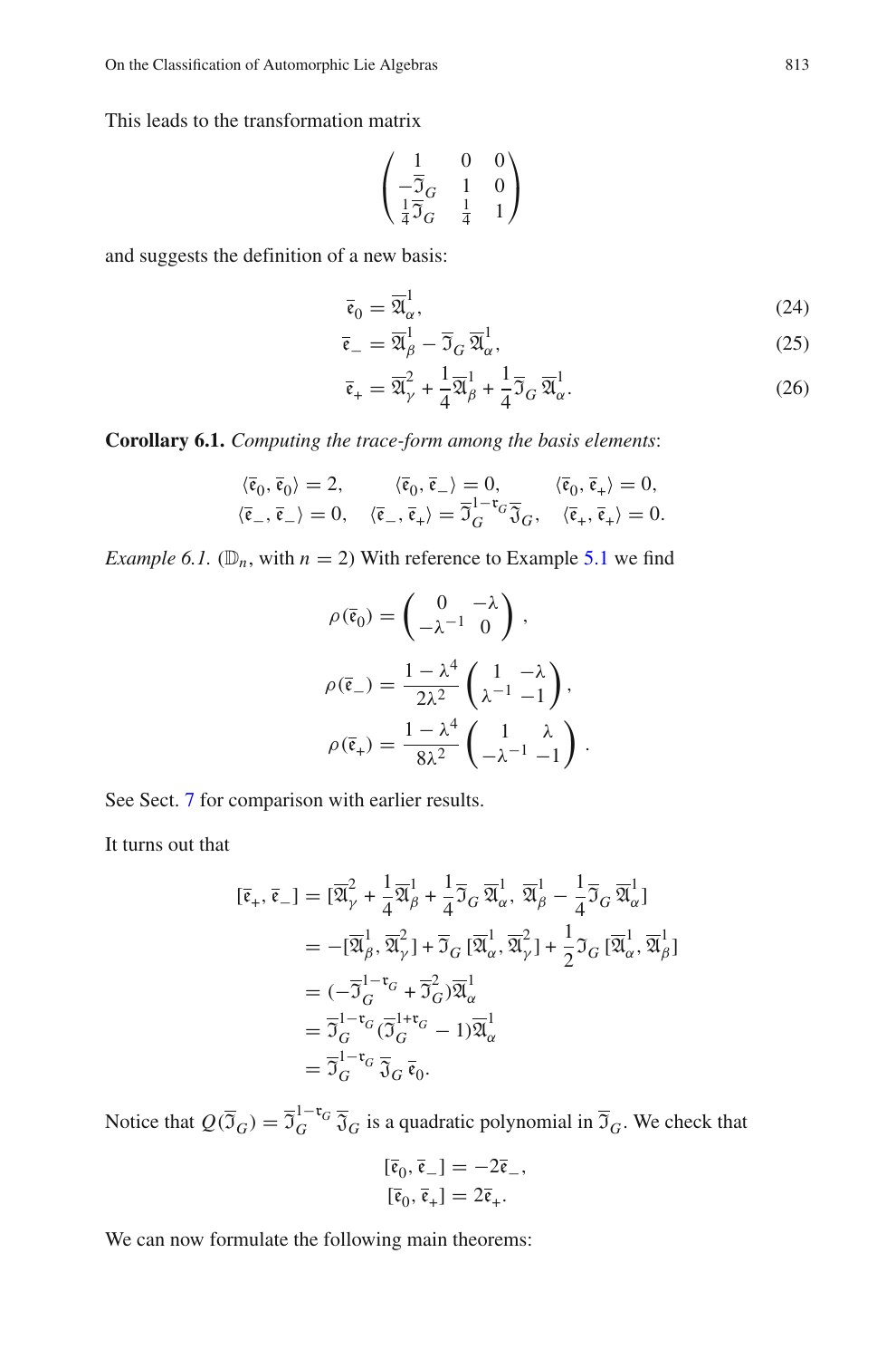This leads to the transformation matrix

$$\begin{pmatrix} 1 & 0 & 0 \\ -\overline{\mathfrak{I}}_G & 1 & 0 \\ \frac{1}{4}\overline{\mathfrak{I}}_G & \frac{1}{4} & 1 \end{pmatrix}$$

and suggests the definition of a new basis:

$$\bar{\mathfrak{e}}_0 = \overline{\mathfrak{A}}^1_\alpha, \tag{24}$$

$$\bar{\mathfrak{e}}_- = \overline{\mathfrak{A}}^1_\beta - \overline{\mathfrak{I}}_G\,\overline{\mathfrak{A}}^1_\alpha, \tag{25}$$

$$\bar{\mathfrak{e}}_+ = \overline{\mathfrak{A}}^2_\gamma + \frac{1}{4}\overline{\mathfrak{A}}^1_\beta + \frac{1}{4}\overline{\mathfrak{I}}_G\,\overline{\mathfrak{A}}^1_\alpha. \tag{26}$$

**Corollary 6.1.** *Computing the trace-form among the basis elements*:

$$\begin{array}{lll} \langle \bar{\mathfrak{e}}_0, \bar{\mathfrak{e}}_0 \rangle = 2, & \langle \bar{\mathfrak{e}}_0, \bar{\mathfrak{e}}_- \rangle = 0, & \langle \bar{\mathfrak{e}}_0, \bar{\mathfrak{e}}_+ \rangle = 0, \\ \langle \bar{\mathfrak{e}}_-, \bar{\mathfrak{e}}_- \rangle = 0, & \langle \bar{\mathfrak{e}}_-, \bar{\mathfrak{e}}_+ \rangle = \overline{\mathfrak{I}}_G^{1-\mathfrak{r}_G}\overline{\mathfrak{I}}_G, & \langle \bar{\mathfrak{e}}_+, \bar{\mathfrak{e}}_+ \rangle = 0. \end{array}$$

*Example 6.1.* ($\mathbb{D}_n$, with $n = 2$) With reference to Example 5.1 we find

$$\rho(\bar{\mathfrak{e}}_0) = \begin{pmatrix} 0 & -\lambda \\ -\lambda^{-1} & 0 \end{pmatrix},$$

$$\rho(\bar{\mathfrak{e}}_-) = \frac{1-\lambda^4}{2\lambda^2}\begin{pmatrix} 1 & -\lambda \\ \lambda^{-1} & -1 \end{pmatrix},$$

$$\rho(\bar{\mathfrak{e}}_+) = \frac{1-\lambda^4}{8\lambda^2}\begin{pmatrix} 1 & \lambda \\ -\lambda^{-1} & -1 \end{pmatrix}.$$

See Sect. 7 for comparison with earlier results.

It turns out that

$$\begin{aligned} [\bar{\mathfrak{e}}_+, \bar{\mathfrak{e}}_-] &= [\overline{\mathfrak{A}}^2_\gamma + \frac{1}{4}\overline{\mathfrak{A}}^1_\beta + \frac{1}{4}\overline{\mathfrak{I}}_G\,\overline{\mathfrak{A}}^1_\alpha,\ \overline{\mathfrak{A}}^1_\beta - \frac{1}{4}\overline{\mathfrak{I}}_G\,\overline{\mathfrak{A}}^1_\alpha] \\ &= -[\overline{\mathfrak{A}}^1_\beta, \overline{\mathfrak{A}}^2_\gamma] + \overline{\mathfrak{I}}_G\,[\overline{\mathfrak{A}}^1_\alpha, \overline{\mathfrak{A}}^2_\gamma] + \frac{1}{2}\mathfrak{I}_G\,[\overline{\mathfrak{A}}^1_\alpha, \overline{\mathfrak{A}}^1_\beta] \\ &= (-\overline{\mathfrak{I}}_G^{1-\mathfrak{r}_G} + \overline{\mathfrak{I}}_G^2)\overline{\mathfrak{A}}^1_\alpha \\ &= \overline{\mathfrak{I}}_G^{1-\mathfrak{r}_G}(\overline{\mathfrak{I}}_G^{1+\mathfrak{r}_G} - 1)\overline{\mathfrak{A}}^1_\alpha \\ &= \overline{\mathfrak{I}}_G^{1-\mathfrak{r}_G}\,\overline{\mathfrak{I}}_G\,\bar{\mathfrak{e}}_0. \end{aligned}$$

Notice that $Q(\overline{\mathfrak{I}}_G) = \overline{\mathfrak{I}}_G^{1-\mathfrak{r}_G}\,\overline{\mathfrak{I}}_G$ is a quadratic polynomial in $\overline{\mathfrak{I}}_G$. We check that

$$\begin{aligned} [\bar{\mathfrak{e}}_0, \bar{\mathfrak{e}}_-] &= -2\bar{\mathfrak{e}}_-, \\ [\bar{\mathfrak{e}}_0, \bar{\mathfrak{e}}_+] &= 2\bar{\mathfrak{e}}_+. \end{aligned}$$

We can now formulate the following main theorems: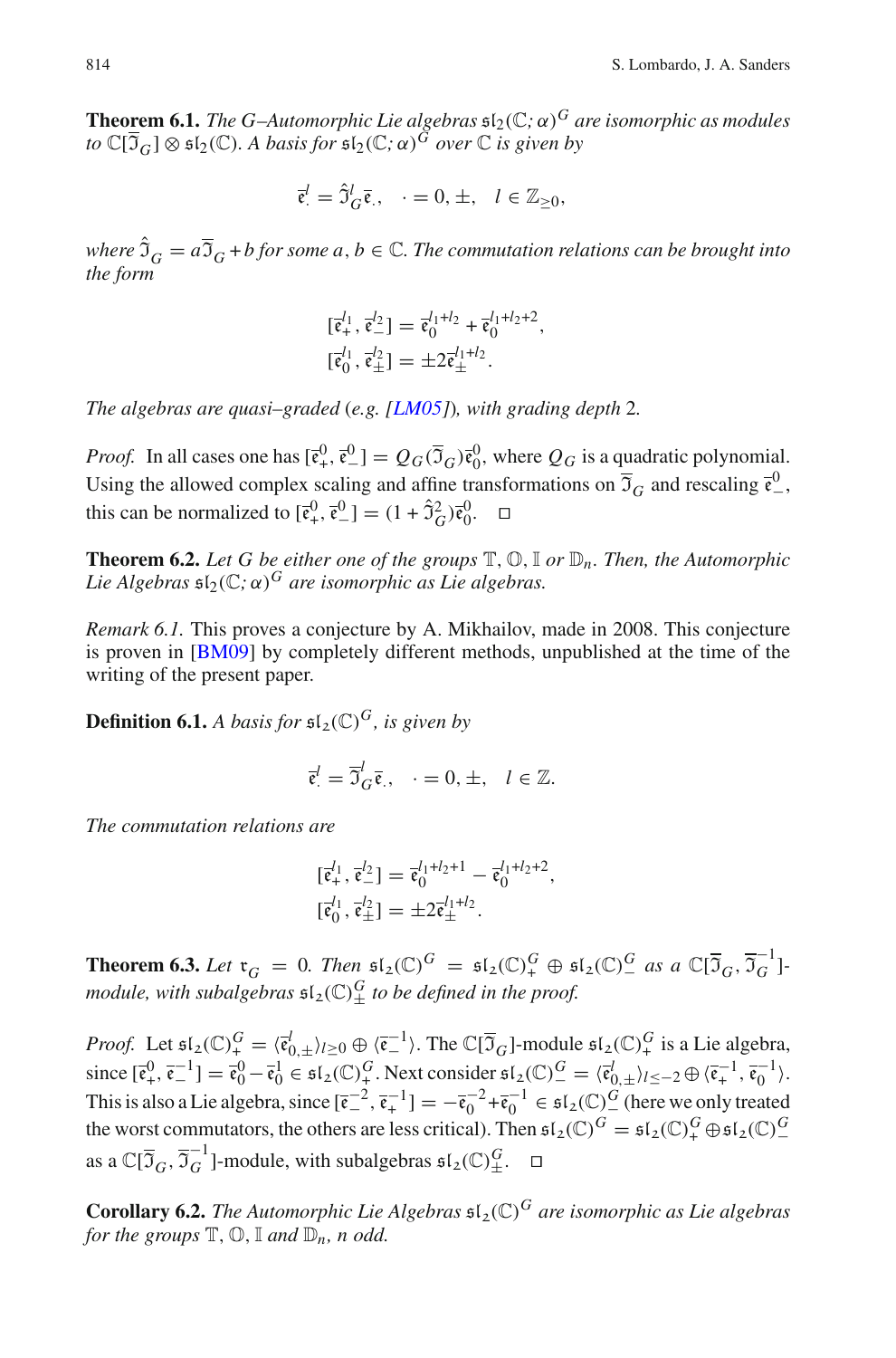**Theorem 6.1.** *The G–Automorphic Lie algebras* $\mathfrak{sl}_2(\mathbb{C};\alpha)^G$ *are isomorphic as modules to* $\mathbb{C}[\overline{\mathfrak{I}}_G]\otimes\mathfrak{sl}_2(\mathbb{C})$*. A basis for* $\mathfrak{sl}_2(\mathbb{C};\alpha)^G$ *over* $\mathbb{C}$ *is given by*

$$\overline{\mathfrak{e}}^{l}_{\cdot} = \hat{\mathfrak{I}}^{l}_G \overline{\mathfrak{e}}_{\cdot}, \quad \cdot = 0, \pm, \quad l \in \mathbb{Z}_{\geq 0},$$

*where* $\hat{\mathfrak{I}}_G = a\overline{\mathfrak{I}}_G + b$ *for some* $a, b \in \mathbb{C}$*. The commutation relations can be brought into the form*

$$[\overline{\mathfrak{e}}^{l_1}_{+}, \overline{\mathfrak{e}}^{l_2}_{-}] = \overline{\mathfrak{e}}^{l_1+l_2}_{0} + \overline{\mathfrak{e}}^{l_1+l_2+2}_{0},$$
$$[\overline{\mathfrak{e}}^{l_1}_{0}, \overline{\mathfrak{e}}^{l_2}_{\pm}] = \pm 2\overline{\mathfrak{e}}^{l_1+l_2}_{\pm}.$$

*The algebras are quasi–graded (e.g. [LM05]), with grading depth* 2*.*

*Proof.* In all cases one has $[\overline{\mathfrak{e}}^{0}_{+}, \overline{\mathfrak{e}}^{0}_{-}] = Q_G(\overline{\mathfrak{I}}_G)\overline{\mathfrak{e}}^{0}_{0}$, where $Q_G$ is a quadratic polynomial. Using the allowed complex scaling and affine transformations on $\overline{\mathfrak{I}}_G$ and rescaling $\overline{\mathfrak{e}}^{0}_{-}$, this can be normalized to $[\overline{\mathfrak{e}}^{0}_{+}, \overline{\mathfrak{e}}^{0}_{-}] = (1 + \hat{\mathfrak{I}}^2_G)\overline{\mathfrak{e}}^{0}_{0}$. □

**Theorem 6.2.** *Let G be either one of the groups* $\mathbb{T}, \mathbb{O}, \mathbb{I}$ *or* $\mathbb{D}_n$*. Then, the Automorphic Lie Algebras* $\mathfrak{sl}_2(\mathbb{C};\alpha)^G$ *are isomorphic as Lie algebras.*

*Remark 6.1.* This proves a conjecture by A. Mikhailov, made in 2008. This conjecture is proven in [BM09] by completely different methods, unpublished at the time of the writing of the present paper.

**Definition 6.1.** *A basis for* $\mathfrak{sl}_2(\mathbb{C})^G$*, is given by*

$$\overline{\mathfrak{e}}^{l}_{\cdot} = \overline{\mathfrak{I}}^{l}_G \overline{\mathfrak{e}}_{\cdot}, \quad \cdot = 0, \pm, \quad l \in \mathbb{Z}.$$

*The commutation relations are*

$$[\overline{\mathfrak{e}}^{l_1}_{+}, \overline{\mathfrak{e}}^{l_2}_{-}] = \overline{\mathfrak{e}}^{l_1+l_2+1}_{0} - \overline{\mathfrak{e}}^{l_1+l_2+2}_{0},$$
$$[\overline{\mathfrak{e}}^{l_1}_{0}, \overline{\mathfrak{e}}^{l_2}_{\pm}] = \pm 2\overline{\mathfrak{e}}^{l_1+l_2}_{\pm}.$$

**Theorem 6.3.** *Let* $\mathfrak{r}_G = 0$*. Then* $\mathfrak{sl}_2(\mathbb{C})^G = \mathfrak{sl}_2(\mathbb{C})^G_+ \oplus \mathfrak{sl}_2(\mathbb{C})^G_-$ *as a* $\mathbb{C}[\overline{\mathfrak{I}}_G, \overline{\mathfrak{I}}^{-1}_G]$*-module, with subalgebras* $\mathfrak{sl}_2(\mathbb{C})^G_\pm$ *to be defined in the proof.*

*Proof.* Let $\mathfrak{sl}_2(\mathbb{C})^G_+ = \langle\overline{\mathfrak{e}}^{l}_{0,\pm}\rangle_{l\geq 0} \oplus \langle\overline{\mathfrak{e}}^{-1}_{-}\rangle$. The $\mathbb{C}[\overline{\mathfrak{I}}_G]$-module $\mathfrak{sl}_2(\mathbb{C})^G_+$ is a Lie algebra, since $[\overline{\mathfrak{e}}^{0}_{+}, \overline{\mathfrak{e}}^{-1}_{-}] = \overline{\mathfrak{e}}^{0}_{0} - \overline{\mathfrak{e}}^{1}_{0} \in \mathfrak{sl}_2(\mathbb{C})^G_+$. Next consider $\mathfrak{sl}_2(\mathbb{C})^G_- = \langle\overline{\mathfrak{e}}^{l}_{0,\pm}\rangle_{l\leq -2} \oplus \langle\overline{\mathfrak{e}}^{-1}_{+}, \overline{\mathfrak{e}}^{-1}_{0}\rangle$. This is also a Lie algebra, since $[\overline{\mathfrak{e}}^{-2}_{-}, \overline{\mathfrak{e}}^{-1}_{+}] = -\overline{\mathfrak{e}}^{-2}_{0} + \overline{\mathfrak{e}}^{-1}_{0} \in \mathfrak{sl}_2(\mathbb{C})^G_-$ (here we only treated the worst commutators, the others are less critical). Then $\mathfrak{sl}_2(\mathbb{C})^G = \mathfrak{sl}_2(\mathbb{C})^G_+ \oplus \mathfrak{sl}_2(\mathbb{C})^G_-$ as a $\mathbb{C}[\overline{\mathfrak{I}}_G, \overline{\mathfrak{I}}^{-1}_G]$-module, with subalgebras $\mathfrak{sl}_2(\mathbb{C})^G_\pm$. □

**Corollary 6.2.** *The Automorphic Lie Algebras* $\mathfrak{sl}_2(\mathbb{C})^G$ *are isomorphic as Lie algebras for the groups* $\mathbb{T}, \mathbb{O}, \mathbb{I}$ *and* $\mathbb{D}_n$*, n odd.*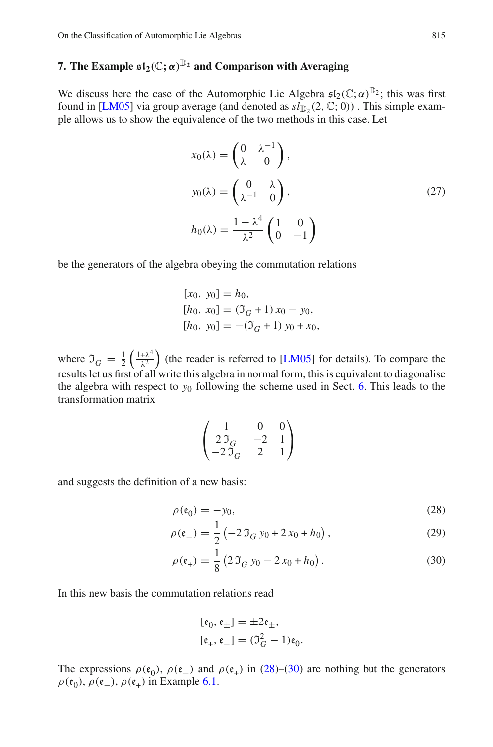## 7. The Example $\mathfrak{sl}_2(\mathbb{C};\alpha)^{\mathbb{D}_2}$ and Comparison with Averaging

We discuss here the case of the Automorphic Lie Algebra $\mathfrak{sl}_2(\mathbb{C};\alpha)^{\mathbb{D}_2}$; this was first found in [LM05] via group average (and denoted as $sl_{\mathbb{D}_2}(2,\mathbb{C};0)$) . This simple example allows us to show the equivalence of the two methods in this case. Let

$$
\begin{aligned}
x_0(\lambda) &= \begin{pmatrix} 0 & \lambda^{-1} \\ \lambda & 0 \end{pmatrix}, \\
y_0(\lambda) &= \begin{pmatrix} 0 & \lambda \\ \lambda^{-1} & 0 \end{pmatrix}, \\
h_0(\lambda) &= \frac{1-\lambda^4}{\lambda^2} \begin{pmatrix} 1 & 0 \\ 0 & -1 \end{pmatrix}
\end{aligned}
\tag{27}
$$

be the generators of the algebra obeying the commutation relations

$$
\begin{aligned}
[x_0,\ y_0] &= h_0, \\
[h_0,\ x_0] &= (\mathfrak{I}_G + 1)\, x_0 - y_0, \\
[h_0,\ y_0] &= -(\mathfrak{I}_G + 1)\, y_0 + x_0,
\end{aligned}
$$

where $\mathfrak{I}_G = \frac{1}{2}\left(\frac{1+\lambda^4}{\lambda^2}\right)$ (the reader is referred to [LM05] for details). To compare the results let us first of all write this algebra in normal form; this is equivalent to diagonalise the algebra with respect to $y_0$ following the scheme used in Sect. 6. This leads to the transformation matrix

$$
\begin{pmatrix} 1 & 0 & 0 \\ 2\,\mathfrak{I}_G & -2 & 1 \\ -2\,\mathfrak{I}_G & 2 & 1 \end{pmatrix}
$$

and suggests the definition of a new basis:

$$
\rho(\mathfrak{e}_0) = -y_0, \tag{28}
$$

$$
\rho(\mathfrak{e}_-) = \frac{1}{2}\left(-2\,\mathfrak{I}_G\, y_0 + 2\, x_0 + h_0\right), \tag{29}
$$

$$
\rho(\mathfrak{e}_+) = \frac{1}{8}\left(2\,\mathfrak{I}_G\, y_0 - 2\, x_0 + h_0\right). \tag{30}
$$

In this new basis the commutation relations read

$$
\begin{aligned}
[\mathfrak{e}_0, \mathfrak{e}_\pm] &= \pm 2\mathfrak{e}_\pm, \\
[\mathfrak{e}_+, \mathfrak{e}_-] &= (\mathfrak{I}_G^2 - 1)\mathfrak{e}_0.
\end{aligned}
$$

The expressions $\rho(\mathfrak{e}_0)$, $\rho(\mathfrak{e}_-)$ and $\rho(\mathfrak{e}_+)$ in (28)–(30) are nothing but the generators $\rho(\overline{\mathfrak{e}}_0)$, $\rho(\overline{\mathfrak{e}}_-)$, $\rho(\overline{\mathfrak{e}}_+)$ in Example 6.1.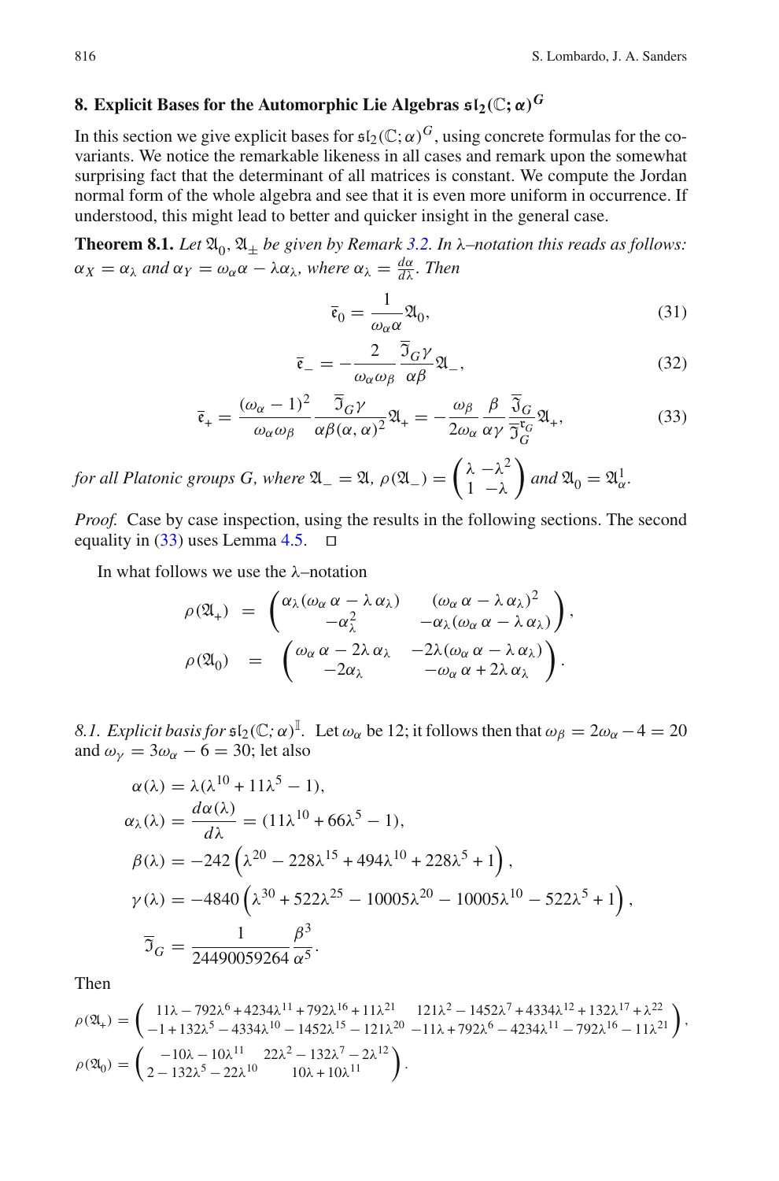## 8. Explicit Bases for the Automorphic Lie Algebras $\mathfrak{sl}_2(\mathbb{C};\alpha)^G$

In this section we give explicit bases for $\mathfrak{sl}_2(\mathbb{C};\alpha)^G$, using concrete formulas for the covariants. We notice the remarkable likeness in all cases and remark upon the somewhat surprising fact that the determinant of all matrices is constant. We compute the Jordan normal form of the whole algebra and see that it is even more uniform in occurrence. If understood, this might lead to better and quicker insight in the general case.

**Theorem 8.1.** *Let $\mathfrak{A}_0, \mathfrak{A}_\pm$ be given by Remark 3.2. In λ–notation this reads as follows: $\alpha_X = \alpha_\lambda$ and $\alpha_Y = \omega_\alpha\alpha - \lambda\alpha_\lambda$, where $\alpha_\lambda = \frac{d\alpha}{d\lambda}$. Then*

$$\bar{\mathfrak{e}}_0 = \frac{1}{\omega_\alpha \alpha}\mathfrak{A}_0, \tag{31}$$

$$\bar{\mathfrak{e}}_- = -\frac{2}{\omega_\alpha\omega_\beta}\frac{\overline{\mathfrak{I}}_G\gamma}{\alpha\beta}\mathfrak{A}_-, \tag{32}$$

$$\bar{\mathfrak{e}}_+ = \frac{(\omega_\alpha - 1)^2}{\omega_\alpha\omega_\beta}\frac{\overline{\mathfrak{I}}_G\gamma}{\alpha\beta(\alpha,\alpha)^2}\mathfrak{A}_+ = -\frac{\omega_\beta}{2\omega_\alpha}\frac{\beta}{\alpha\gamma}\frac{\overline{\mathfrak{I}}_G}{\overline{\mathfrak{I}}_G^{\mathfrak{r}_G}}\mathfrak{A}_+, \tag{33}$$

*for all Platonic groups $G$, where $\mathfrak{A}_- = \mathfrak{A}$, $\rho(\mathfrak{A}_-) = \begin{pmatrix} \lambda & -\lambda^2 \\ 1 & -\lambda \end{pmatrix}$ and $\mathfrak{A}_0 = \mathfrak{A}^1_\alpha$.*

*Proof.* Case by case inspection, using the results in the following sections. The second equality in (33) uses Lemma 4.5. □

In what follows we use the λ–notation

$$\rho(\mathfrak{A}_+) = \begin{pmatrix} \alpha_\lambda(\omega_\alpha\,\alpha - \lambda\,\alpha_\lambda) & (\omega_\alpha\,\alpha - \lambda\,\alpha_\lambda)^2 \\ -\alpha_\lambda^2 & -\alpha_\lambda(\omega_\alpha\,\alpha - \lambda\,\alpha_\lambda) \end{pmatrix},$$

$$\rho(\mathfrak{A}_0) = \begin{pmatrix} \omega_\alpha\,\alpha - 2\lambda\,\alpha_\lambda & -2\lambda(\omega_\alpha\,\alpha - \lambda\,\alpha_\lambda) \\ -2\alpha_\lambda & -\omega_\alpha\,\alpha + 2\lambda\,\alpha_\lambda \end{pmatrix}.$$

*8.1. Explicit basis for $\mathfrak{sl}_2(\mathbb{C};\alpha)^{\mathbb{I}}$.* Let $\omega_\alpha$ be 12; it follows then that $\omega_\beta = 2\omega_\alpha - 4 = 20$ and $\omega_\gamma = 3\omega_\alpha - 6 = 30$; let also

$$\begin{aligned}
\alpha(\lambda) &= \lambda(\lambda^{10} + 11\lambda^5 - 1), \\
\alpha_\lambda(\lambda) &= \frac{d\alpha(\lambda)}{d\lambda} = (11\lambda^{10} + 66\lambda^5 - 1), \\
\beta(\lambda) &= -242\left(\lambda^{20} - 228\lambda^{15} + 494\lambda^{10} + 228\lambda^5 + 1\right), \\
\gamma(\lambda) &= -4840\left(\lambda^{30} + 522\lambda^{25} - 10005\lambda^{20} - 10005\lambda^{10} - 522\lambda^5 + 1\right), \\
\overline{\mathfrak{I}}_G &= \frac{1}{24490059264}\frac{\beta^3}{\alpha^5}.
\end{aligned}$$

Then

$$\rho(\mathfrak{A}_+) = \begin{pmatrix} 11\lambda - 792\lambda^6 + 4234\lambda^{11} + 792\lambda^{16} + 11\lambda^{21} & 121\lambda^2 - 1452\lambda^7 + 4334\lambda^{12} + 132\lambda^{17} + \lambda^{22} \\ -1 + 132\lambda^5 - 4334\lambda^{10} - 1452\lambda^{15} - 121\lambda^{20} & -11\lambda + 792\lambda^6 - 4234\lambda^{11} - 792\lambda^{16} - 11\lambda^{21} \end{pmatrix},$$

$$\rho(\mathfrak{A}_0) = \begin{pmatrix} -10\lambda - 10\lambda^{11} & 22\lambda^2 - 132\lambda^7 - 2\lambda^{12} \\ 2 - 132\lambda^5 - 22\lambda^{10} & 10\lambda + 10\lambda^{11} \end{pmatrix}.$$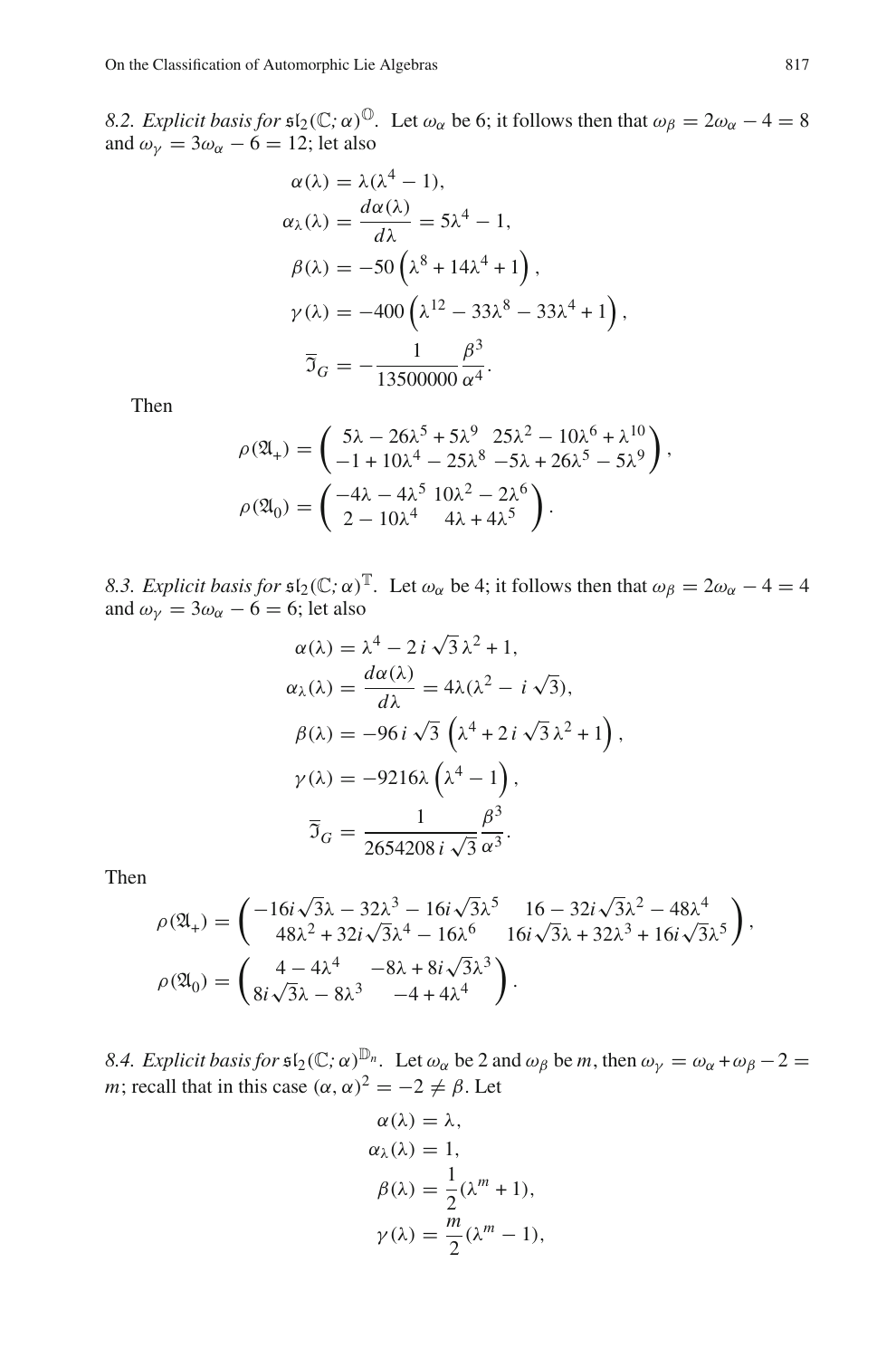*8.2. Explicit basis for $\mathfrak{sl}_2(\mathbb{C};\alpha)^{\mathbb{O}}$.* Let $\omega_\alpha$ be 6; it follows then that $\omega_\beta = 2\omega_\alpha - 4 = 8$ and $\omega_\gamma = 3\omega_\alpha - 6 = 12$; let also

$$
\begin{aligned}
\alpha(\lambda) &= \lambda(\lambda^4 - 1),\\
\alpha_\lambda(\lambda) &= \frac{d\alpha(\lambda)}{d\lambda} = 5\lambda^4 - 1,\\
\beta(\lambda) &= -50\left(\lambda^8 + 14\lambda^4 + 1\right),\\
\gamma(\lambda) &= -400\left(\lambda^{12} - 33\lambda^8 - 33\lambda^4 + 1\right),\\
\overline{\mathfrak{I}}_G &= -\frac{1}{13500000}\frac{\beta^3}{\alpha^4}.
\end{aligned}
$$

Then

$$
\begin{aligned}
\rho(\mathfrak{A}_+) &= \begin{pmatrix} 5\lambda - 26\lambda^5 + 5\lambda^9 & 25\lambda^2 - 10\lambda^6 + \lambda^{10} \\ -1 + 10\lambda^4 - 25\lambda^8 & -5\lambda + 26\lambda^5 - 5\lambda^9 \end{pmatrix},\\
\rho(\mathfrak{A}_0) &= \begin{pmatrix} -4\lambda - 4\lambda^5 & 10\lambda^2 - 2\lambda^6 \\ 2 - 10\lambda^4 & 4\lambda + 4\lambda^5 \end{pmatrix}.
\end{aligned}
$$

*8.3. Explicit basis for $\mathfrak{sl}_2(\mathbb{C};\alpha)^{\mathbb{T}}$.* Let $\omega_\alpha$ be 4; it follows then that $\omega_\beta = 2\omega_\alpha - 4 = 4$ and $\omega_\gamma = 3\omega_\alpha - 6 = 6$; let also

$$
\begin{aligned}
\alpha(\lambda) &= \lambda^4 - 2\,i\,\sqrt{3}\,\lambda^2 + 1,\\
\alpha_\lambda(\lambda) &= \frac{d\alpha(\lambda)}{d\lambda} = 4\lambda(\lambda^2 -\, i\,\sqrt{3}),\\
\beta(\lambda) &= -96\,i\,\sqrt{3}\,\left(\lambda^4 + 2\,i\,\sqrt{3}\,\lambda^2 + 1\right),\\
\gamma(\lambda) &= -9216\lambda\left(\lambda^4 - 1\right),\\
\overline{\mathfrak{I}}_G &= \frac{1}{2654208\,i\,\sqrt{3}}\frac{\beta^3}{\alpha^3}.
\end{aligned}
$$

Then

$$
\begin{aligned}
\rho(\mathfrak{A}_+) &= \begin{pmatrix} -16i\sqrt{3}\lambda - 32\lambda^3 - 16i\sqrt{3}\lambda^5 & 16 - 32i\sqrt{3}\lambda^2 - 48\lambda^4 \\ 48\lambda^2 + 32i\sqrt{3}\lambda^4 - 16\lambda^6 & 16i\sqrt{3}\lambda + 32\lambda^3 + 16i\sqrt{3}\lambda^5 \end{pmatrix},\\
\rho(\mathfrak{A}_0) &= \begin{pmatrix} 4 - 4\lambda^4 & -8\lambda + 8i\sqrt{3}\lambda^3 \\ 8i\sqrt{3}\lambda - 8\lambda^3 & -4 + 4\lambda^4 \end{pmatrix}.
\end{aligned}
$$

*8.4. Explicit basis for $\mathfrak{sl}_2(\mathbb{C};\alpha)^{\mathbb{D}_n}$.* Let $\omega_\alpha$ be 2 and $\omega_\beta$ be $m$, then $\omega_\gamma = \omega_\alpha + \omega_\beta - 2 = m$; recall that in this case $(\alpha, \alpha)^2 = -2 \neq \beta$. Let

$$
\begin{aligned}
\alpha(\lambda) &= \lambda,\\
\alpha_\lambda(\lambda) &= 1,\\
\beta(\lambda) &= \frac{1}{2}(\lambda^m + 1),\\
\gamma(\lambda) &= \frac{m}{2}(\lambda^m - 1),
\end{aligned}
$$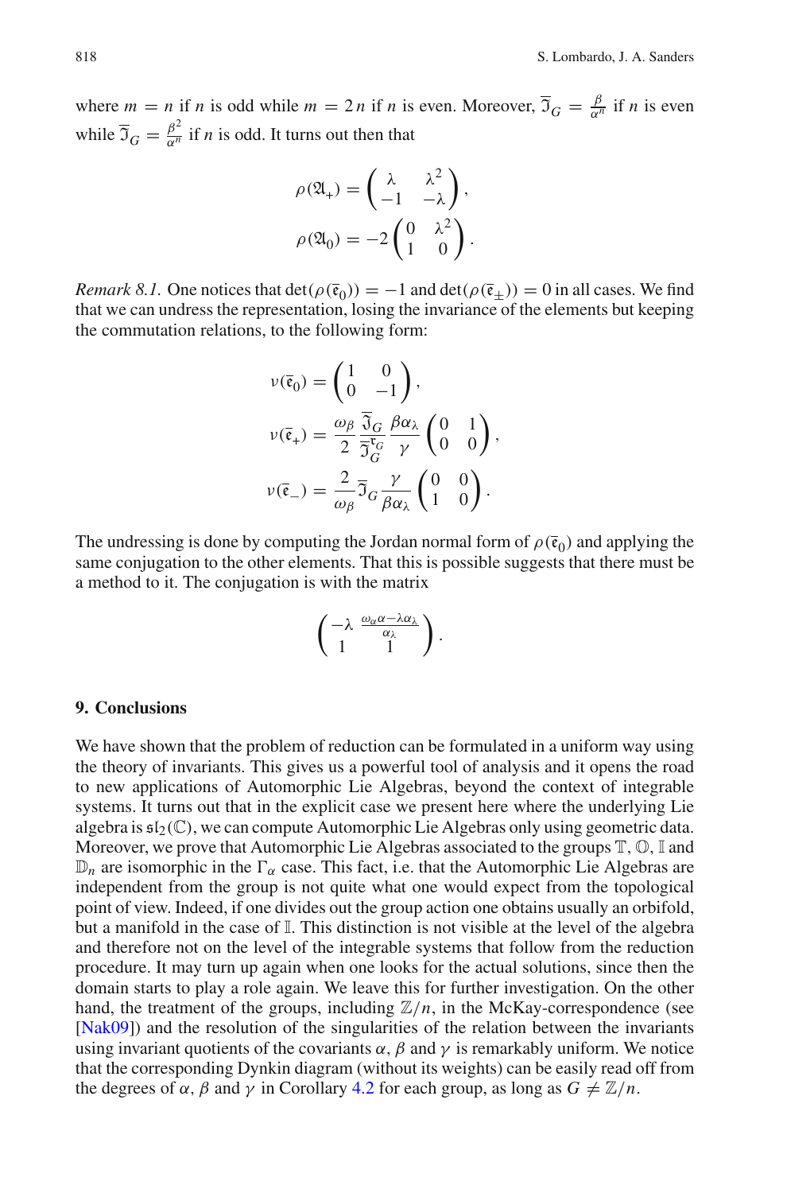where $m = n$ if $n$ is odd while $m = 2n$ if $n$ is even. Moreover, $\overline{\mathfrak{I}}_G = \frac{\beta}{\alpha^n}$ if $n$ is even while $\overline{\mathfrak{I}}_G = \frac{\beta^2}{\alpha^n}$ if $n$ is odd. It turns out then that

$$\rho(\mathfrak{A}_+) = \begin{pmatrix} \lambda & \lambda^2 \\ -1 & -\lambda \end{pmatrix},$$

$$\rho(\mathfrak{A}_0) = -2\begin{pmatrix} 0 & \lambda^2 \\ 1 & 0 \end{pmatrix}.$$

*Remark 8.1.* One notices that $\det(\rho(\bar{\mathfrak{e}}_0)) = -1$ and $\det(\rho(\bar{\mathfrak{e}}_\pm)) = 0$ in all cases. We find that we can undress the representation, losing the invariance of the elements but keeping the commutation relations, to the following form:

$$\nu(\bar{\mathfrak{e}}_0) = \begin{pmatrix} 1 & 0 \\ 0 & -1 \end{pmatrix},$$

$$\nu(\bar{\mathfrak{e}}_+) = \frac{\omega_\beta}{2}\frac{\overline{\mathfrak{I}}_G}{\overline{\mathfrak{I}}_G^{\mathfrak{r}_G}}\frac{\beta\alpha_\lambda}{\gamma}\begin{pmatrix} 0 & 1 \\ 0 & 0 \end{pmatrix},$$

$$\nu(\bar{\mathfrak{e}}_-) = \frac{2}{\omega_\beta}\overline{\mathfrak{I}}_G\frac{\gamma}{\beta\alpha_\lambda}\begin{pmatrix} 0 & 0 \\ 1 & 0 \end{pmatrix}.$$

The undressing is done by computing the Jordan normal form of $\rho(\bar{\mathfrak{e}}_0)$ and applying the same conjugation to the other elements. That this is possible suggests that there must be a method to it. The conjugation is with the matrix

$$\begin{pmatrix} -\lambda & \frac{\omega_\alpha\alpha - \lambda\alpha_\lambda}{\alpha_\lambda} \\ 1 & 1 \end{pmatrix}.$$

## 9. Conclusions

We have shown that the problem of reduction can be formulated in a uniform way using the theory of invariants. This gives us a powerful tool of analysis and it opens the road to new applications of Automorphic Lie Algebras, beyond the context of integrable systems. It turns out that in the explicit case we present here where the underlying Lie algebra is $\mathfrak{sl}_2(\mathbb{C})$, we can compute Automorphic Lie Algebras only using geometric data. Moreover, we prove that Automorphic Lie Algebras associated to the groups $\mathbb{T}$, $\mathbb{O}$, $\mathbb{I}$ and $\mathbb{D}_n$ are isomorphic in the $\Gamma_\alpha$ case. This fact, i.e. that the Automorphic Lie Algebras are independent from the group is not quite what one would expect from the topological point of view. Indeed, if one divides out the group action one obtains usually an orbifold, but a manifold in the case of $\mathbb{I}$. This distinction is not visible at the level of the algebra and therefore not on the level of the integrable systems that follow from the reduction procedure. It may turn up again when one looks for the actual solutions, since then the domain starts to play a role again. We leave this for further investigation. On the other hand, the treatment of the groups, including $\mathbb{Z}/n$, in the McKay-correspondence (see [Nak09]) and the resolution of the singularities of the relation between the invariants using invariant quotients of the covariants $\alpha$, $\beta$ and $\gamma$ is remarkably uniform. We notice that the corresponding Dynkin diagram (without its weights) can be easily read off from the degrees of $\alpha$, $\beta$ and $\gamma$ in Corollary 4.2 for each group, as long as $G \neq \mathbb{Z}/n$.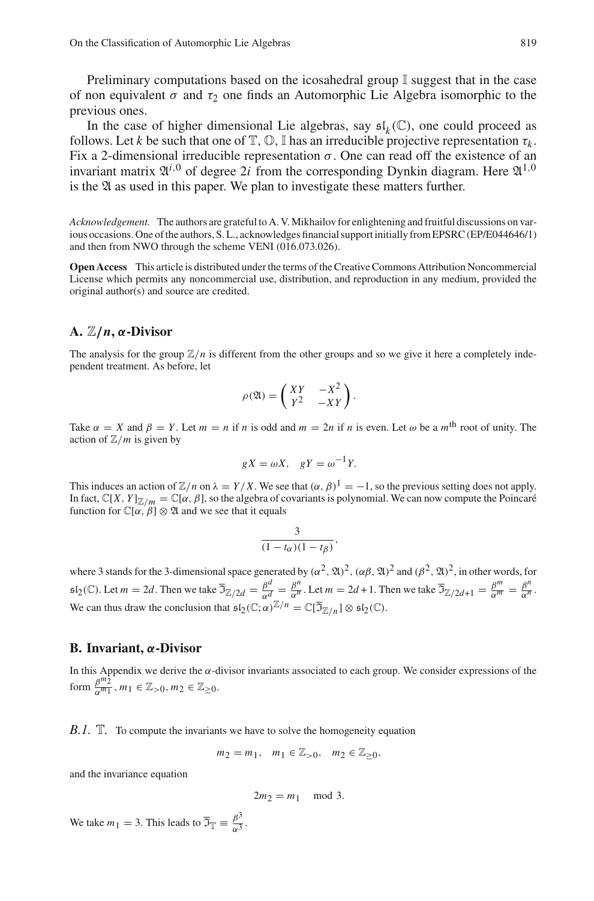Preliminary computations based on the icosahedral group $\mathbb{I}$ suggest that in the case of non equivalent $\sigma$ and $\tau_2$ one finds an Automorphic Lie Algebra isomorphic to the previous ones.

In the case of higher dimensional Lie algebras, say $\mathfrak{sl}_k(\mathbb{C})$, one could proceed as follows. Let $k$ be such that one of $\mathbb{T}, \mathbb{O}, \mathbb{I}$ has an irreducible projective representation $\tau_k$. Fix a 2-dimensional irreducible representation $\sigma$. One can read off the existence of an invariant matrix $\mathfrak{A}^{i,0}$ of degree $2i$ from the corresponding Dynkin diagram. Here $\mathfrak{A}^{1,0}$ is the $\mathfrak{A}$ as used in this paper. We plan to investigate these matters further.

*Acknowledgement.* The authors are grateful to A. V. Mikhailov for enlightening and fruitful discussions on various occasions. One of the authors, S. L., acknowledges financial support initially from EPSRC (EP/E044646/1) and then from NWO through the scheme VENI (016.073.026).

**Open Access** This article is distributed under the terms of the Creative Commons Attribution Noncommercial License which permits any noncommercial use, distribution, and reproduction in any medium, provided the original author(s) and source are credited.

## A. $\mathbb{Z}/n$, $\alpha$-Divisor

The analysis for the group $\mathbb{Z}/n$ is different from the other groups and so we give it here a completely independent treatment. As before, let

$$\rho(\mathfrak{A}) = \begin{pmatrix} XY & -X^2 \\ Y^2 & -XY \end{pmatrix}.$$

Take $\alpha = X$ and $\beta = Y$. Let $m = n$ if $n$ is odd and $m = 2n$ if $n$ is even. Let $\omega$ be a $m^{\text{th}}$ root of unity. The action of $\mathbb{Z}/m$ is given by

$$gX = \omega X, \quad gY = \omega^{-1} Y.$$

This induces an action of $\mathbb{Z}/n$ on $\lambda = Y/X$. We see that $(\alpha, \beta)^1 = -1$, so the previous setting does not apply. In fact, $\mathbb{C}[X, Y]_{\mathbb{Z}/m} = \mathbb{C}[\alpha, \beta]$, so the algebra of covariants is polynomial. We can now compute the Poincaré function for $\mathbb{C}[\alpha, \beta] \otimes \mathfrak{A}$ and we see that it equals

$$\frac{3}{(1 - t_\alpha)(1 - t_\beta)},$$

where 3 stands for the 3-dimensional space generated by $(\alpha^2, \mathfrak{A})^2$, $(\alpha\beta, \mathfrak{A})^2$ and $(\beta^2, \mathfrak{A})^2$, in other words, for $\mathfrak{sl}_2(\mathbb{C})$. Let $m = 2d$. Then we take $\overline{\mathfrak{I}}_{\mathbb{Z}/2d} = \frac{\beta^d}{\alpha^d} = \frac{\beta^n}{\alpha^n}$. Let $m = 2d + 1$. Then we take $\overline{\mathfrak{I}}_{\mathbb{Z}/2d+1} = \frac{\beta^m}{\alpha^m} = \frac{\beta^n}{\alpha^n}$. We can thus draw the conclusion that $\mathfrak{sl}_2(\mathbb{C}; \alpha)^{\mathbb{Z}/n} = \mathbb{C}[\overline{\mathfrak{I}}_{\mathbb{Z}/n}] \otimes \mathfrak{sl}_2(\mathbb{C})$.

## B. Invariant, $\alpha$-Divisor

In this Appendix we derive the $\alpha$-divisor invariants associated to each group. We consider expressions of the form $\frac{\beta^{m_2}}{\alpha^{m_1}}$, $m_1 \in \mathbb{Z}_{>0}$, $m_2 \in \mathbb{Z}_{\geq 0}$.

### *B.1.* $\mathbb{T}$.

To compute the invariants we have to solve the homogeneity equation

$$m_2 = m_1, \quad m_1 \in \mathbb{Z}_{>0}, \quad m_2 \in \mathbb{Z}_{\geq 0},$$

and the invariance equation

$$2m_2 = m_1 \mod 3.$$

We take $m_1 = 3$. This leads to $\overline{\mathfrak{I}}_{\mathbb{T}} \equiv \frac{\beta^3}{\alpha^3}$.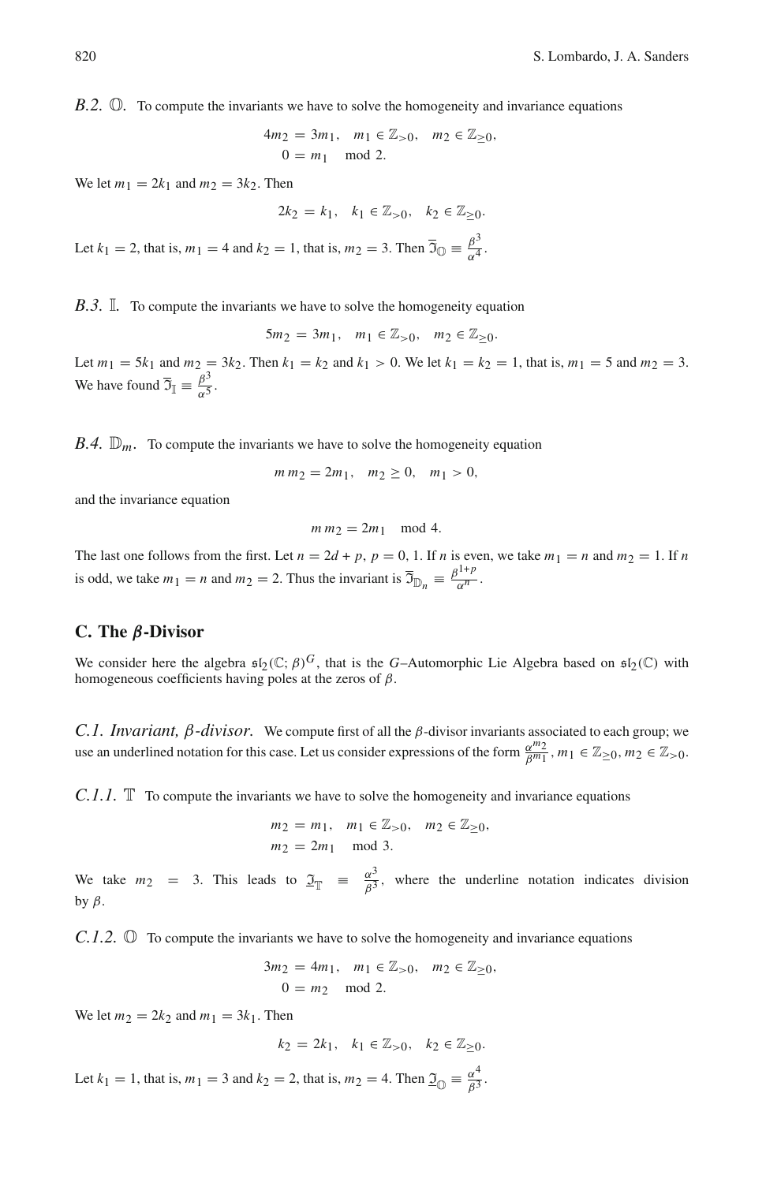*B.2.* $\mathbb{O}$. To compute the invariants we have to solve the homogeneity and invariance equations

$$4m_2 = 3m_1, \quad m_1 \in \mathbb{Z}_{>0}, \quad m_2 \in \mathbb{Z}_{\geq 0},$$
$$0 = m_1 \mod 2.$$

We let $m_1 = 2k_1$ and $m_2 = 3k_2$. Then

$$2k_2 = k_1, \quad k_1 \in \mathbb{Z}_{>0}, \quad k_2 \in \mathbb{Z}_{\geq 0}.$$

Let $k_1 = 2$, that is, $m_1 = 4$ and $k_2 = 1$, that is, $m_2 = 3$. Then $\overline{\mathfrak{I}}_{\mathbb{O}} \equiv \frac{\beta^3}{\alpha^4}$.

*B.3.* $\mathbb{I}$. To compute the invariants we have to solve the homogeneity equation

$$5m_2 = 3m_1, \quad m_1 \in \mathbb{Z}_{>0}, \quad m_2 \in \mathbb{Z}_{\geq 0}.$$

Let $m_1 = 5k_1$ and $m_2 = 3k_2$. Then $k_1 = k_2$ and $k_1 > 0$. We let $k_1 = k_2 = 1$, that is, $m_1 = 5$ and $m_2 = 3$. We have found $\overline{\mathfrak{I}}_{\mathbb{I}} \equiv \frac{\beta^3}{\alpha^5}$.

*B.4.* $\mathbb{D}_m$. To compute the invariants we have to solve the homogeneity equation

$$m\, m_2 = 2m_1, \quad m_2 \geq 0, \quad m_1 > 0,$$

and the invariance equation

$$m\, m_2 = 2m_1 \mod 4.$$

The last one follows from the first. Let $n = 2d + p$, $p = 0, 1$. If $n$ is even, we take $m_1 = n$ and $m_2 = 1$. If $n$ is odd, we take $m_1 = n$ and $m_2 = 2$. Thus the invariant is $\overline{\mathfrak{I}}_{\mathbb{D}_n} \equiv \frac{\beta^{1+p}}{\alpha^n}$.

## C. The $\beta$-Divisor

We consider here the algebra $\mathfrak{sl}_2(\mathbb{C}; \beta)^G$, that is the $G$–Automorphic Lie Algebra based on $\mathfrak{sl}_2(\mathbb{C})$ with homogeneous coefficients having poles at the zeros of $\beta$.

*C.1. Invariant, $\beta$-divisor.* We compute first of all the $\beta$-divisor invariants associated to each group; we use an underlined notation for this case. Let us consider expressions of the form $\frac{\alpha^{m_2}}{\beta^{m_1}}$, $m_1 \in \mathbb{Z}_{\geq 0}$, $m_2 \in \mathbb{Z}_{>0}$.

*C.1.1.* $\mathbb{T}$ To compute the invariants we have to solve the homogeneity and invariance equations

$$m_2 = m_1, \quad m_1 \in \mathbb{Z}_{>0}, \quad m_2 \in \mathbb{Z}_{\geq 0},$$
$$m_2 = 2m_1 \mod 3.$$

We take $m_2 = 3$. This leads to $\underline{\mathfrak{I}}_{\mathbb{T}} \equiv \frac{\alpha^3}{\beta^3}$, where the underline notation indicates division by $\beta$.

*C.1.2.* $\mathbb{O}$ To compute the invariants we have to solve the homogeneity and invariance equations

$$3m_2 = 4m_1, \quad m_1 \in \mathbb{Z}_{>0}, \quad m_2 \in \mathbb{Z}_{\geq 0},$$
$$0 = m_2 \mod 2.$$

We let $m_2 = 2k_2$ and $m_1 = 3k_1$. Then

$$k_2 = 2k_1, \quad k_1 \in \mathbb{Z}_{>0}, \quad k_2 \in \mathbb{Z}_{\geq 0}.$$

Let $k_1 = 1$, that is, $m_1 = 3$ and $k_2 = 2$, that is, $m_2 = 4$. Then $\underline{\mathfrak{I}}_{\mathbb{O}} \equiv \frac{\alpha^4}{\beta^3}$.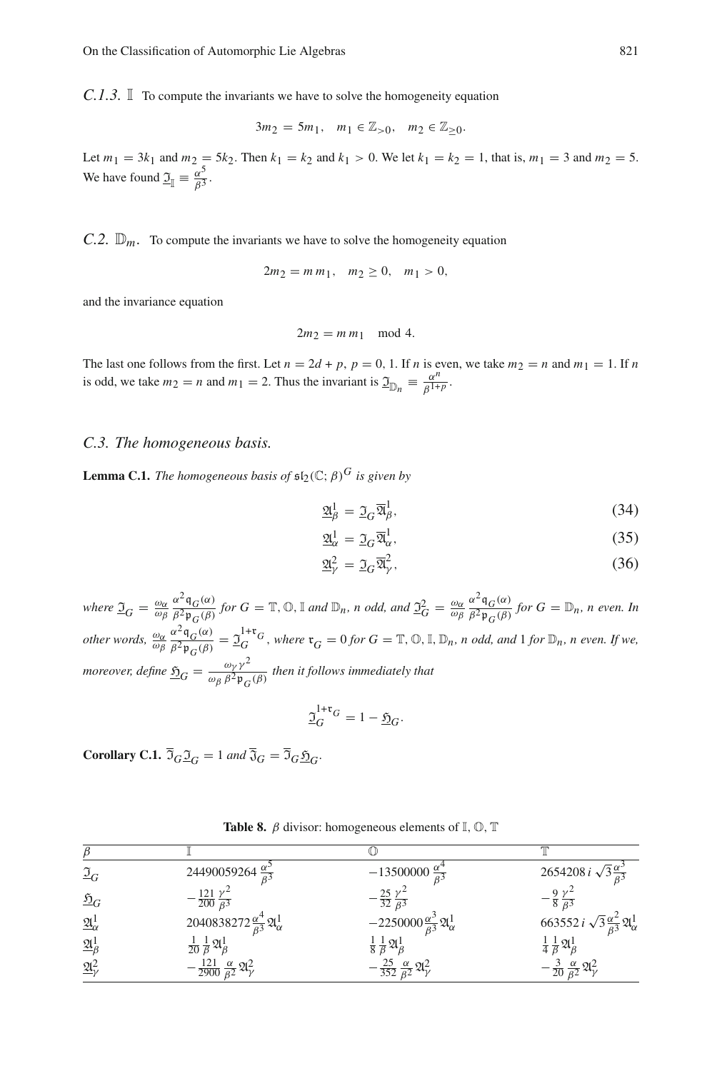*C.1.3.* $\mathbb{I}$ To compute the invariants we have to solve the homogeneity equation

$$3m_2 = 5m_1, \quad m_1 \in \mathbb{Z}_{>0}, \quad m_2 \in \mathbb{Z}_{\geq 0}.$$

Let $m_1 = 3k_1$ and $m_2 = 5k_2$. Then $k_1 = k_2$ and $k_1 > 0$. We let $k_1 = k_2 = 1$, that is, $m_1 = 3$ and $m_2 = 5$. We have found $\underline{\mathfrak{I}}_{\mathbb{I}} \equiv \frac{\alpha^5}{\beta^3}$.

## *C.2.* $\mathbb{D}_m$.

To compute the invariants we have to solve the homogeneity equation

$$2m_2 = m\, m_1, \quad m_2 \geq 0, \quad m_1 > 0,$$

and the invariance equation

$$2m_2 = m\, m_1 \mod 4.$$

The last one follows from the first. Let $n = 2d + p$, $p = 0, 1$. If $n$ is even, we take $m_2 = n$ and $m_1 = 1$. If $n$ is odd, we take $m_2 = n$ and $m_1 = 2$. Thus the invariant is $\underline{\mathfrak{I}}_{\mathbb{D}_n} \equiv \frac{\alpha^n}{\beta^{1+p}}$.

## *C.3. The homogeneous basis.*

**Lemma C.1.** *The homogeneous basis of* $\mathfrak{sl}_2(\mathbb{C};\beta)^G$ *is given by*

$$\underline{\mathfrak{A}}^1_\beta = \underline{\mathfrak{I}}_G \overline{\mathfrak{A}}^1_\beta, \tag{34}$$

$$\underline{\mathfrak{A}}^1_\alpha = \underline{\mathfrak{I}}_G \overline{\mathfrak{A}}^1_\alpha, \tag{35}$$

$$\underline{\mathfrak{A}}^2_\gamma = \underline{\mathfrak{I}}_G \overline{\mathfrak{A}}^2_\gamma, \tag{36}$$

*where* $\underline{\mathfrak{I}}_G = \frac{\omega_\alpha}{\omega_\beta} \frac{\alpha^2 \mathfrak{q}_G(\alpha)}{\beta^2 \mathfrak{p}_G(\beta)}$ *for* $G = \mathbb{T}, \mathbb{O}, \mathbb{I}$ *and* $\mathbb{D}_n$, *n odd, and* $\underline{\mathfrak{I}}^2_G = \frac{\omega_\alpha}{\omega_\beta} \frac{\alpha^2 \mathfrak{q}_G(\alpha)}{\beta^2 \mathfrak{p}_G(\beta)}$ *for* $G = \mathbb{D}_n$, *n even. In other words,* $\frac{\omega_\alpha}{\omega_\beta} \frac{\alpha^2 \mathfrak{q}_G(\alpha)}{\beta^2 \mathfrak{p}_G(\beta)} = \underline{\mathfrak{I}}_G^{1+\mathfrak{r}_G}$, *where* $\mathfrak{r}_G = 0$ *for* $G = \mathbb{T}, \mathbb{O}, \mathbb{I}, \mathbb{D}_n$, *n odd, and* 1 *for* $\mathbb{D}_n$, *n even. If we, moreover, define* $\underline{\mathfrak{H}}_G = \frac{\omega_\gamma \gamma^2}{\omega_\beta \beta^2 \mathfrak{p}_G(\beta)}$ *then it follows immediately that*

$$\underline{\mathfrak{I}}_G^{1+\mathfrak{r}_G} = 1 - \underline{\mathfrak{H}}_G.$$

**Corollary C.1.** $\overline{\mathfrak{I}}_G \underline{\mathfrak{I}}_G = 1$ *and* $\overline{\mathfrak{I}}_G = \overline{\mathfrak{I}}_G \underline{\mathfrak{H}}_G$.

**Table 8.** $\beta$ divisor: homogeneous elements of $\mathbb{I}$, $\mathbb{O}$, $\mathbb{T}$

| $\beta$ | $\mathbb{I}$ | $\mathbb{O}$ | $\mathbb{T}$ |
|---|---|---|---|
| $\underline{\mathfrak{I}}_G$ | $24490059264\, \frac{\alpha^5}{\beta^3}$ | $-13500000\, \frac{\alpha^4}{\beta^3}$ | $2654208\, i\, \sqrt{3} \frac{\alpha^3}{\beta^3}$ |
| $\underline{\mathfrak{H}}_G$ | $-\frac{121}{200} \frac{\gamma^2}{\beta^3}$ | $-\frac{25}{32} \frac{\gamma^2}{\beta^3}$ | $-\frac{9}{8} \frac{\gamma^2}{\beta^3}$ |
| $\underline{\mathfrak{A}}^1_\alpha$ | $2040838272 \frac{\alpha^4}{\beta^3} \mathfrak{A}^1_\alpha$ | $-2250000 \frac{\alpha^3}{\beta^3} \mathfrak{A}^1_\alpha$ | $663552\, i\, \sqrt{3} \frac{\alpha^2}{\beta^3} \mathfrak{A}^1_\alpha$ |
| $\underline{\mathfrak{A}}^1_\beta$ | $\frac{1}{20} \frac{1}{\beta} \mathfrak{A}^1_\beta$ | $\frac{1}{8} \frac{1}{\beta} \mathfrak{A}^1_\beta$ | $\frac{1}{4} \frac{1}{\beta} \mathfrak{A}^1_\beta$ |
| $\underline{\mathfrak{A}}^2_\gamma$ | $-\frac{121}{2900} \frac{\alpha}{\beta^2} \mathfrak{A}^2_\gamma$ | $-\frac{25}{352} \frac{\alpha}{\beta^2} \mathfrak{A}^2_\gamma$ | $-\frac{3}{20} \frac{\alpha}{\beta^2} \mathfrak{A}^2_\gamma$ |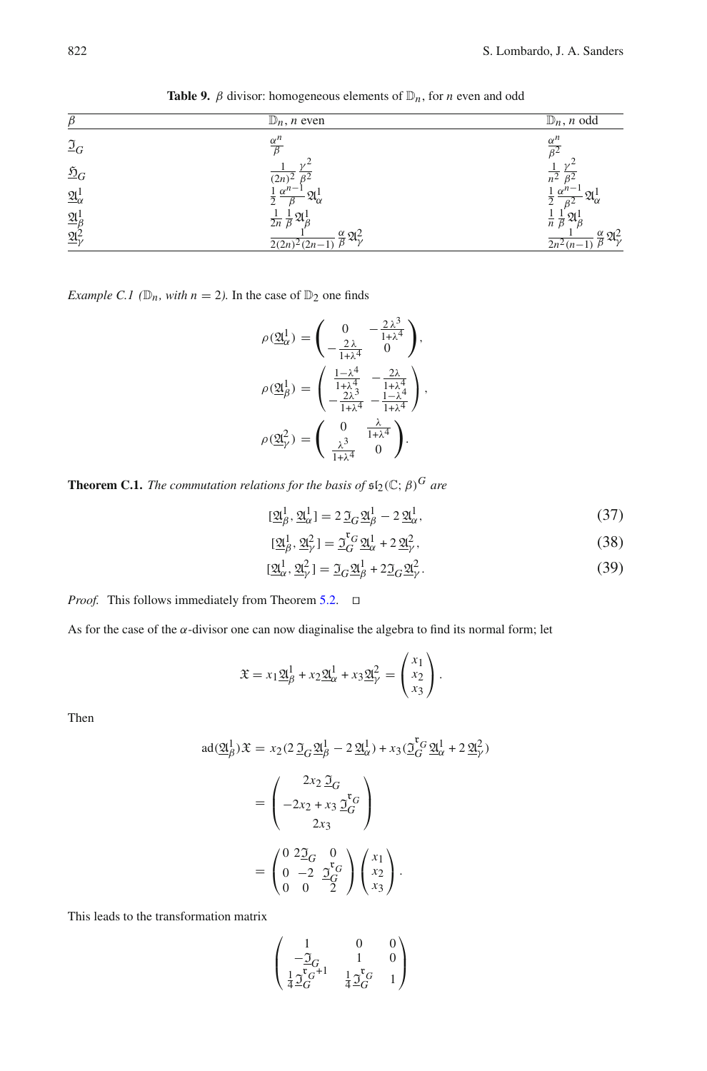**Table 9.** $\beta$ divisor: homogeneous elements of $\mathbb{D}_n$, for $n$ even and odd

| $\beta$ | $\mathbb{D}_n$, $n$ even | $\mathbb{D}_n$, $n$ odd |
| --- | --- | --- |
| $\underline{\mathfrak{I}}_G$ | $\frac{\alpha^n}{\beta}$ | $\frac{\alpha^n}{\beta^2}$ |
| $\underline{\mathfrak{H}}_G$ | $\frac{1}{(2n)^2}\frac{\gamma^2}{\beta^2}$ | $\frac{1}{n^2}\frac{\gamma^2}{\beta^2}$ |
| $\underline{\mathfrak{A}}^1_\alpha$ | $\frac{1}{2}\frac{\alpha^{n-1}}{\beta}\mathfrak{A}^1_\alpha$ | $\frac{1}{2}\frac{\alpha^{n-1}}{\beta^2}\mathfrak{A}^1_\alpha$ |
| $\underline{\mathfrak{A}}^1_\beta$ | $\frac{1}{2n}\frac{1}{\beta}\mathfrak{A}^1_\beta$ | $\frac{1}{n}\frac{1}{\beta}\mathfrak{A}^1_\beta$ |
| $\underline{\mathfrak{A}}^2_\gamma$ | $\frac{1}{2(2n)^2(2n-1)}\frac{\alpha}{\beta}\mathfrak{A}^2_\gamma$ | $\frac{1}{2n^2(n-1)}\frac{\alpha}{\beta}\mathfrak{A}^2_\gamma$ |

*Example C.1 ($\mathbb{D}_n$, with $n = 2$).* In the case of $\mathbb{D}_2$ one finds

$$
\rho(\underline{\mathfrak{A}}^1_\alpha) = \begin{pmatrix} 0 & -\frac{2\lambda^3}{1+\lambda^4} \\ -\frac{2\lambda}{1+\lambda^4} & 0 \end{pmatrix},
$$

$$
\rho(\underline{\mathfrak{A}}^1_\beta) = \begin{pmatrix} \frac{1-\lambda^4}{1+\lambda^4} & -\frac{2\lambda}{1+\lambda^4} \\ -\frac{2\lambda^3}{1+\lambda^4} & -\frac{1-\lambda^4}{1+\lambda^4} \end{pmatrix},
$$

$$
\rho(\underline{\mathfrak{A}}^2_\gamma) = \begin{pmatrix} 0 & \frac{\lambda}{1+\lambda^4} \\ \frac{\lambda^3}{1+\lambda^4} & 0 \end{pmatrix}.
$$

**Theorem C.1.** *The commutation relations for the basis of $\mathfrak{sl}_2(\mathbb{C};\beta)^G$ are*

$$
[\underline{\mathfrak{A}}^1_\beta, \underline{\mathfrak{A}}^1_\alpha] = 2\,\underline{\mathfrak{I}}_G\underline{\mathfrak{A}}^1_\beta - 2\,\underline{\mathfrak{A}}^1_\alpha, \tag{37}
$$

$$
[\underline{\mathfrak{A}}^1_\beta, \underline{\mathfrak{A}}^2_\gamma] = \underline{\mathfrak{I}}_G^{\mathfrak{r}_G}\underline{\mathfrak{A}}^1_\alpha + 2\,\underline{\mathfrak{A}}^2_\gamma, \tag{38}
$$

$$
[\underline{\mathfrak{A}}^1_\alpha, \underline{\mathfrak{A}}^2_\gamma] = \underline{\mathfrak{I}}_G\underline{\mathfrak{A}}^1_\beta + 2\underline{\mathfrak{I}}_G\underline{\mathfrak{A}}^2_\gamma. \tag{39}
$$

*Proof.* This follows immediately from Theorem 5.2. $\square$

As for the case of the $\alpha$-divisor one can now diaginalise the algebra to find its normal form; let

$$
\mathfrak{X} = x_1\underline{\mathfrak{A}}^1_\beta + x_2\underline{\mathfrak{A}}^1_\alpha + x_3\underline{\mathfrak{A}}^2_\gamma = \begin{pmatrix} x_1 \\ x_2 \\ x_3 \end{pmatrix}.
$$

Then

$$
\begin{aligned}
\mathrm{ad}(\underline{\mathfrak{A}}^1_\beta)\mathfrak{X} &= x_2(2\,\underline{\mathfrak{I}}_G\underline{\mathfrak{A}}^1_\beta - 2\,\underline{\mathfrak{A}}^1_\alpha) + x_3(\underline{\mathfrak{I}}_G^{\mathfrak{r}_G}\underline{\mathfrak{A}}^1_\alpha + 2\,\underline{\mathfrak{A}}^2_\gamma) \\
&= \begin{pmatrix} 2x_2\,\underline{\mathfrak{I}}_G \\ -2x_2 + x_3\,\underline{\mathfrak{I}}_G^{\mathfrak{r}_G} \\ 2x_3 \end{pmatrix} \\
&= \begin{pmatrix} 0 & 2\underline{\mathfrak{I}}_G & 0 \\ 0 & -2 & \underline{\mathfrak{I}}_G^{\mathfrak{r}_G} \\ 0 & 0 & 2 \end{pmatrix}\begin{pmatrix} x_1 \\ x_2 \\ x_3 \end{pmatrix}.
\end{aligned}
$$

This leads to the transformation matrix

$$
\begin{pmatrix} 1 & 0 & 0 \\ -\underline{\mathfrak{I}}_G & 1 & 0 \\ \frac{1}{4}\underline{\mathfrak{I}}_G^{\mathfrak{r}_G+1} & \frac{1}{4}\underline{\mathfrak{I}}_G^{\mathfrak{r}_G} & 1 \end{pmatrix}
$$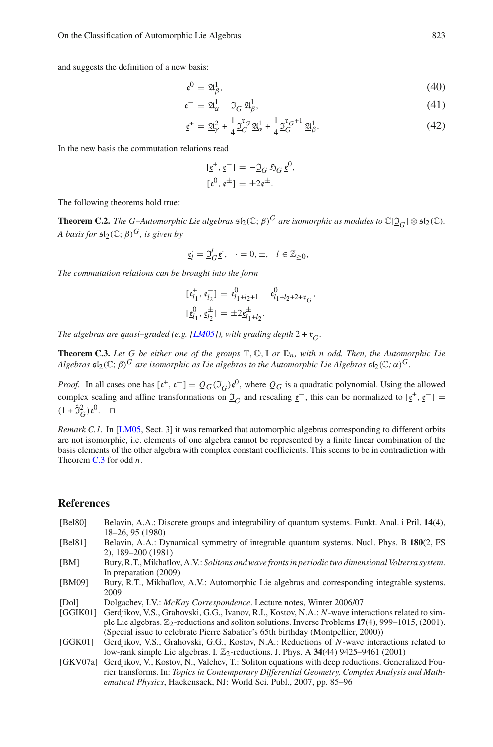and suggests the definition of a new basis:

$$\underline{\mathfrak{e}}^0 = \underline{\mathfrak{A}}^1_\beta, \tag{40}$$

$$\underline{\mathfrak{e}}^- = \underline{\mathfrak{A}}^1_\alpha - \underline{\mathfrak{I}}_G\, \underline{\mathfrak{A}}^1_\beta, \tag{41}$$

$$\underline{\mathfrak{e}}^+ = \underline{\mathfrak{A}}^2_\gamma + \frac{1}{4}\underline{\mathfrak{I}}_G^{\mathfrak{r}_G}\,\underline{\mathfrak{A}}^1_\alpha + \frac{1}{4}\underline{\mathfrak{I}}_G^{\mathfrak{r}_G+1}\,\underline{\mathfrak{A}}^1_\beta. \tag{42}$$

In the new basis the commutation relations read

$$[\underline{\mathfrak{e}}^+, \underline{\mathfrak{e}}^-] = -\underline{\mathfrak{I}}_G\, \underline{\mathfrak{H}}_G\, \underline{\mathfrak{e}}^0,$$
$$[\underline{\mathfrak{e}}^0, \underline{\mathfrak{e}}^\pm] = \pm 2\underline{\mathfrak{e}}^\pm.$$

The following theorems hold true:

**Theorem C.2.** *The G–Automorphic Lie algebras $\mathfrak{sl}_2(\mathbb{C};\beta)^G$ are isomorphic as modules to $\mathbb{C}[\underline{\mathfrak{I}}_G]\otimes\mathfrak{sl}_2(\mathbb{C})$. A basis for $\mathfrak{sl}_2(\mathbb{C};\beta)^G$, is given by*

$$\underline{\mathfrak{e}}^\cdot_l = \underline{\mathfrak{I}}^l_G\,\underline{\mathfrak{e}}^\cdot, \quad \cdot = 0, \pm, \quad l \in \mathbb{Z}_{\geq 0},$$

*The commutation relations can be brought into the form*

$$[\underline{\mathfrak{e}}^+_{l_1}, \underline{\mathfrak{e}}^-_{l_2}] = \underline{\mathfrak{e}}^0_{l_1+l_2+1} - \underline{\mathfrak{e}}^0_{l_1+l_2+2+\mathfrak{r}_G},$$
$$[\underline{\mathfrak{e}}^0_{l_1}, \underline{\mathfrak{e}}^\pm_{l_2}] = \pm 2\underline{\mathfrak{e}}^\pm_{l_1+l_2}.$$

*The algebras are quasi–graded (e.g. [LM05]), with grading depth $2+\mathfrak{r}_G$.*

**Theorem C.3.** *Let G be either one of the groups $\mathbb{T}, \mathbb{O}, \mathbb{I}$ or $\mathbb{D}_n$, with n odd. Then, the Automorphic Lie Algebras $\mathfrak{sl}_2(\mathbb{C};\beta)^G$ are isomorphic as Lie algebras to the Automorphic Lie Algebras $\mathfrak{sl}_2(\mathbb{C};\alpha)^G$.*

*Proof.* In all cases one has $[\underline{\mathfrak{e}}^+, \underline{\mathfrak{e}}^-] = Q_G(\underline{\mathfrak{I}}_G)\underline{\mathfrak{e}}^0$, where $Q_G$ is a quadratic polynomial. Using the allowed complex scaling and affine transformations on $\underline{\mathfrak{I}}_G$ and rescaling $\underline{\mathfrak{e}}^-$, this can be normalized to $[\underline{\mathfrak{e}}^+, \underline{\mathfrak{e}}^-] = (1+\hat{\mathfrak{I}}^2_G)\underline{\mathfrak{e}}^0$. □

*Remark C.1.* In [LM05, Sect. 3] it was remarked that automorphic algebras corresponding to different orbits are not isomorphic, i.e. elements of one algebra cannot be represented by a finite linear combination of the basis elements of the other algebra with complex constant coefficients. This seems to be in contradiction with Theorem C.3 for odd n.

## References

[Bel80] Belavin, A.A.: Discrete groups and integrability of quantum systems. Funkt. Anal. i Pril. **14**(4), 18–26, 95 (1980)

[Bel81] Belavin, A.A.: Dynamical symmetry of integrable quantum systems. Nucl. Phys. B **180**(2, FS 2), 189–200 (1981)

[BM] Bury, R.T., Mikhaĭlov, A.V.: *Solitons and wave fronts in periodic two dimensional Volterra system*. In preparation (2009)

[BM09] Bury, R.T., Mikhaĭlov, A.V.: Automorphic Lie algebras and corresponding integrable systems. 2009

[Dol] Dolgachev, I.V.: *McKay Correspondence*. Lecture notes, Winter 2006/07

[GGIK01] Gerdjikov, V.S., Grahovski, G.G., Ivanov, R.I., Kostov, N.A.: *N*-wave interactions related to simple Lie algebras. $\mathbb{Z}_2$-reductions and soliton solutions. Inverse Problems **17**(4), 999–1015, (2001). (Special issue to celebrate Pierre Sabatier's 65th birthday (Montpellier, 2000))

[GGK01] Gerdjikov, V.S., Grahovski, G.G., Kostov, N.A.: Reductions of *N*-wave interactions related to low-rank simple Lie algebras. I. $\mathbb{Z}_2$-reductions. J. Phys. A **34**(44) 9425–9461 (2001)

[GKV07a] Gerdjikov, V., Kostov, N., Valchev, T.: Soliton equations with deep reductions. Generalized Fourier transforms. In: *Topics in Contemporary Differential Geometry, Complex Analysis and Mathematical Physics*, Hackensack, NJ: World Sci. Publ., 2007, pp. 85–96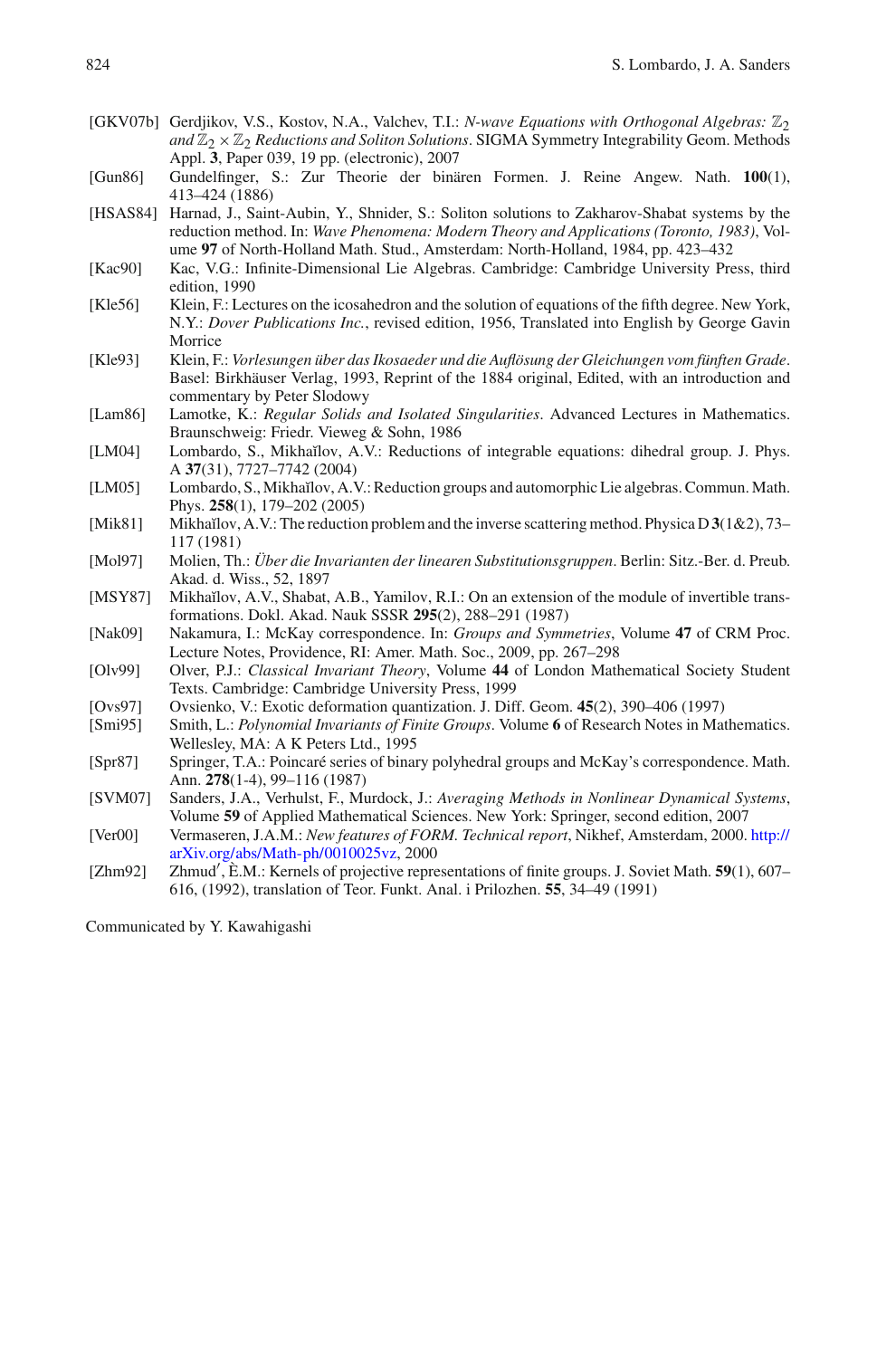[GKV07b] Gerdjikov, V.S., Kostov, N.A., Valchev, T.I.: *N-wave Equations with Orthogonal Algebras: $\mathbb{Z}_2$ and $\mathbb{Z}_2 \times \mathbb{Z}_2$ Reductions and Soliton Solutions*. SIGMA Symmetry Integrability Geom. Methods Appl. **3**, Paper 039, 19 pp. (electronic), 2007

[Gun86] Gundelfinger, S.: Zur Theorie der binären Formen. J. Reine Angew. Nath. **100**(1), 413–424 (1886)

[HSAS84] Harnad, J., Saint-Aubin, Y., Shnider, S.: Soliton solutions to Zakharov-Shabat systems by the reduction method. In: *Wave Phenomena: Modern Theory and Applications (Toronto, 1983)*, Volume **97** of North-Holland Math. Stud., Amsterdam: North-Holland, 1984, pp. 423–432

[Kac90] Kac, V.G.: Infinite-Dimensional Lie Algebras. Cambridge: Cambridge University Press, third edition, 1990

[Kle56] Klein, F.: Lectures on the icosahedron and the solution of equations of the fifth degree. New York, N.Y.: *Dover Publications Inc.*, revised edition, 1956, Translated into English by George Gavin Morrice

[Kle93] Klein, F.: *Vorlesungen über das Ikosaeder und die Auflösung der Gleichungen vom fünften Grade*. Basel: Birkhäuser Verlag, 1993, Reprint of the 1884 original, Edited, with an introduction and commentary by Peter Slodowy

[Lam86] Lamotke, K.: *Regular Solids and Isolated Singularities*. Advanced Lectures in Mathematics. Braunschweig: Friedr. Vieweg & Sohn, 1986

[LM04] Lombardo, S., Mikhaĭlov, A.V.: Reductions of integrable equations: dihedral group. J. Phys. A **37**(31), 7727–7742 (2004)

[LM05] Lombardo, S., Mikhaĭlov, A.V.: Reduction groups and automorphic Lie algebras. Commun. Math. Phys. **258**(1), 179–202 (2005)

[Mik81] Mikhaĭlov, A.V.: The reduction problem and the inverse scattering method. Physica D **3**(1&2), 73–117 (1981)

[Mol97] Molien, Th.: *Über die Invarianten der linearen Substitutionsgruppen*. Berlin: Sitz.-Ber. d. Preub. Akad. d. Wiss., 52, 1897

[MSY87] Mikhaĭlov, A.V., Shabat, A.B., Yamilov, R.I.: On an extension of the module of invertible transformations. Dokl. Akad. Nauk SSSR **295**(2), 288–291 (1987)

[Nak09] Nakamura, I.: McKay correspondence. In: *Groups and Symmetries*, Volume **47** of CRM Proc. Lecture Notes, Providence, RI: Amer. Math. Soc., 2009, pp. 267–298

[Olv99] Olver, P.J.: *Classical Invariant Theory*, Volume **44** of London Mathematical Society Student Texts. Cambridge: Cambridge University Press, 1999

[Ovs97] Ovsienko, V.: Exotic deformation quantization. J. Diff. Geom. **45**(2), 390–406 (1997)

[Smi95] Smith, L.: *Polynomial Invariants of Finite Groups*. Volume **6** of Research Notes in Mathematics. Wellesley, MA: A K Peters Ltd., 1995

[Spr87] Springer, T.A.: Poincaré series of binary polyhedral groups and McKay's correspondence. Math. Ann. **278**(1-4), 99–116 (1987)

[SVM07] Sanders, J.A., Verhulst, F., Murdock, J.: *Averaging Methods in Nonlinear Dynamical Systems*, Volume **59** of Applied Mathematical Sciences. New York: Springer, second edition, 2007

[Ver00] Vermaseren, J.A.M.: *New features of FORM. Technical report*, Nikhef, Amsterdam, 2000. http://arXiv.org/abs/Math-ph/0010025vz, 2000

[Zhm92] Zhmud′, È.M.: Kernels of projective representations of finite groups. J. Soviet Math. **59**(1), 607–616, (1992), translation of Teor. Funkt. Anal. i Prilozhen. **55**, 34–49 (1991)

Communicated by Y. Kawahigashi